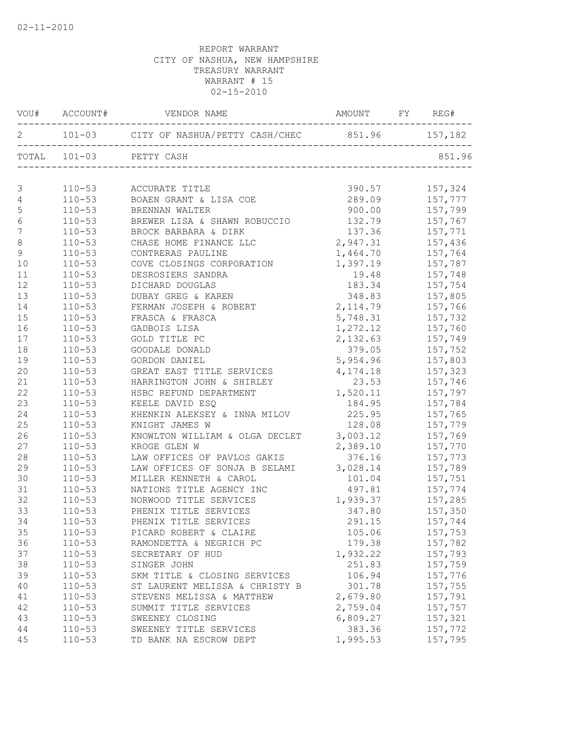02-11-2010

REPORT WARRANT
CITY OF NASHUA, NEW HAMPSHIRE
TREASURY WARRANT
WARRANT # 15
02-15-2010

| VOU# | ACCOUNT# | VENDOR NAME | AMOUNT | FY | REG# |
|---|---|---|---|---|---|
| 2 | 101-03 | CITY OF NASHUA/PETTY CASH/CHEC | 851.96 | | 157,182 |
| TOTAL | 101-03 | PETTY CASH | | | 851.96 |
| 3 | 110-53 | ACCURATE TITLE | 390.57 | | 157,324 |
| 4 | 110-53 | BOAEN GRANT & LISA COE | 289.09 | | 157,777 |
| 5 | 110-53 | BRENNAN WALTER | 900.00 | | 157,799 |
| 6 | 110-53 | BREWER LISA & SHAWN ROBUCCIO | 132.79 | | 157,767 |
| 7 | 110-53 | BROCK BARBARA & DIRK | 137.36 | | 157,771 |
| 8 | 110-53 | CHASE HOME FINANCE LLC | 2,947.31 | | 157,436 |
| 9 | 110-53 | CONTRERAS PAULINE | 1,464.70 | | 157,764 |
| 10 | 110-53 | COVE CLOSINGS CORPORATION | 1,397.19 | | 157,787 |
| 11 | 110-53 | DESROSIERS SANDRA | 19.48 | | 157,748 |
| 12 | 110-53 | DICHARD DOUGLAS | 183.34 | | 157,754 |
| 13 | 110-53 | DUBAY GREG & KAREN | 348.83 | | 157,805 |
| 14 | 110-53 | FERMAN JOSEPH & ROBERT | 2,114.79 | | 157,766 |
| 15 | 110-53 | FRASCA & FRASCA | 5,748.31 | | 157,732 |
| 16 | 110-53 | GADBOIS LISA | 1,272.12 | | 157,760 |
| 17 | 110-53 | GOLD TITLE PC | 2,132.63 | | 157,749 |
| 18 | 110-53 | GOODALE DONALD | 379.05 | | 157,752 |
| 19 | 110-53 | GORDON DANIEL | 5,954.96 | | 157,803 |
| 20 | 110-53 | GREAT EAST TITLE SERVICES | 4,174.18 | | 157,323 |
| 21 | 110-53 | HARRINGTON JOHN & SHIRLEY | 23.53 | | 157,746 |
| 22 | 110-53 | HSBC REFUND DEPARTMENT | 1,520.11 | | 157,797 |
| 23 | 110-53 | KEELE DAVID ESQ | 184.95 | | 157,784 |
| 24 | 110-53 | KHENKIN ALEKSEY & INNA MILOV | 225.95 | | 157,765 |
| 25 | 110-53 | KNIGHT JAMES W | 128.08 | | 157,779 |
| 26 | 110-53 | KNOWLTON WILLIAM & OLGA DECLET | 3,003.12 | | 157,769 |
| 27 | 110-53 | KROGE GLEN W | 2,389.10 | | 157,770 |
| 28 | 110-53 | LAW OFFICES OF PAVLOS GAKIS | 376.16 | | 157,773 |
| 29 | 110-53 | LAW OFFICES OF SONJA B SELAMI | 3,028.14 | | 157,789 |
| 30 | 110-53 | MILLER KENNETH & CAROL | 101.04 | | 157,751 |
| 31 | 110-53 | NATIONS TITLE AGENCY INC | 497.81 | | 157,774 |
| 32 | 110-53 | NORWOOD TITLE SERVICES | 1,939.37 | | 157,285 |
| 33 | 110-53 | PHENIX TITLE SERVICES | 347.80 | | 157,350 |
| 34 | 110-53 | PHENIX TITLE SERVICES | 291.15 | | 157,744 |
| 35 | 110-53 | PICARD ROBERT & CLAIRE | 105.06 | | 157,753 |
| 36 | 110-53 | RAMONDETTA & NEGRICH PC | 179.38 | | 157,782 |
| 37 | 110-53 | SECRETARY OF HUD | 1,932.22 | | 157,793 |
| 38 | 110-53 | SINGER JOHN | 251.83 | | 157,759 |
| 39 | 110-53 | SKM TITLE & CLOSING SERVICES | 106.94 | | 157,776 |
| 40 | 110-53 | ST LAURENT MELISSA & CHRISTY B | 301.78 | | 157,755 |
| 41 | 110-53 | STEVENS MELISSA & MATTHEW | 2,679.80 | | 157,791 |
| 42 | 110-53 | SUMMIT TITLE SERVICES | 2,759.04 | | 157,757 |
| 43 | 110-53 | SWEENEY CLOSING | 6,809.27 | | 157,321 |
| 44 | 110-53 | SWEENEY TITLE SERVICES | 383.36 | | 157,772 |
| 45 | 110-53 | TD BANK NA ESCROW DEPT | 1,995.53 | | 157,795 |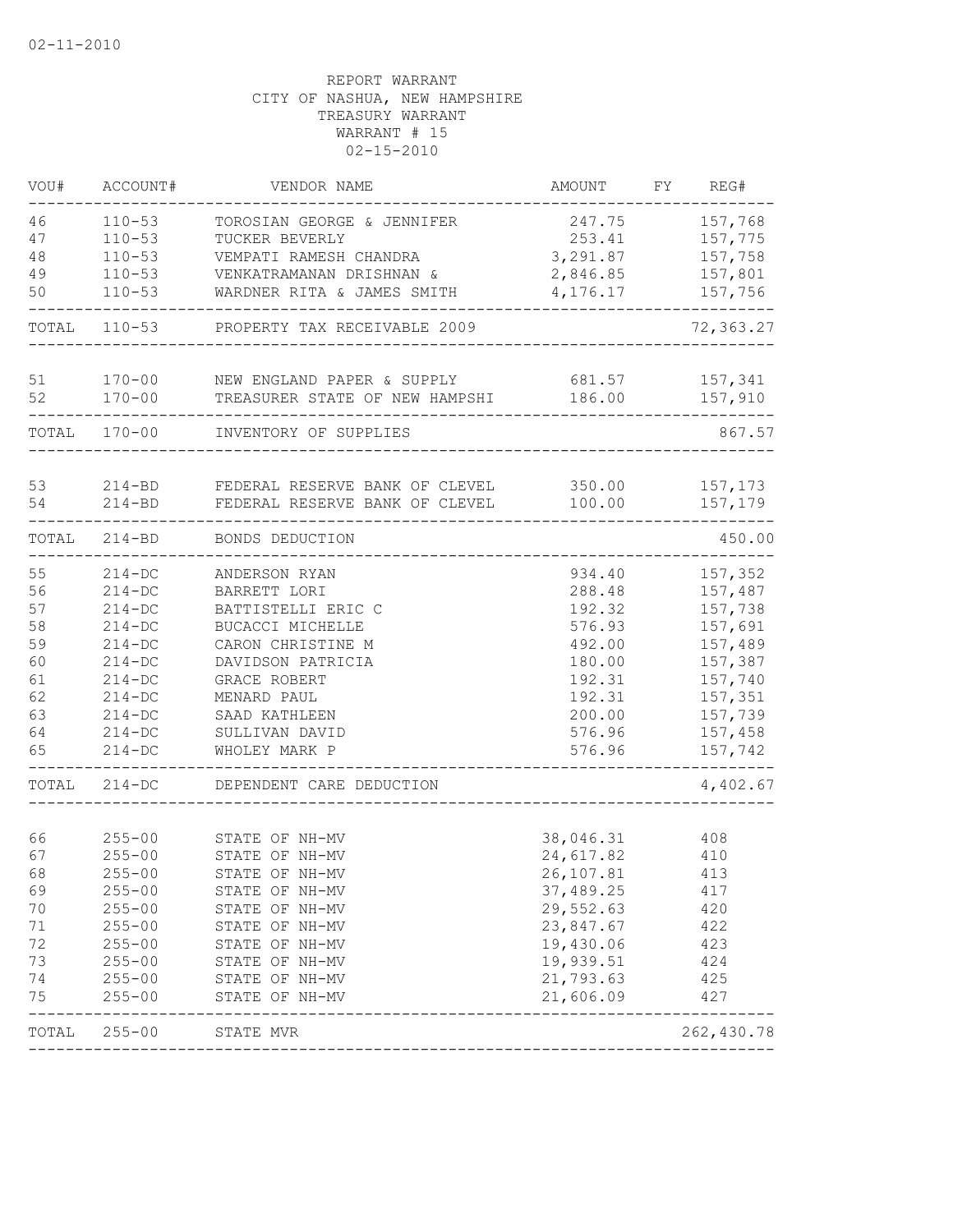02-11-2010

REPORT WARRANT
CITY OF NASHUA, NEW HAMPSHIRE
TREASURY WARRANT
WARRANT # 15
02-15-2010

| VOU# | ACCOUNT# | VENDOR NAME | AMOUNT | FY | REG# |
|---|---|---|---|---|---|
| 46 | 110-53 | TOROSIAN GEORGE & JENNIFER | 247.75 | | 157,768 |
| 47 | 110-53 | TUCKER BEVERLY | 253.41 | | 157,775 |
| 48 | 110-53 | VEMPATI RAMESH CHANDRA | 3,291.87 | | 157,758 |
| 49 | 110-53 | VENKATRAMANAN DRISHNAN & | 2,846.85 | | 157,801 |
| 50 | 110-53 | WARDNER RITA & JAMES SMITH | 4,176.17 | | 157,756 |
| TOTAL | 110-53 | PROPERTY TAX RECEIVABLE 2009 | | | 72,363.27 |
| 51 | 170-00 | NEW ENGLAND PAPER & SUPPLY | 681.57 | | 157,341 |
| 52 | 170-00 | TREASURER STATE OF NEW HAMPSHI | 186.00 | | 157,910 |
| TOTAL | 170-00 | INVENTORY OF SUPPLIES | | | 867.57 |
| 53 | 214-BD | FEDERAL RESERVE BANK OF CLEVEL | 350.00 | | 157,173 |
| 54 | 214-BD | FEDERAL RESERVE BANK OF CLEVEL | 100.00 | | 157,179 |
| TOTAL | 214-BD | BONDS DEDUCTION | | | 450.00 |
| 55 | 214-DC | ANDERSON RYAN | 934.40 | | 157,352 |
| 56 | 214-DC | BARRETT LORI | 288.48 | | 157,487 |
| 57 | 214-DC | BATTISTELLI ERIC C | 192.32 | | 157,738 |
| 58 | 214-DC | BUCACCI MICHELLE | 576.93 | | 157,691 |
| 59 | 214-DC | CARON CHRISTINE M | 492.00 | | 157,489 |
| 60 | 214-DC | DAVIDSON PATRICIA | 180.00 | | 157,387 |
| 61 | 214-DC | GRACE ROBERT | 192.31 | | 157,740 |
| 62 | 214-DC | MENARD PAUL | 192.31 | | 157,351 |
| 63 | 214-DC | SAAD KATHLEEN | 200.00 | | 157,739 |
| 64 | 214-DC | SULLIVAN DAVID | 576.96 | | 157,458 |
| 65 | 214-DC | WHOLEY MARK P | 576.96 | | 157,742 |
| TOTAL | 214-DC | DEPENDENT CARE DEDUCTION | | | 4,402.67 |
| 66 | 255-00 | STATE OF NH-MV | 38,046.31 | | 408 |
| 67 | 255-00 | STATE OF NH-MV | 24,617.82 | | 410 |
| 68 | 255-00 | STATE OF NH-MV | 26,107.81 | | 413 |
| 69 | 255-00 | STATE OF NH-MV | 37,489.25 | | 417 |
| 70 | 255-00 | STATE OF NH-MV | 29,552.63 | | 420 |
| 71 | 255-00 | STATE OF NH-MV | 23,847.67 | | 422 |
| 72 | 255-00 | STATE OF NH-MV | 19,430.06 | | 423 |
| 73 | 255-00 | STATE OF NH-MV | 19,939.51 | | 424 |
| 74 | 255-00 | STATE OF NH-MV | 21,793.63 | | 425 |
| 75 | 255-00 | STATE OF NH-MV | 21,606.09 | | 427 |
| TOTAL | 255-00 | STATE MVR | | | 262,430.78 |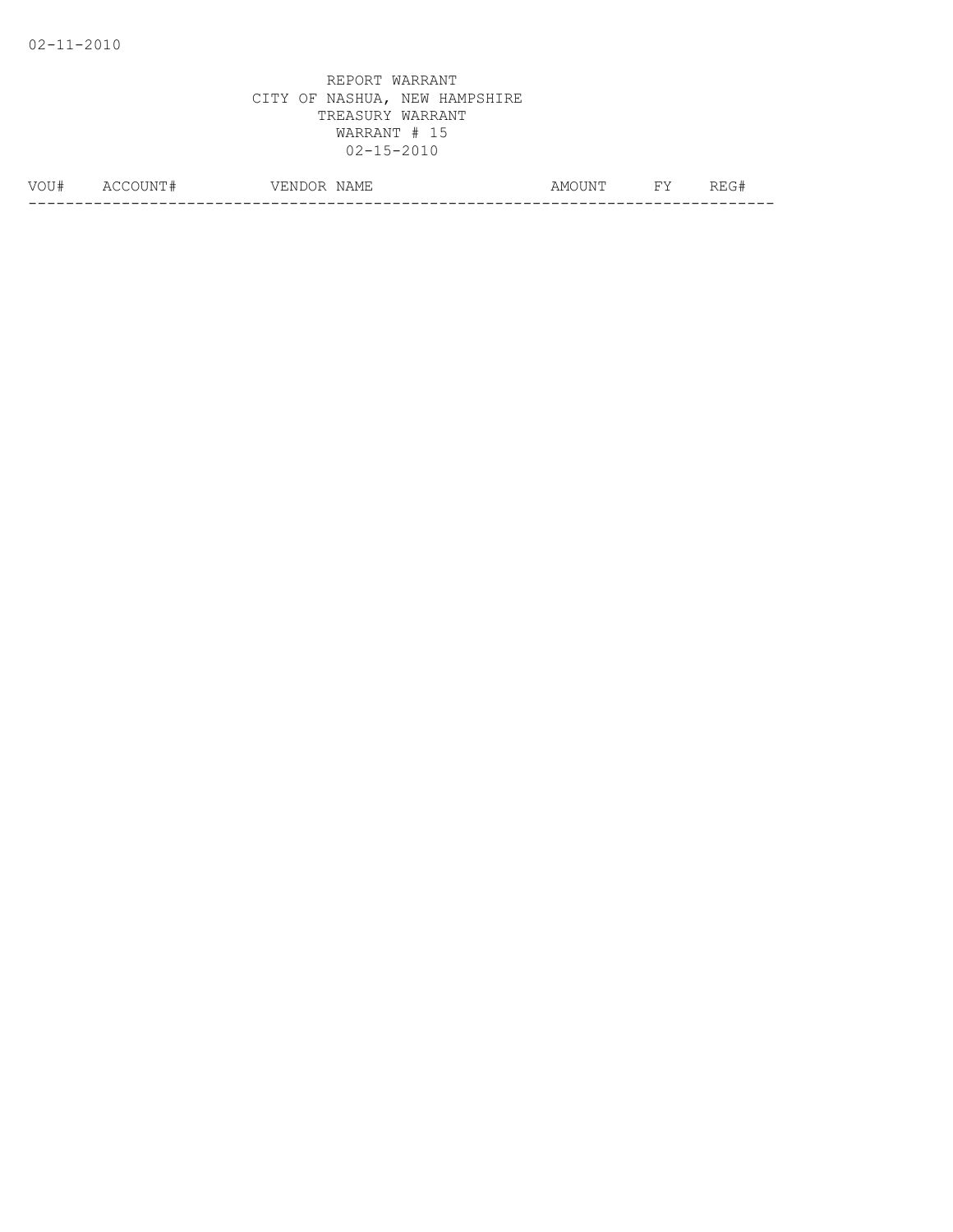02-11-2010

REPORT WARRANT
CITY OF NASHUA, NEW HAMPSHIRE
TREASURY WARRANT
WARRANT # 15
02-15-2010

| VOU# | ACCOUNT# | VENDOR NAME | AMOUNT | FY | REG# |
|---|---|---|---|---|---|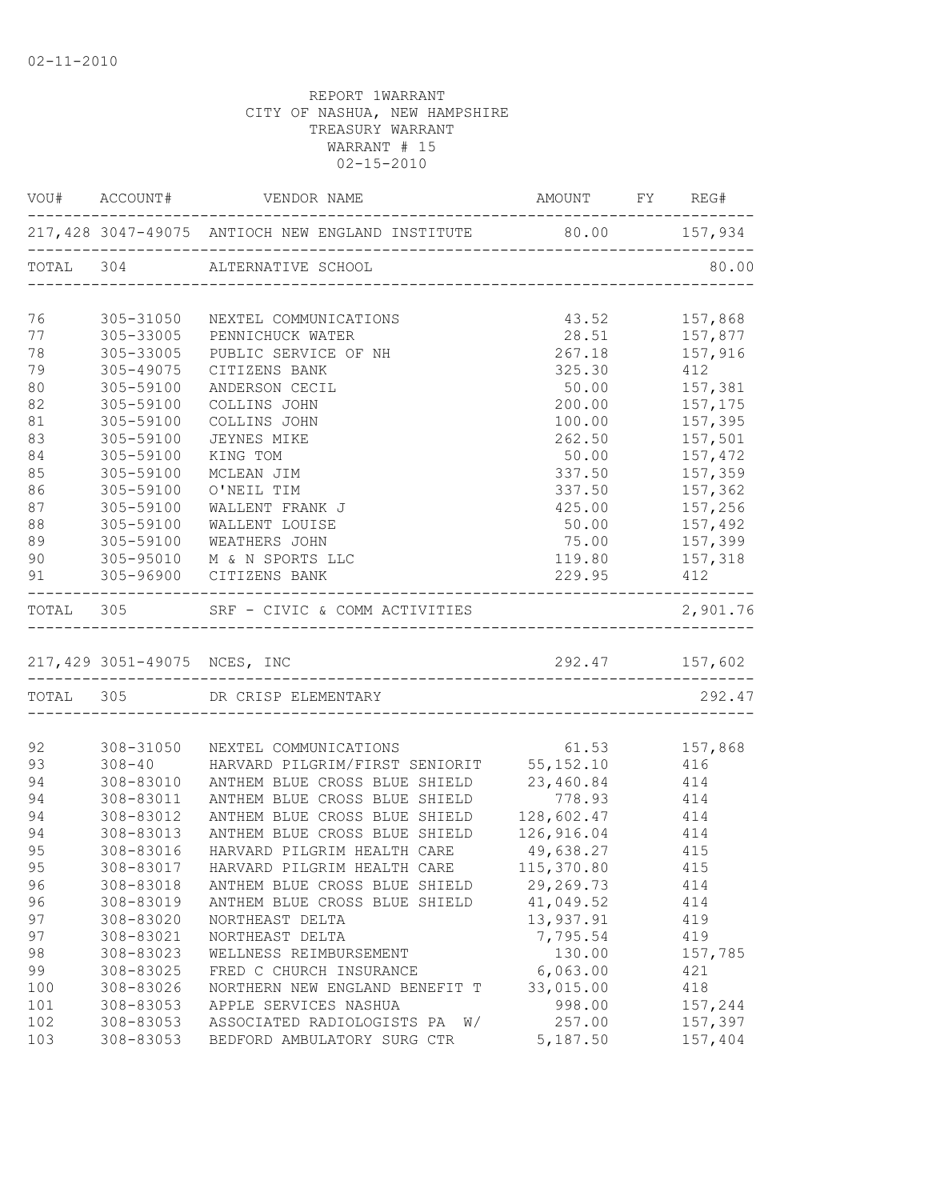02-11-2010

REPORT 1WARRANT
CITY OF NASHUA, NEW HAMPSHIRE
TREASURY WARRANT
WARRANT # 15
02-15-2010

| VOU# | ACCOUNT# | VENDOR NAME | AMOUNT | FY | REG# |
|---|---|---|---|---|---|
| 217,428 | 3047-49075 | ANTIOCH NEW ENGLAND INSTITUTE | 80.00 | | 157,934 |
| TOTAL | 304 | ALTERNATIVE SCHOOL | | | 80.00 |
| 76 | 305-31050 | NEXTEL COMMUNICATIONS | 43.52 | | 157,868 |
| 77 | 305-33005 | PENNICHUCK WATER | 28.51 | | 157,877 |
| 78 | 305-33005 | PUBLIC SERVICE OF NH | 267.18 | | 157,916 |
| 79 | 305-49075 | CITIZENS BANK | 325.30 | | 412 |
| 80 | 305-59100 | ANDERSON CECIL | 50.00 | | 157,381 |
| 82 | 305-59100 | COLLINS JOHN | 200.00 | | 157,175 |
| 81 | 305-59100 | COLLINS JOHN | 100.00 | | 157,395 |
| 83 | 305-59100 | JEYNES MIKE | 262.50 | | 157,501 |
| 84 | 305-59100 | KING TOM | 50.00 | | 157,472 |
| 85 | 305-59100 | MCLEAN JIM | 337.50 | | 157,359 |
| 86 | 305-59100 | O'NEIL TIM | 337.50 | | 157,362 |
| 87 | 305-59100 | WALLENT FRANK J | 425.00 | | 157,256 |
| 88 | 305-59100 | WALLENT LOUISE | 50.00 | | 157,492 |
| 89 | 305-59100 | WEATHERS JOHN | 75.00 | | 157,399 |
| 90 | 305-95010 | M & N SPORTS LLC | 119.80 | | 157,318 |
| 91 | 305-96900 | CITIZENS BANK | 229.95 | | 412 |
| TOTAL | 305 | SRF - CIVIC & COMM ACTIVITIES | | | 2,901.76 |
| 217,429 | 3051-49075 | NCES, INC | 292.47 | | 157,602 |
| TOTAL | 305 | DR CRISP ELEMENTARY | | | 292.47 |
| 92 | 308-31050 | NEXTEL COMMUNICATIONS | 61.53 | | 157,868 |
| 93 | 308-40 | HARVARD PILGRIM/FIRST SENIORIT | 55,152.10 | | 416 |
| 94 | 308-83010 | ANTHEM BLUE CROSS BLUE SHIELD | 23,460.84 | | 414 |
| 94 | 308-83011 | ANTHEM BLUE CROSS BLUE SHIELD | 778.93 | | 414 |
| 94 | 308-83012 | ANTHEM BLUE CROSS BLUE SHIELD | 128,602.47 | | 414 |
| 94 | 308-83013 | ANTHEM BLUE CROSS BLUE SHIELD | 126,916.04 | | 414 |
| 95 | 308-83016 | HARVARD PILGRIM HEALTH CARE | 49,638.27 | | 415 |
| 95 | 308-83017 | HARVARD PILGRIM HEALTH CARE | 115,370.80 | | 415 |
| 96 | 308-83018 | ANTHEM BLUE CROSS BLUE SHIELD | 29,269.73 | | 414 |
| 96 | 308-83019 | ANTHEM BLUE CROSS BLUE SHIELD | 41,049.52 | | 414 |
| 97 | 308-83020 | NORTHEAST DELTA | 13,937.91 | | 419 |
| 97 | 308-83021 | NORTHEAST DELTA | 7,795.54 | | 419 |
| 98 | 308-83023 | WELLNESS REIMBURSEMENT | 130.00 | | 157,785 |
| 99 | 308-83025 | FRED C CHURCH INSURANCE | 6,063.00 | | 421 |
| 100 | 308-83026 | NORTHERN NEW ENGLAND BENEFIT T | 33,015.00 | | 418 |
| 101 | 308-83053 | APPLE SERVICES NASHUA | 998.00 | | 157,244 |
| 102 | 308-83053 | ASSOCIATED RADIOLOGISTS PA W/ | 257.00 | | 157,397 |
| 103 | 308-83053 | BEDFORD AMBULATORY SURG CTR | 5,187.50 | | 157,404 |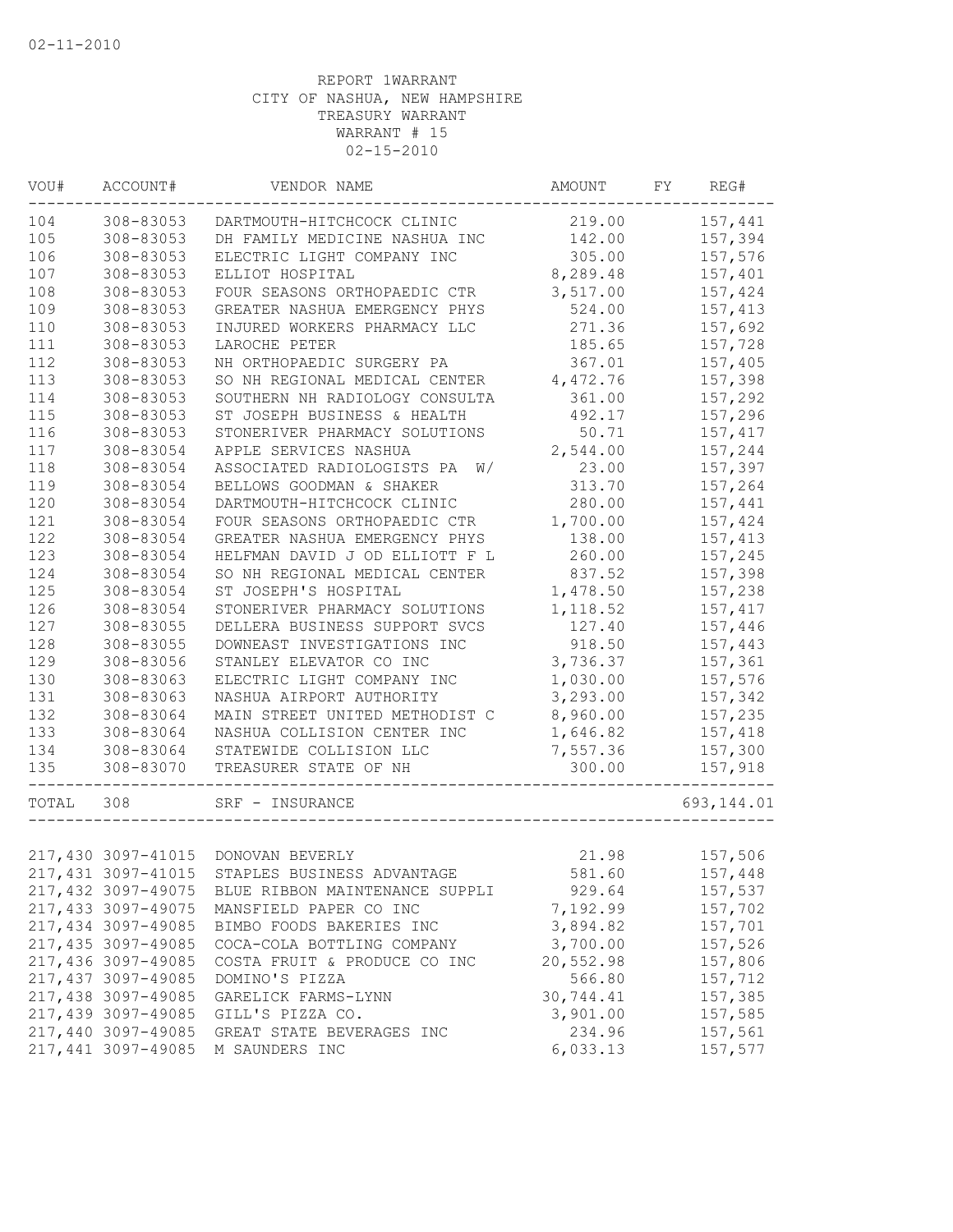02-11-2010

REPORT 1WARRANT
CITY OF NASHUA, NEW HAMPSHIRE
TREASURY WARRANT
WARRANT # 15
02-15-2010

| VOU# | ACCOUNT# | VENDOR NAME | AMOUNT | FY | REG# |
|---|---|---|---|---|---|
| 104 | 308-83053 | DARTMOUTH-HITCHCOCK CLINIC | 219.00 | | 157,441 |
| 105 | 308-83053 | DH FAMILY MEDICINE NASHUA INC | 142.00 | | 157,394 |
| 106 | 308-83053 | ELECTRIC LIGHT COMPANY INC | 305.00 | | 157,576 |
| 107 | 308-83053 | ELLIOT HOSPITAL | 8,289.48 | | 157,401 |
| 108 | 308-83053 | FOUR SEASONS ORTHOPAEDIC CTR | 3,517.00 | | 157,424 |
| 109 | 308-83053 | GREATER NASHUA EMERGENCY PHYS | 524.00 | | 157,413 |
| 110 | 308-83053 | INJURED WORKERS PHARMACY LLC | 271.36 | | 157,692 |
| 111 | 308-83053 | LAROCHE PETER | 185.65 | | 157,728 |
| 112 | 308-83053 | NH ORTHOPAEDIC SURGERY PA | 367.01 | | 157,405 |
| 113 | 308-83053 | SO NH REGIONAL MEDICAL CENTER | 4,472.76 | | 157,398 |
| 114 | 308-83053 | SOUTHERN NH RADIOLOGY CONSULTA | 361.00 | | 157,292 |
| 115 | 308-83053 | ST JOSEPH BUSINESS & HEALTH | 492.17 | | 157,296 |
| 116 | 308-83053 | STONERIVER PHARMACY SOLUTIONS | 50.71 | | 157,417 |
| 117 | 308-83054 | APPLE SERVICES NASHUA | 2,544.00 | | 157,244 |
| 118 | 308-83054 | ASSOCIATED RADIOLOGISTS PA W/ | 23.00 | | 157,397 |
| 119 | 308-83054 | BELLOWS GOODMAN & SHAKER | 313.70 | | 157,264 |
| 120 | 308-83054 | DARTMOUTH-HITCHCOCK CLINIC | 280.00 | | 157,441 |
| 121 | 308-83054 | FOUR SEASONS ORTHOPAEDIC CTR | 1,700.00 | | 157,424 |
| 122 | 308-83054 | GREATER NASHUA EMERGENCY PHYS | 138.00 | | 157,413 |
| 123 | 308-83054 | HELFMAN DAVID J OD ELLIOTT F L | 260.00 | | 157,245 |
| 124 | 308-83054 | SO NH REGIONAL MEDICAL CENTER | 837.52 | | 157,398 |
| 125 | 308-83054 | ST JOSEPH'S HOSPITAL | 1,478.50 | | 157,238 |
| 126 | 308-83054 | STONERIVER PHARMACY SOLUTIONS | 1,118.52 | | 157,417 |
| 127 | 308-83055 | DELLERA BUSINESS SUPPORT SVCS | 127.40 | | 157,446 |
| 128 | 308-83055 | DOWNEAST INVESTIGATIONS INC | 918.50 | | 157,443 |
| 129 | 308-83056 | STANLEY ELEVATOR CO INC | 3,736.37 | | 157,361 |
| 130 | 308-83063 | ELECTRIC LIGHT COMPANY INC | 1,030.00 | | 157,576 |
| 131 | 308-83063 | NASHUA AIRPORT AUTHORITY | 3,293.00 | | 157,342 |
| 132 | 308-83064 | MAIN STREET UNITED METHODIST C | 8,960.00 | | 157,235 |
| 133 | 308-83064 | NASHUA COLLISION CENTER INC | 1,646.82 | | 157,418 |
| 134 | 308-83064 | STATEWIDE COLLISION LLC | 7,557.36 | | 157,300 |
| 135 | 308-83070 | TREASURER STATE OF NH | 300.00 | | 157,918 |
| TOTAL | 308 | SRF - INSURANCE | | | 693,144.01 |

| VOU# | ACCOUNT# | VENDOR NAME | AMOUNT | FY | REG# |
|---|---|---|---|---|---|
| 217,430 | 3097-41015 | DONOVAN BEVERLY | 21.98 | | 157,506 |
| 217,431 | 3097-41015 | STAPLES BUSINESS ADVANTAGE | 581.60 | | 157,448 |
| 217,432 | 3097-49075 | BLUE RIBBON MAINTENANCE SUPPLI | 929.64 | | 157,537 |
| 217,433 | 3097-49075 | MANSFIELD PAPER CO INC | 7,192.99 | | 157,702 |
| 217,434 | 3097-49085 | BIMBO FOODS BAKERIES INC | 3,894.82 | | 157,701 |
| 217,435 | 3097-49085 | COCA-COLA BOTTLING COMPANY | 3,700.00 | | 157,526 |
| 217,436 | 3097-49085 | COSTA FRUIT & PRODUCE CO INC | 20,552.98 | | 157,806 |
| 217,437 | 3097-49085 | DOMINO'S PIZZA | 566.80 | | 157,712 |
| 217,438 | 3097-49085 | GARELICK FARMS-LYNN | 30,744.41 | | 157,385 |
| 217,439 | 3097-49085 | GILL'S PIZZA CO. | 3,901.00 | | 157,585 |
| 217,440 | 3097-49085 | GREAT STATE BEVERAGES INC | 234.96 | | 157,561 |
| 217,441 | 3097-49085 | M SAUNDERS INC | 6,033.13 | | 157,577 |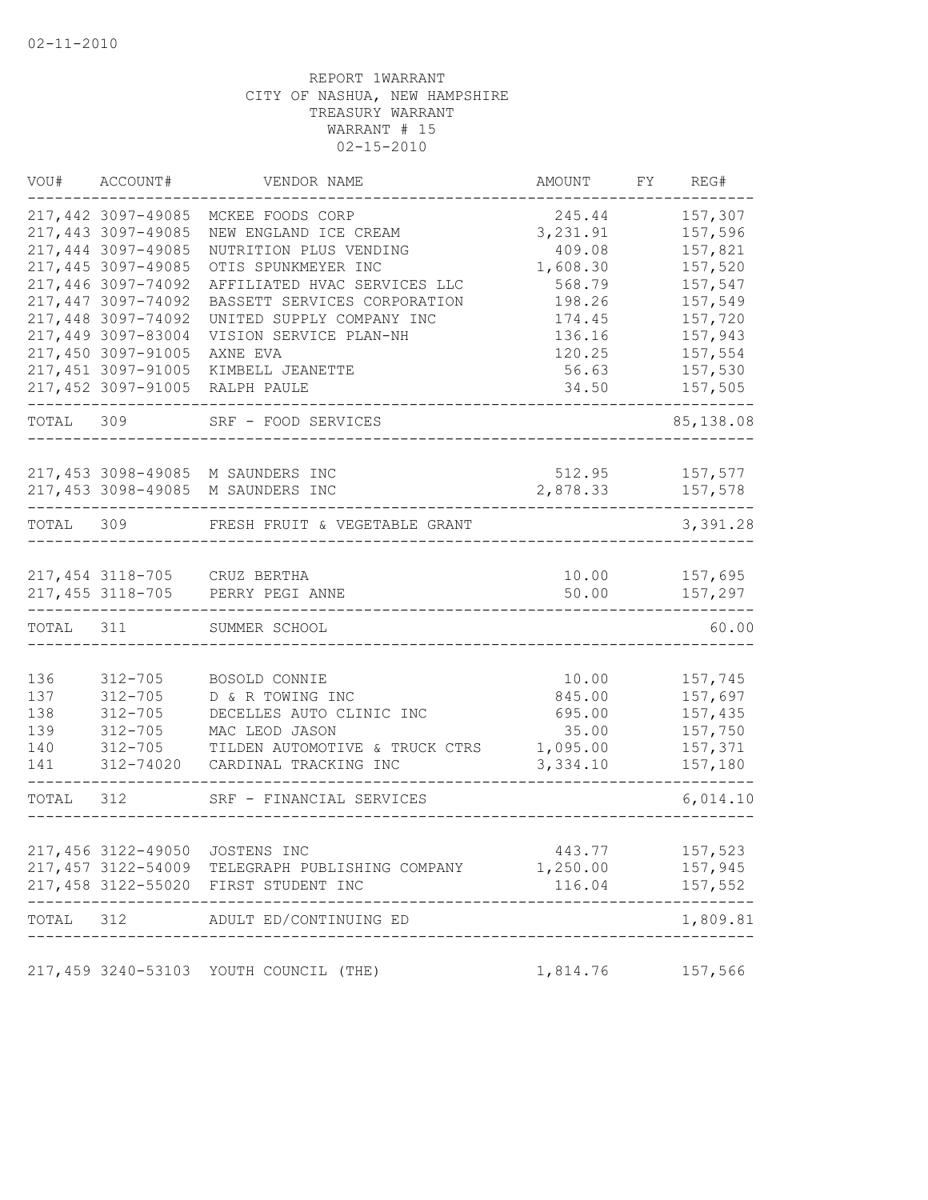02-11-2010

REPORT 1WARRANT
CITY OF NASHUA, NEW HAMPSHIRE
TREASURY WARRANT
WARRANT # 15
02-15-2010

| VOU# | ACCOUNT# | VENDOR NAME | AMOUNT | FY | REG# |
|---|---|---|---|---|---|
| 217,442 | 3097-49085 | MCKEE FOODS CORP | 245.44 | | 157,307 |
| 217,443 | 3097-49085 | NEW ENGLAND ICE CREAM | 3,231.91 | | 157,596 |
| 217,444 | 3097-49085 | NUTRITION PLUS VENDING | 409.08 | | 157,821 |
| 217,445 | 3097-49085 | OTIS SPUNKMEYER INC | 1,608.30 | | 157,520 |
| 217,446 | 3097-74092 | AFFILIATED HVAC SERVICES LLC | 568.79 | | 157,547 |
| 217,447 | 3097-74092 | BASSETT SERVICES CORPORATION | 198.26 | | 157,549 |
| 217,448 | 3097-74092 | UNITED SUPPLY COMPANY INC | 174.45 | | 157,720 |
| 217,449 | 3097-83004 | VISION SERVICE PLAN-NH | 136.16 | | 157,943 |
| 217,450 | 3097-91005 | AXNE EVA | 120.25 | | 157,554 |
| 217,451 | 3097-91005 | KIMBELL JEANETTE | 56.63 | | 157,530 |
| 217,452 | 3097-91005 | RALPH PAULE | 34.50 | | 157,505 |
| TOTAL | 309 | SRF - FOOD SERVICES | | | 85,138.08 |
| 217,453 | 3098-49085 | M SAUNDERS INC | 512.95 | | 157,577 |
| 217,453 | 3098-49085 | M SAUNDERS INC | 2,878.33 | | 157,578 |
| TOTAL | 309 | FRESH FRUIT & VEGETABLE GRANT | | | 3,391.28 |
| 217,454 | 3118-705 | CRUZ BERTHA | 10.00 | | 157,695 |
| 217,455 | 3118-705 | PERRY PEGI ANNE | 50.00 | | 157,297 |
| TOTAL | 311 | SUMMER SCHOOL | | | 60.00 |
| 136 | 312-705 | BOSOLD CONNIE | 10.00 | | 157,745 |
| 137 | 312-705 | D & R TOWING INC | 845.00 | | 157,697 |
| 138 | 312-705 | DECELLES AUTO CLINIC INC | 695.00 | | 157,435 |
| 139 | 312-705 | MAC LEOD JASON | 35.00 | | 157,750 |
| 140 | 312-705 | TILDEN AUTOMOTIVE & TRUCK CTRS | 1,095.00 | | 157,371 |
| 141 | 312-74020 | CARDINAL TRACKING INC | 3,334.10 | | 157,180 |
| TOTAL | 312 | SRF - FINANCIAL SERVICES | | | 6,014.10 |
| 217,456 | 3122-49050 | JOSTENS INC | 443.77 | | 157,523 |
| 217,457 | 3122-54009 | TELEGRAPH PUBLISHING COMPANY | 1,250.00 | | 157,945 |
| 217,458 | 3122-55020 | FIRST STUDENT INC | 116.04 | | 157,552 |
| TOTAL | 312 | ADULT ED/CONTINUING ED | | | 1,809.81 |
| 217,459 | 3240-53103 | YOUTH COUNCIL (THE) | 1,814.76 | | 157,566 |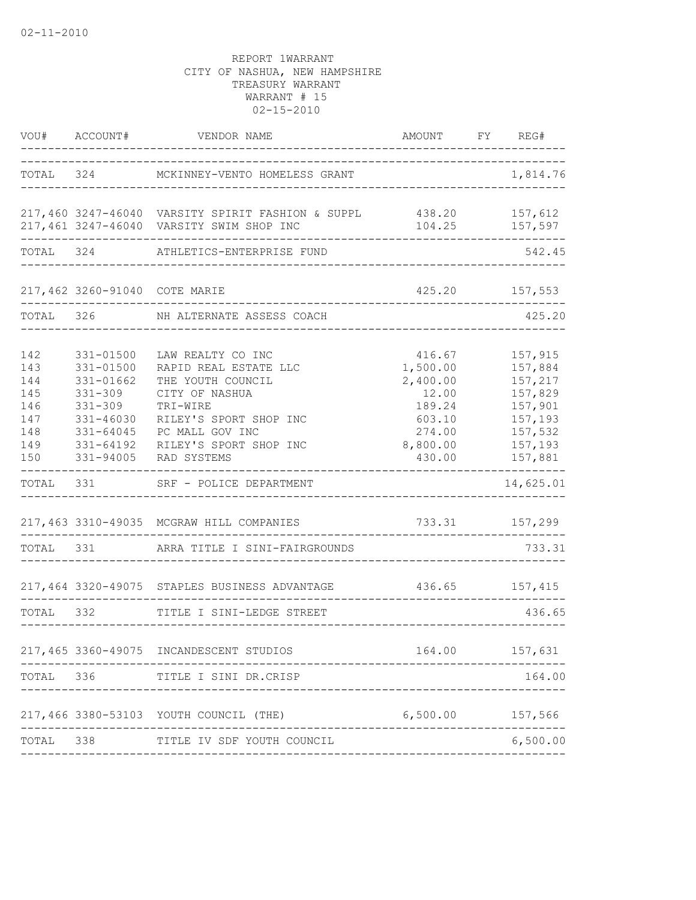REPORT 1WARRANT
CITY OF NASHUA, NEW HAMPSHIRE
TREASURY WARRANT
WARRANT # 15
02-15-2010

| VOU# | ACCOUNT# | VENDOR NAME | AMOUNT | FY | REG# |
|---|---|---|---|---|---|
| TOTAL | 324 | MCKINNEY-VENTO HOMELESS GRANT | | | 1,814.76 |
| 217,460 | 3247-46040 | VARSITY SPIRIT FASHION & SUPPL | 438.20 | | 157,612 |
| 217,461 | 3247-46040 | VARSITY SWIM SHOP INC | 104.25 | | 157,597 |
| TOTAL | 324 | ATHLETICS-ENTERPRISE FUND | | | 542.45 |
| 217,462 | 3260-91040 | COTE MARIE | 425.20 | | 157,553 |
| TOTAL | 326 | NH ALTERNATE ASSESS COACH | | | 425.20 |
| 142 | 331-01500 | LAW REALTY CO INC | 416.67 | | 157,915 |
| 143 | 331-01500 | RAPID REAL ESTATE LLC | 1,500.00 | | 157,884 |
| 144 | 331-01662 | THE YOUTH COUNCIL | 2,400.00 | | 157,217 |
| 145 | 331-309 | CITY OF NASHUA | 12.00 | | 157,829 |
| 146 | 331-309 | TRI-WIRE | 189.24 | | 157,901 |
| 147 | 331-46030 | RILEY'S SPORT SHOP INC | 603.10 | | 157,193 |
| 148 | 331-64045 | PC MALL GOV INC | 274.00 | | 157,532 |
| 149 | 331-64192 | RILEY'S SPORT SHOP INC | 8,800.00 | | 157,193 |
| 150 | 331-94005 | RAD SYSTEMS | 430.00 | | 157,881 |
| TOTAL | 331 | SRF - POLICE DEPARTMENT | | | 14,625.01 |
| 217,463 | 3310-49035 | MCGRAW HILL COMPANIES | 733.31 | | 157,299 |
| TOTAL | 331 | ARRA TITLE I SINI-FAIRGROUNDS | | | 733.31 |
| 217,464 | 3320-49075 | STAPLES BUSINESS ADVANTAGE | 436.65 | | 157,415 |
| TOTAL | 332 | TITLE I SINI-LEDGE STREET | | | 436.65 |
| 217,465 | 3360-49075 | INCANDESCENT STUDIOS | 164.00 | | 157,631 |
| TOTAL | 336 | TITLE I SINI DR.CRISP | | | 164.00 |
| 217,466 | 3380-53103 | YOUTH COUNCIL (THE) | 6,500.00 | | 157,566 |
| TOTAL | 338 | TITLE IV SDF YOUTH COUNCIL | | | 6,500.00 |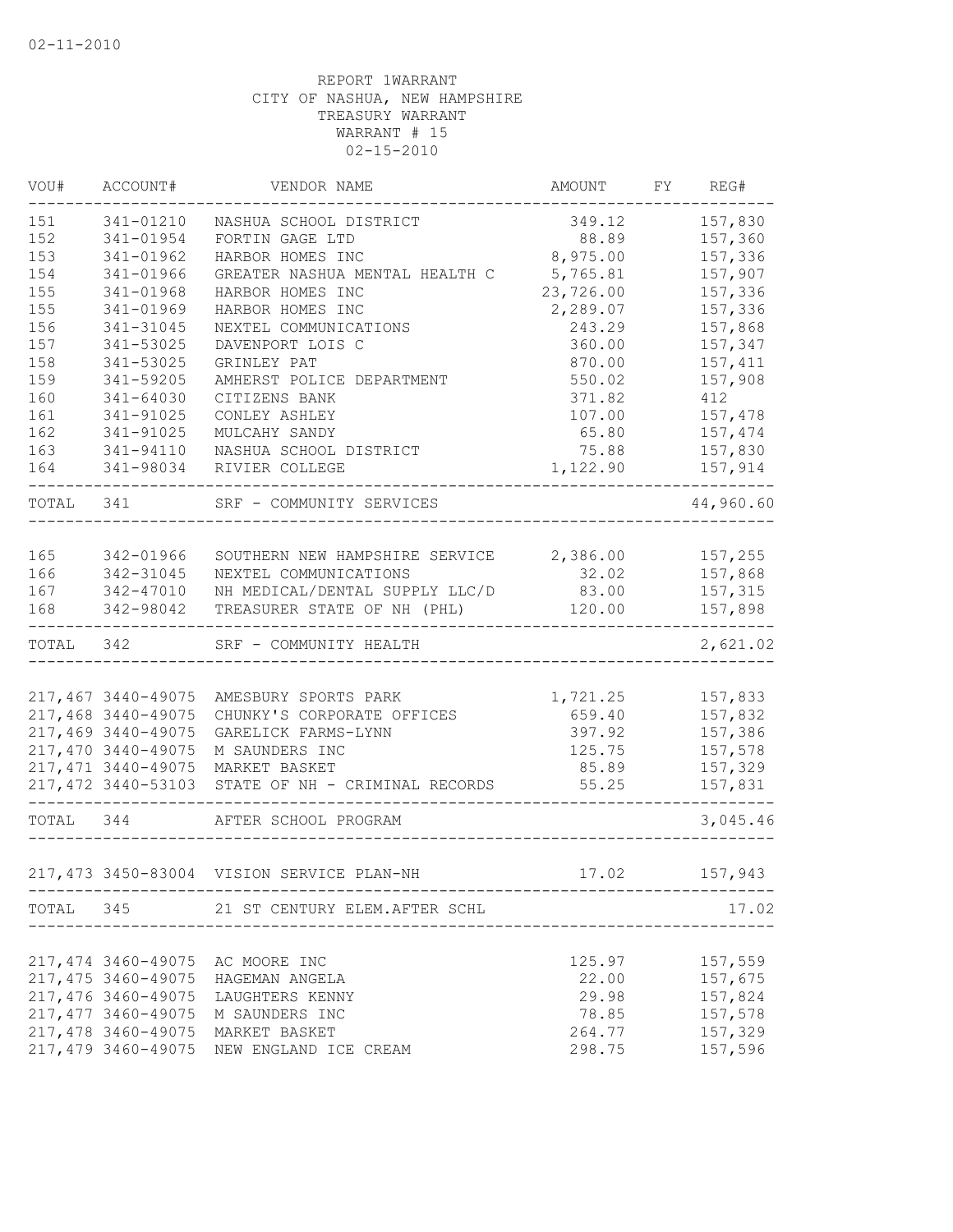02-11-2010

REPORT 1WARRANT
CITY OF NASHUA, NEW HAMPSHIRE
TREASURY WARRANT
WARRANT # 15
02-15-2010

| VOU# | ACCOUNT# | VENDOR NAME | AMOUNT | FY | REG# |
|---|---|---|---|---|---|
| 151 | 341-01210 | NASHUA SCHOOL DISTRICT | 349.12 | | 157,830 |
| 152 | 341-01954 | FORTIN GAGE LTD | 88.89 | | 157,360 |
| 153 | 341-01962 | HARBOR HOMES INC | 8,975.00 | | 157,336 |
| 154 | 341-01966 | GREATER NASHUA MENTAL HEALTH C | 5,765.81 | | 157,907 |
| 155 | 341-01968 | HARBOR HOMES INC | 23,726.00 | | 157,336 |
| 155 | 341-01969 | HARBOR HOMES INC | 2,289.07 | | 157,336 |
| 156 | 341-31045 | NEXTEL COMMUNICATIONS | 243.29 | | 157,868 |
| 157 | 341-53025 | DAVENPORT LOIS C | 360.00 | | 157,347 |
| 158 | 341-53025 | GRINLEY PAT | 870.00 | | 157,411 |
| 159 | 341-59205 | AMHERST POLICE DEPARTMENT | 550.02 | | 157,908 |
| 160 | 341-64030 | CITIZENS BANK | 371.82 | | 412 |
| 161 | 341-91025 | CONLEY ASHLEY | 107.00 | | 157,478 |
| 162 | 341-91025 | MULCAHY SANDY | 65.80 | | 157,474 |
| 163 | 341-94110 | NASHUA SCHOOL DISTRICT | 75.88 | | 157,830 |
| 164 | 341-98034 | RIVIER COLLEGE | 1,122.90 | | 157,914 |
| TOTAL | 341 | SRF - COMMUNITY SERVICES | | | 44,960.60 |
| 165 | 342-01966 | SOUTHERN NEW HAMPSHIRE SERVICE | 2,386.00 | | 157,255 |
| 166 | 342-31045 | NEXTEL COMMUNICATIONS | 32.02 | | 157,868 |
| 167 | 342-47010 | NH MEDICAL/DENTAL SUPPLY LLC/D | 83.00 | | 157,315 |
| 168 | 342-98042 | TREASURER STATE OF NH (PHL) | 120.00 | | 157,898 |
| TOTAL | 342 | SRF - COMMUNITY HEALTH | | | 2,621.02 |
| 217,467 | 3440-49075 | AMESBURY SPORTS PARK | 1,721.25 | | 157,833 |
| 217,468 | 3440-49075 | CHUNKY'S CORPORATE OFFICES | 659.40 | | 157,832 |
| 217,469 | 3440-49075 | GARELICK FARMS-LYNN | 397.92 | | 157,386 |
| 217,470 | 3440-49075 | M SAUNDERS INC | 125.75 | | 157,578 |
| 217,471 | 3440-49075 | MARKET BASKET | 85.89 | | 157,329 |
| 217,472 | 3440-53103 | STATE OF NH - CRIMINAL RECORDS | 55.25 | | 157,831 |
| TOTAL | 344 | AFTER SCHOOL PROGRAM | | | 3,045.46 |
| 217,473 | 3450-83004 | VISION SERVICE PLAN-NH | 17.02 | | 157,943 |
| TOTAL | 345 | 21 ST CENTURY ELEM.AFTER SCHL | | | 17.02 |
| 217,474 | 3460-49075 | AC MOORE INC | 125.97 | | 157,559 |
| 217,475 | 3460-49075 | HAGEMAN ANGELA | 22.00 | | 157,675 |
| 217,476 | 3460-49075 | LAUGHTERS KENNY | 29.98 | | 157,824 |
| 217,477 | 3460-49075 | M SAUNDERS INC | 78.85 | | 157,578 |
| 217,478 | 3460-49075 | MARKET BASKET | 264.77 | | 157,329 |
| 217,479 | 3460-49075 | NEW ENGLAND ICE CREAM | 298.75 | | 157,596 |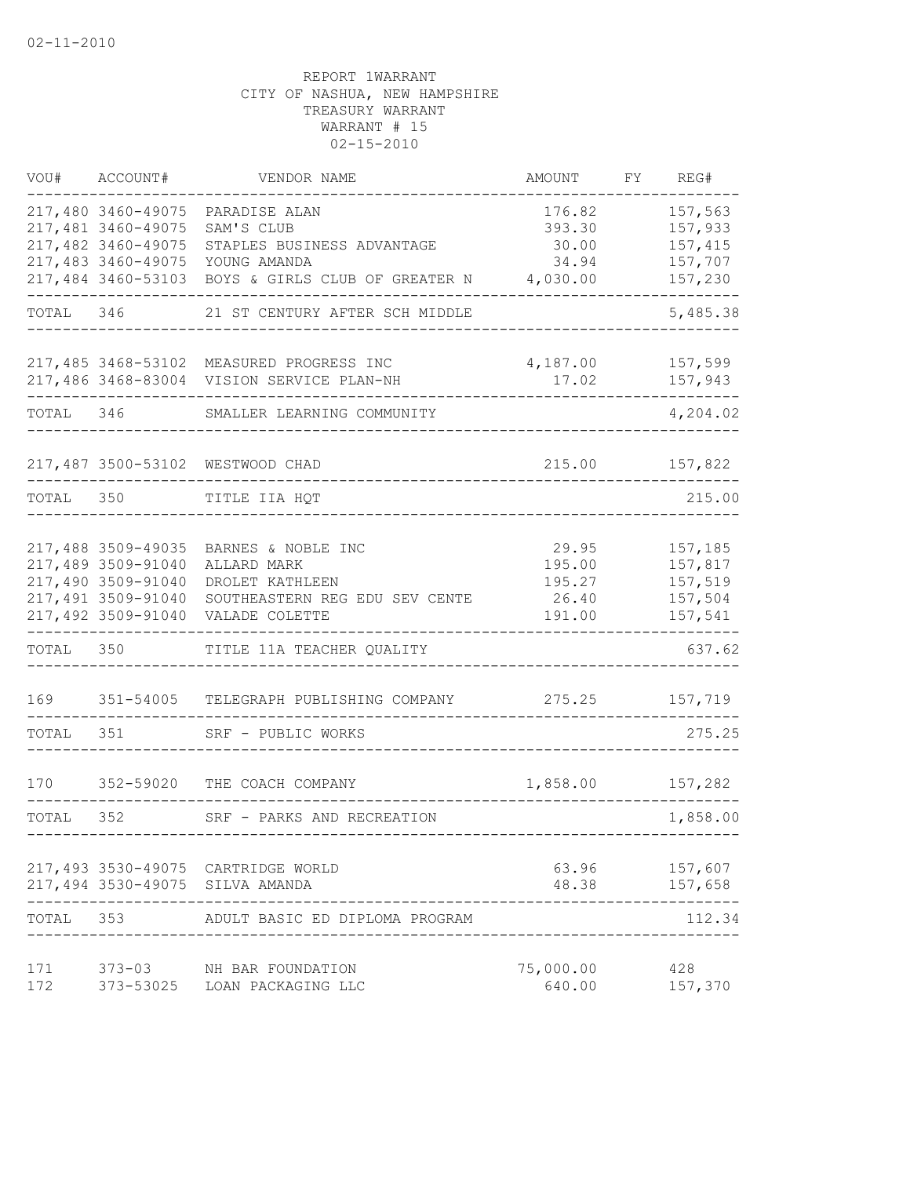02-11-2010

REPORT 1WARRANT
CITY OF NASHUA, NEW HAMPSHIRE
TREASURY WARRANT
WARRANT # 15
02-15-2010

| VOU# | ACCOUNT# | VENDOR NAME | AMOUNT | FY | REG# |
|---|---|---|---|---|---|
| 217,480 | 3460-49075 | PARADISE ALAN | 176.82 | | 157,563 |
| 217,481 | 3460-49075 | SAM'S CLUB | 393.30 | | 157,933 |
| 217,482 | 3460-49075 | STAPLES BUSINESS ADVANTAGE | 30.00 | | 157,415 |
| 217,483 | 3460-49075 | YOUNG AMANDA | 34.94 | | 157,707 |
| 217,484 | 3460-53103 | BOYS & GIRLS CLUB OF GREATER N | 4,030.00 | | 157,230 |
| TOTAL | 346 | 21 ST CENTURY AFTER SCH MIDDLE | | | 5,485.38 |
| 217,485 | 3468-53102 | MEASURED PROGRESS INC | 4,187.00 | | 157,599 |
| 217,486 | 3468-83004 | VISION SERVICE PLAN-NH | 17.02 | | 157,943 |
| TOTAL | 346 | SMALLER LEARNING COMMUNITY | | | 4,204.02 |
| 217,487 | 3500-53102 | WESTWOOD CHAD | 215.00 | | 157,822 |
| TOTAL | 350 | TITLE IIA HQT | | | 215.00 |
| 217,488 | 3509-49035 | BARNES & NOBLE INC | 29.95 | | 157,185 |
| 217,489 | 3509-91040 | ALLARD MARK | 195.00 | | 157,817 |
| 217,490 | 3509-91040 | DROLET KATHLEEN | 195.27 | | 157,519 |
| 217,491 | 3509-91040 | SOUTHEASTERN REG EDU SEV CENTE | 26.40 | | 157,504 |
| 217,492 | 3509-91040 | VALADE COLETTE | 191.00 | | 157,541 |
| TOTAL | 350 | TITLE 11A TEACHER QUALITY | | | 637.62 |
| 169 | 351-54005 | TELEGRAPH PUBLISHING COMPANY | 275.25 | | 157,719 |
| TOTAL | 351 | SRF - PUBLIC WORKS | | | 275.25 |
| 170 | 352-59020 | THE COACH COMPANY | 1,858.00 | | 157,282 |
| TOTAL | 352 | SRF - PARKS AND RECREATION | | | 1,858.00 |
| 217,493 | 3530-49075 | CARTRIDGE WORLD | 63.96 | | 157,607 |
| 217,494 | 3530-49075 | SILVA AMANDA | 48.38 | | 157,658 |
| TOTAL | 353 | ADULT BASIC ED DIPLOMA PROGRAM | | | 112.34 |
| 171 | 373-03 | NH BAR FOUNDATION | 75,000.00 | | 428 |
| 172 | 373-53025 | LOAN PACKAGING LLC | 640.00 | | 157,370 |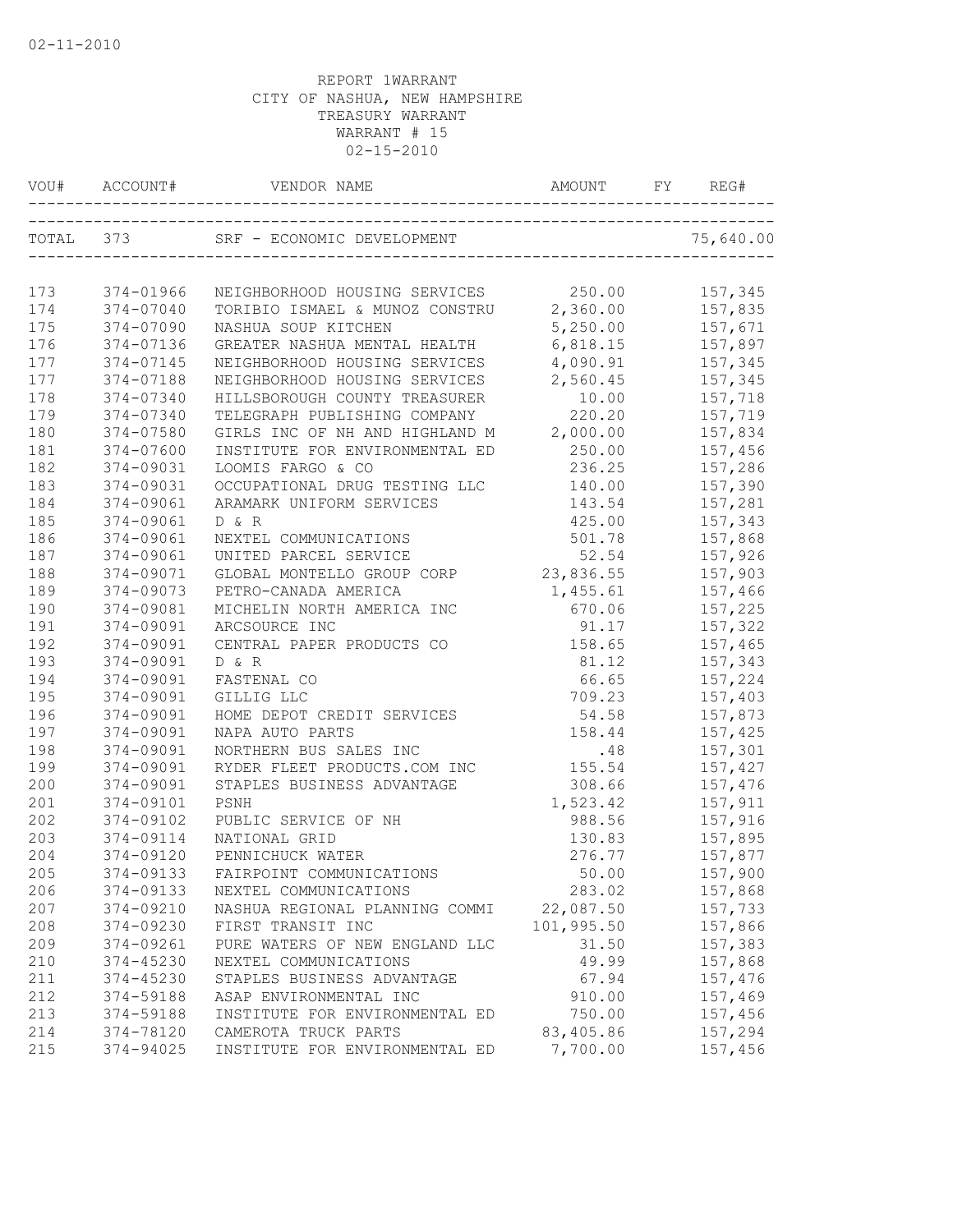02-11-2010

REPORT 1WARRANT
CITY OF NASHUA, NEW HAMPSHIRE
TREASURY WARRANT
WARRANT # 15
02-15-2010

| VOU# | ACCOUNT# | VENDOR NAME | AMOUNT | FY | REG# |
|---|---|---|---|---|---|
| TOTAL | 373 | SRF - ECONOMIC DEVELOPMENT | | | 75,640.00 |
| 173 | 374-01966 | NEIGHBORHOOD HOUSING SERVICES | 250.00 | | 157,345 |
| 174 | 374-07040 | TORIBIO ISMAEL & MUNOZ CONSTRU | 2,360.00 | | 157,835 |
| 175 | 374-07090 | NASHUA SOUP KITCHEN | 5,250.00 | | 157,671 |
| 176 | 374-07136 | GREATER NASHUA MENTAL HEALTH | 6,818.15 | | 157,897 |
| 177 | 374-07145 | NEIGHBORHOOD HOUSING SERVICES | 4,090.91 | | 157,345 |
| 177 | 374-07188 | NEIGHBORHOOD HOUSING SERVICES | 2,560.45 | | 157,345 |
| 178 | 374-07340 | HILLSBOROUGH COUNTY TREASURER | 10.00 | | 157,718 |
| 179 | 374-07340 | TELEGRAPH PUBLISHING COMPANY | 220.20 | | 157,719 |
| 180 | 374-07580 | GIRLS INC OF NH AND HIGHLAND M | 2,000.00 | | 157,834 |
| 181 | 374-07600 | INSTITUTE FOR ENVIRONMENTAL ED | 250.00 | | 157,456 |
| 182 | 374-09031 | LOOMIS FARGO & CO | 236.25 | | 157,286 |
| 183 | 374-09031 | OCCUPATIONAL DRUG TESTING LLC | 140.00 | | 157,390 |
| 184 | 374-09061 | ARAMARK UNIFORM SERVICES | 143.54 | | 157,281 |
| 185 | 374-09061 | D & R | 425.00 | | 157,343 |
| 186 | 374-09061 | NEXTEL COMMUNICATIONS | 501.78 | | 157,868 |
| 187 | 374-09061 | UNITED PARCEL SERVICE | 52.54 | | 157,926 |
| 188 | 374-09071 | GLOBAL MONTELLO GROUP CORP | 23,836.55 | | 157,903 |
| 189 | 374-09073 | PETRO-CANADA AMERICA | 1,455.61 | | 157,466 |
| 190 | 374-09081 | MICHELIN NORTH AMERICA INC | 670.06 | | 157,225 |
| 191 | 374-09091 | ARCSOURCE INC | 91.17 | | 157,322 |
| 192 | 374-09091 | CENTRAL PAPER PRODUCTS CO | 158.65 | | 157,465 |
| 193 | 374-09091 | D & R | 81.12 | | 157,343 |
| 194 | 374-09091 | FASTENAL CO | 66.65 | | 157,224 |
| 195 | 374-09091 | GILLIG LLC | 709.23 | | 157,403 |
| 196 | 374-09091 | HOME DEPOT CREDIT SERVICES | 54.58 | | 157,873 |
| 197 | 374-09091 | NAPA AUTO PARTS | 158.44 | | 157,425 |
| 198 | 374-09091 | NORTHERN BUS SALES INC | .48 | | 157,301 |
| 199 | 374-09091 | RYDER FLEET PRODUCTS.COM INC | 155.54 | | 157,427 |
| 200 | 374-09091 | STAPLES BUSINESS ADVANTAGE | 308.66 | | 157,476 |
| 201 | 374-09101 | PSNH | 1,523.42 | | 157,911 |
| 202 | 374-09102 | PUBLIC SERVICE OF NH | 988.56 | | 157,916 |
| 203 | 374-09114 | NATIONAL GRID | 130.83 | | 157,895 |
| 204 | 374-09120 | PENNICHUCK WATER | 276.77 | | 157,877 |
| 205 | 374-09133 | FAIRPOINT COMMUNICATIONS | 50.00 | | 157,900 |
| 206 | 374-09133 | NEXTEL COMMUNICATIONS | 283.02 | | 157,868 |
| 207 | 374-09210 | NASHUA REGIONAL PLANNING COMMI | 22,087.50 | | 157,733 |
| 208 | 374-09230 | FIRST TRANSIT INC | 101,995.50 | | 157,866 |
| 209 | 374-09261 | PURE WATERS OF NEW ENGLAND LLC | 31.50 | | 157,383 |
| 210 | 374-45230 | NEXTEL COMMUNICATIONS | 49.99 | | 157,868 |
| 211 | 374-45230 | STAPLES BUSINESS ADVANTAGE | 67.94 | | 157,476 |
| 212 | 374-59188 | ASAP ENVIRONMENTAL INC | 910.00 | | 157,469 |
| 213 | 374-59188 | INSTITUTE FOR ENVIRONMENTAL ED | 750.00 | | 157,456 |
| 214 | 374-78120 | CAMEROTA TRUCK PARTS | 83,405.86 | | 157,294 |
| 215 | 374-94025 | INSTITUTE FOR ENVIRONMENTAL ED | 7,700.00 | | 157,456 |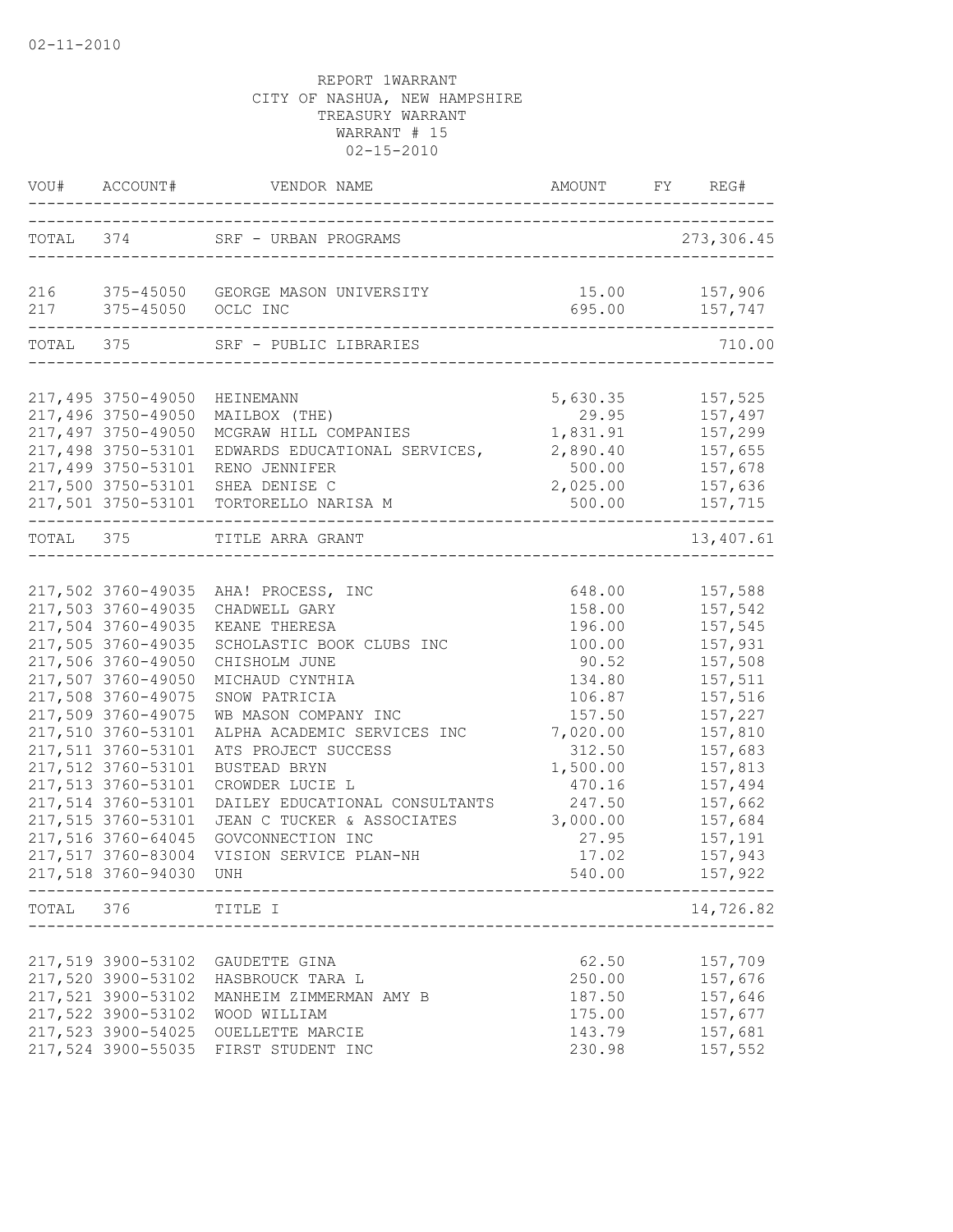02-11-2010

REPORT 1WARRANT
CITY OF NASHUA, NEW HAMPSHIRE
TREASURY WARRANT
WARRANT # 15
02-15-2010

| VOU# | ACCOUNT# | VENDOR NAME | AMOUNT | FY | REG# |
|---|---|---|---|---|---|
| TOTAL | 374 | SRF - URBAN PROGRAMS | | | 273,306.45 |
| 216 | 375-45050 | GEORGE MASON UNIVERSITY | 15.00 | | 157,906 |
| 217 | 375-45050 | OCLC INC | 695.00 | | 157,747 |
| TOTAL | 375 | SRF - PUBLIC LIBRARIES | | | 710.00 |
| 217,495 | 3750-49050 | HEINEMANN | 5,630.35 | | 157,525 |
| 217,496 | 3750-49050 | MAILBOX (THE) | 29.95 | | 157,497 |
| 217,497 | 3750-49050 | MCGRAW HILL COMPANIES | 1,831.91 | | 157,299 |
| 217,498 | 3750-53101 | EDWARDS EDUCATIONAL SERVICES, | 2,890.40 | | 157,655 |
| 217,499 | 3750-53101 | RENO JENNIFER | 500.00 | | 157,678 |
| 217,500 | 3750-53101 | SHEA DENISE C | 2,025.00 | | 157,636 |
| 217,501 | 3750-53101 | TORTORELLO NARISA M | 500.00 | | 157,715 |
| TOTAL | 375 | TITLE ARRA GRANT | | | 13,407.61 |
| 217,502 | 3760-49035 | AHA! PROCESS, INC | 648.00 | | 157,588 |
| 217,503 | 3760-49035 | CHADWELL GARY | 158.00 | | 157,542 |
| 217,504 | 3760-49035 | KEANE THERESA | 196.00 | | 157,545 |
| 217,505 | 3760-49035 | SCHOLASTIC BOOK CLUBS INC | 100.00 | | 157,931 |
| 217,506 | 3760-49050 | CHISHOLM JUNE | 90.52 | | 157,508 |
| 217,507 | 3760-49050 | MICHAUD CYNTHIA | 134.80 | | 157,511 |
| 217,508 | 3760-49075 | SNOW PATRICIA | 106.87 | | 157,516 |
| 217,509 | 3760-49075 | WB MASON COMPANY INC | 157.50 | | 157,227 |
| 217,510 | 3760-53101 | ALPHA ACADEMIC SERVICES INC | 7,020.00 | | 157,810 |
| 217,511 | 3760-53101 | ATS PROJECT SUCCESS | 312.50 | | 157,683 |
| 217,512 | 3760-53101 | BUSTEAD BRYN | 1,500.00 | | 157,813 |
| 217,513 | 3760-53101 | CROWDER LUCIE L | 470.16 | | 157,494 |
| 217,514 | 3760-53101 | DAILEY EDUCATIONAL CONSULTANTS | 247.50 | | 157,662 |
| 217,515 | 3760-53101 | JEAN C TUCKER & ASSOCIATES | 3,000.00 | | 157,684 |
| 217,516 | 3760-64045 | GOVCONNECTION INC | 27.95 | | 157,191 |
| 217,517 | 3760-83004 | VISION SERVICE PLAN-NH | 17.02 | | 157,943 |
| 217,518 | 3760-94030 | UNH | 540.00 | | 157,922 |
| TOTAL | 376 | TITLE I | | | 14,726.82 |
| 217,519 | 3900-53102 | GAUDETTE GINA | 62.50 | | 157,709 |
| 217,520 | 3900-53102 | HASBROUCK TARA L | 250.00 | | 157,676 |
| 217,521 | 3900-53102 | MANHEIM ZIMMERMAN AMY B | 187.50 | | 157,646 |
| 217,522 | 3900-53102 | WOOD WILLIAM | 175.00 | | 157,677 |
| 217,523 | 3900-54025 | OUELLETTE MARCIE | 143.79 | | 157,681 |
| 217,524 | 3900-55035 | FIRST STUDENT INC | 230.98 | | 157,552 |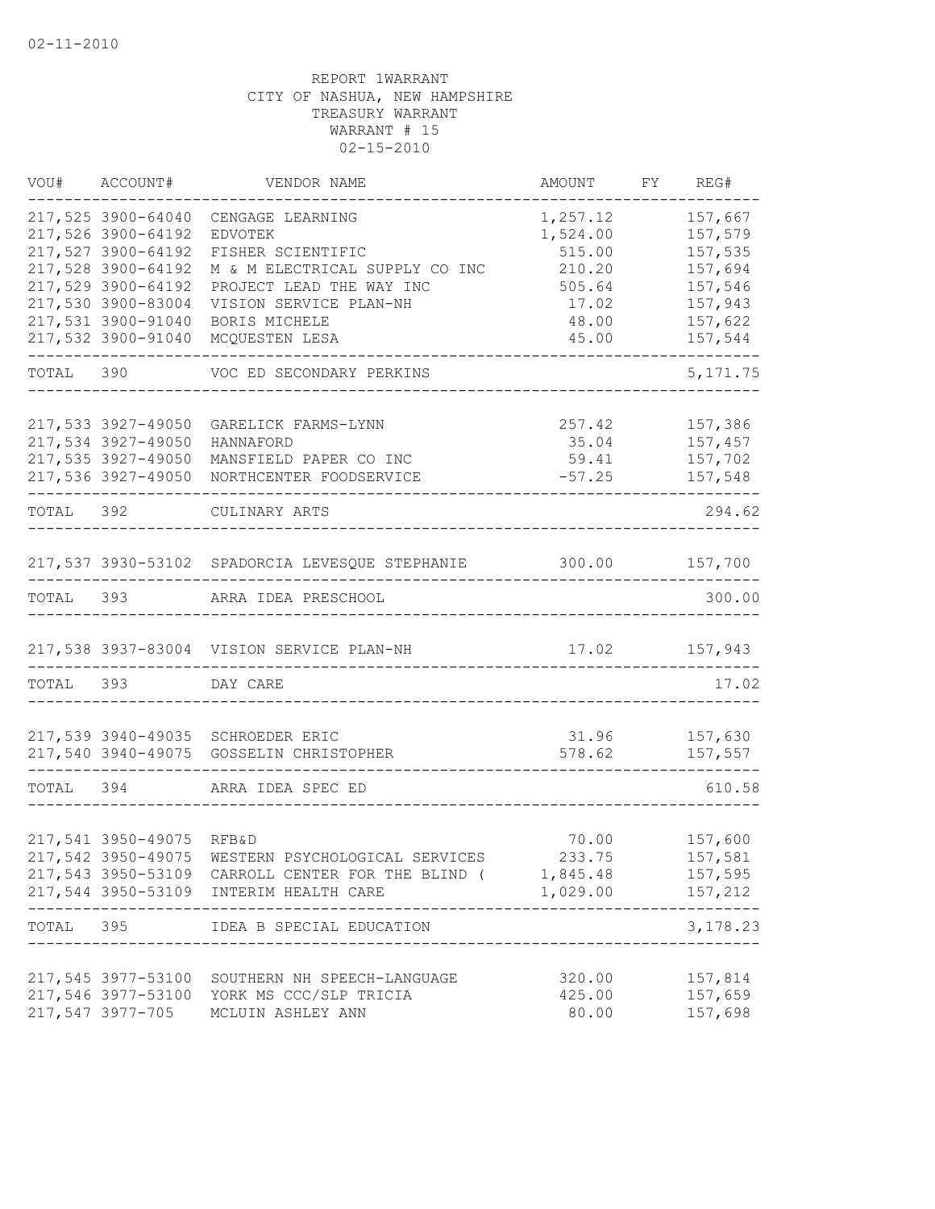02-11-2010

REPORT 1WARRANT
CITY OF NASHUA, NEW HAMPSHIRE
TREASURY WARRANT
WARRANT # 15
02-15-2010

| VOU# | ACCOUNT# | VENDOR NAME | AMOUNT | FY | REG# |
|---|---|---|---|---|---|
| 217,525 | 3900-64040 | CENGAGE LEARNING | 1,257.12 | | 157,667 |
| 217,526 | 3900-64192 | EDVOTEK | 1,524.00 | | 157,579 |
| 217,527 | 3900-64192 | FISHER SCIENTIFIC | 515.00 | | 157,535 |
| 217,528 | 3900-64192 | M & M ELECTRICAL SUPPLY CO INC | 210.20 | | 157,694 |
| 217,529 | 3900-64192 | PROJECT LEAD THE WAY INC | 505.64 | | 157,546 |
| 217,530 | 3900-83004 | VISION SERVICE PLAN-NH | 17.02 | | 157,943 |
| 217,531 | 3900-91040 | BORIS MICHELE | 48.00 | | 157,622 |
| 217,532 | 3900-91040 | MCQUESTEN LESA | 45.00 | | 157,544 |
| TOTAL | 390 | VOC ED SECONDARY PERKINS | | | 5,171.75 |
| 217,533 | 3927-49050 | GARELICK FARMS-LYNN | 257.42 | | 157,386 |
| 217,534 | 3927-49050 | HANNAFORD | 35.04 | | 157,457 |
| 217,535 | 3927-49050 | MANSFIELD PAPER CO INC | 59.41 | | 157,702 |
| 217,536 | 3927-49050 | NORTHCENTER FOODSERVICE | -57.25 | | 157,548 |
| TOTAL | 392 | CULINARY ARTS | | | 294.62 |
| 217,537 | 3930-53102 | SPADORCIA LEVESQUE STEPHANIE | 300.00 | | 157,700 |
| TOTAL | 393 | ARRA IDEA PRESCHOOL | | | 300.00 |
| 217,538 | 3937-83004 | VISION SERVICE PLAN-NH | 17.02 | | 157,943 |
| TOTAL | 393 | DAY CARE | | | 17.02 |
| 217,539 | 3940-49035 | SCHROEDER ERIC | 31.96 | | 157,630 |
| 217,540 | 3940-49075 | GOSSELIN CHRISTOPHER | 578.62 | | 157,557 |
| TOTAL | 394 | ARRA IDEA SPEC ED | | | 610.58 |
| 217,541 | 3950-49075 | RFB&D | 70.00 | | 157,600 |
| 217,542 | 3950-49075 | WESTERN PSYCHOLOGICAL SERVICES | 233.75 | | 157,581 |
| 217,543 | 3950-53109 | CARROLL CENTER FOR THE BLIND ( | 1,845.48 | | 157,595 |
| 217,544 | 3950-53109 | INTERIM HEALTH CARE | 1,029.00 | | 157,212 |
| TOTAL | 395 | IDEA B SPECIAL EDUCATION | | | 3,178.23 |
| 217,545 | 3977-53100 | SOUTHERN NH SPEECH-LANGUAGE | 320.00 | | 157,814 |
| 217,546 | 3977-53100 | YORK MS CCC/SLP TRICIA | 425.00 | | 157,659 |
| 217,547 | 3977-705 | MCLUIN ASHLEY ANN | 80.00 | | 157,698 |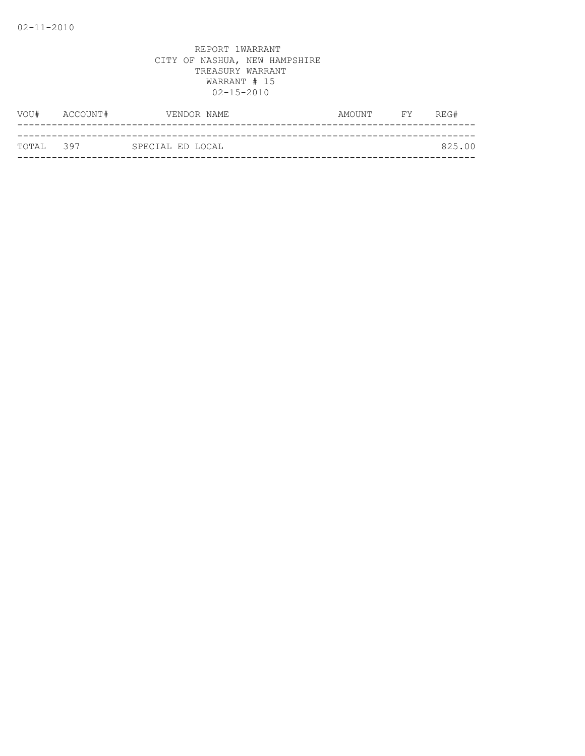REPORT 1WARRANT
CITY OF NASHUA, NEW HAMPSHIRE
TREASURY WARRANT
WARRANT # 15
02-15-2010

| VOU# | ACCOUNT# | VENDOR NAME | AMOUNT | FY | REG# |
|---|---|---|---|---|---|
| TOTAL | 397 | SPECIAL ED LOCAL | | | 825.00 |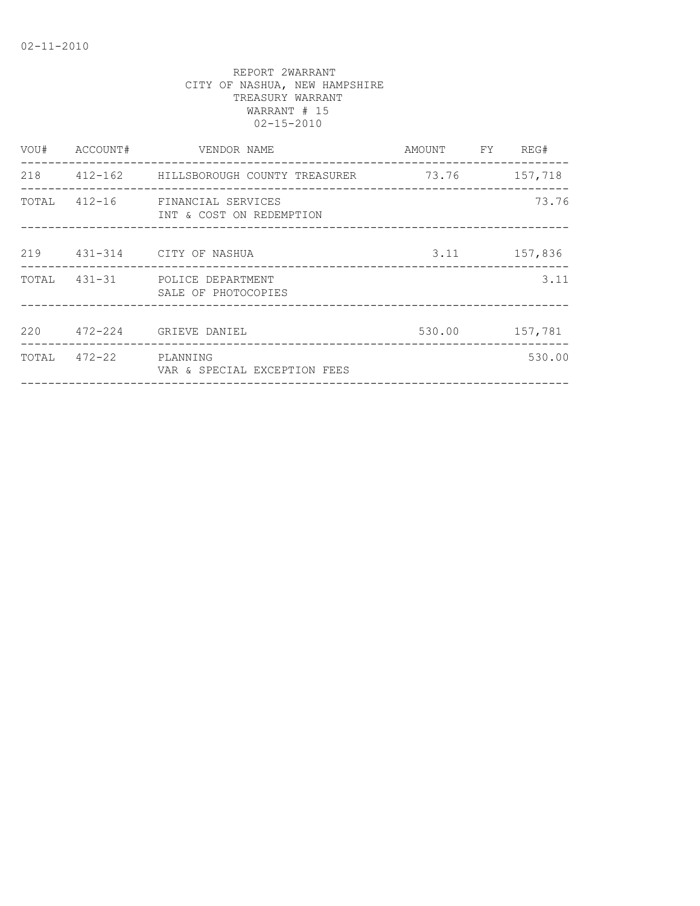REPORT 2WARRANT
CITY OF NASHUA, NEW HAMPSHIRE
TREASURY WARRANT
WARRANT # 15
02-15-2010

| VOU# | ACCOUNT# | VENDOR NAME | AMOUNT | FY | REG# |
|---|---|---|---|---|---|
| 218 | 412-162 | HILLSBOROUGH COUNTY TREASURER | 73.76 | | 157,718 |
| TOTAL | 412-16 | FINANCIAL SERVICES<br>INT & COST ON REDEMPTION | | | 73.76 |
| 219 | 431-314 | CITY OF NASHUA | 3.11 | | 157,836 |
| TOTAL | 431-31 | POLICE DEPARTMENT<br>SALE OF PHOTOCOPIES | | | 3.11 |
| 220 | 472-224 | GRIEVE DANIEL | 530.00 | | 157,781 |
| TOTAL | 472-22 | PLANNING<br>VAR & SPECIAL EXCEPTION FEES | | | 530.00 |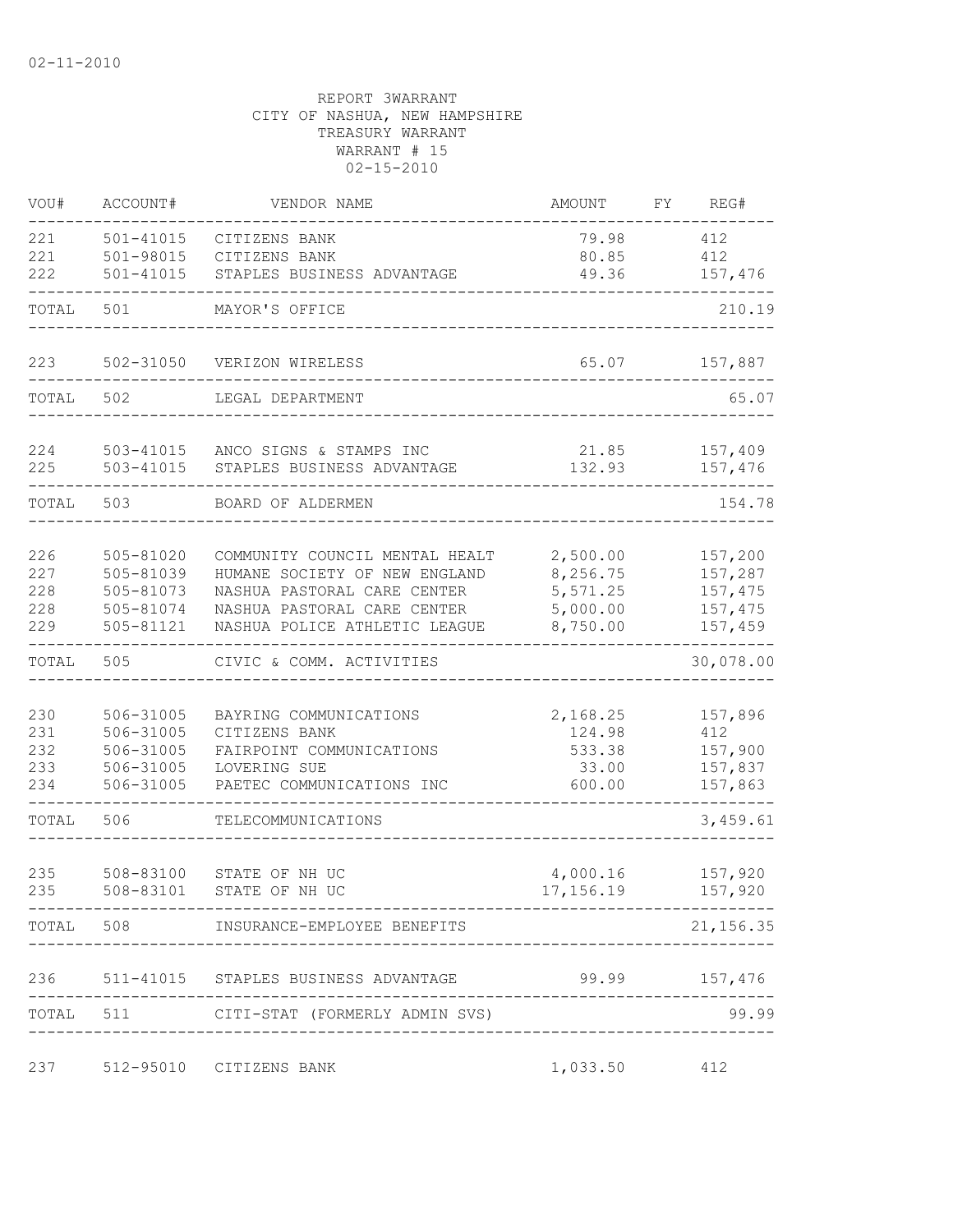02-11-2010

REPORT 3WARRANT
CITY OF NASHUA, NEW HAMPSHIRE
TREASURY WARRANT
WARRANT # 15
02-15-2010

| VOU# | ACCOUNT# | VENDOR NAME | AMOUNT | FY | REG# |
|---|---|---|---|---|---|
| 221 | 501-41015 | CITIZENS BANK | 79.98 | | 412 |
| 221 | 501-98015 | CITIZENS BANK | 80.85 | | 412 |
| 222 | 501-41015 | STAPLES BUSINESS ADVANTAGE | 49.36 | | 157,476 |
| TOTAL | 501 | MAYOR'S OFFICE | | | 210.19 |
| 223 | 502-31050 | VERIZON WIRELESS | 65.07 | | 157,887 |
| TOTAL | 502 | LEGAL DEPARTMENT | | | 65.07 |
| 224 | 503-41015 | ANCO SIGNS & STAMPS INC | 21.85 | | 157,409 |
| 225 | 503-41015 | STAPLES BUSINESS ADVANTAGE | 132.93 | | 157,476 |
| TOTAL | 503 | BOARD OF ALDERMEN | | | 154.78 |
| 226 | 505-81020 | COMMUNITY COUNCIL MENTAL HEALT | 2,500.00 | | 157,200 |
| 227 | 505-81039 | HUMANE SOCIETY OF NEW ENGLAND | 8,256.75 | | 157,287 |
| 228 | 505-81073 | NASHUA PASTORAL CARE CENTER | 5,571.25 | | 157,475 |
| 228 | 505-81074 | NASHUA PASTORAL CARE CENTER | 5,000.00 | | 157,475 |
| 229 | 505-81121 | NASHUA POLICE ATHLETIC LEAGUE | 8,750.00 | | 157,459 |
| TOTAL | 505 | CIVIC & COMM. ACTIVITIES | | | 30,078.00 |
| 230 | 506-31005 | BAYRING COMMUNICATIONS | 2,168.25 | | 157,896 |
| 231 | 506-31005 | CITIZENS BANK | 124.98 | | 412 |
| 232 | 506-31005 | FAIRPOINT COMMUNICATIONS | 533.38 | | 157,900 |
| 233 | 506-31005 | LOVERING SUE | 33.00 | | 157,837 |
| 234 | 506-31005 | PAETEC COMMUNICATIONS INC | 600.00 | | 157,863 |
| TOTAL | 506 | TELECOMMUNICATIONS | | | 3,459.61 |
| 235 | 508-83100 | STATE OF NH UC | 4,000.16 | | 157,920 |
| 235 | 508-83101 | STATE OF NH UC | 17,156.19 | | 157,920 |
| TOTAL | 508 | INSURANCE-EMPLOYEE BENEFITS | | | 21,156.35 |
| 236 | 511-41015 | STAPLES BUSINESS ADVANTAGE | 99.99 | | 157,476 |
| TOTAL | 511 | CITI-STAT (FORMERLY ADMIN SVS) | | | 99.99 |
| 237 | 512-95010 | CITIZENS BANK | 1,033.50 | | 412 |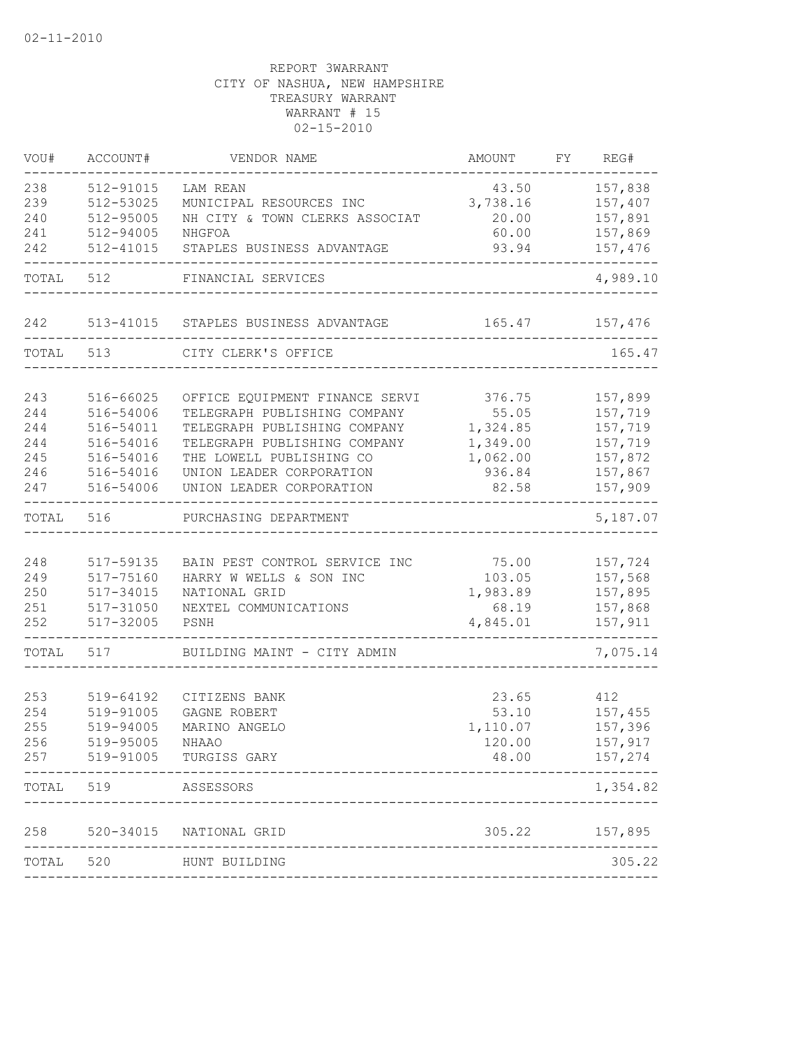02-11-2010

REPORT 3WARRANT
CITY OF NASHUA, NEW HAMPSHIRE
TREASURY WARRANT
WARRANT # 15
02-15-2010

| VOU# | ACCOUNT# | VENDOR NAME | AMOUNT | FY | REG# |
|---|---|---|---|---|---|
| 238 | 512-91015 | LAM REAN | 43.50 | | 157,838 |
| 239 | 512-53025 | MUNICIPAL RESOURCES INC | 3,738.16 | | 157,407 |
| 240 | 512-95005 | NH CITY & TOWN CLERKS ASSOCIAT | 20.00 | | 157,891 |
| 241 | 512-94005 | NHGFOA | 60.00 | | 157,869 |
| 242 | 512-41015 | STAPLES BUSINESS ADVANTAGE | 93.94 | | 157,476 |
| TOTAL | 512 | FINANCIAL SERVICES | | | 4,989.10 |
| 242 | 513-41015 | STAPLES BUSINESS ADVANTAGE | 165.47 | | 157,476 |
| TOTAL | 513 | CITY CLERK'S OFFICE | | | 165.47 |
| 243 | 516-66025 | OFFICE EQUIPMENT FINANCE SERVI | 376.75 | | 157,899 |
| 244 | 516-54006 | TELEGRAPH PUBLISHING COMPANY | 55.05 | | 157,719 |
| 244 | 516-54011 | TELEGRAPH PUBLISHING COMPANY | 1,324.85 | | 157,719 |
| 244 | 516-54016 | TELEGRAPH PUBLISHING COMPANY | 1,349.00 | | 157,719 |
| 245 | 516-54016 | THE LOWELL PUBLISHING CO | 1,062.00 | | 157,872 |
| 246 | 516-54016 | UNION LEADER CORPORATION | 936.84 | | 157,867 |
| 247 | 516-54006 | UNION LEADER CORPORATION | 82.58 | | 157,909 |
| TOTAL | 516 | PURCHASING DEPARTMENT | | | 5,187.07 |
| 248 | 517-59135 | BAIN PEST CONTROL SERVICE INC | 75.00 | | 157,724 |
| 249 | 517-75160 | HARRY W WELLS & SON INC | 103.05 | | 157,568 |
| 250 | 517-34015 | NATIONAL GRID | 1,983.89 | | 157,895 |
| 251 | 517-31050 | NEXTEL COMMUNICATIONS | 68.19 | | 157,868 |
| 252 | 517-32005 | PSNH | 4,845.01 | | 157,911 |
| TOTAL | 517 | BUILDING MAINT - CITY ADMIN | | | 7,075.14 |
| 253 | 519-64192 | CITIZENS BANK | 23.65 | | 412 |
| 254 | 519-91005 | GAGNE ROBERT | 53.10 | | 157,455 |
| 255 | 519-94005 | MARINO ANGELO | 1,110.07 | | 157,396 |
| 256 | 519-95005 | NHAAO | 120.00 | | 157,917 |
| 257 | 519-91005 | TURGISS GARY | 48.00 | | 157,274 |
| TOTAL | 519 | ASSESSORS | | | 1,354.82 |
| 258 | 520-34015 | NATIONAL GRID | 305.22 | | 157,895 |
| TOTAL | 520 | HUNT BUILDING | | | 305.22 |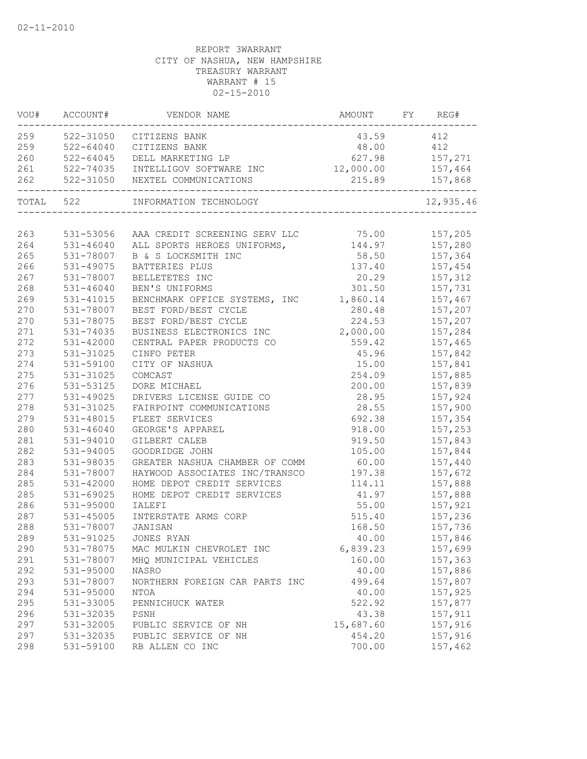REPORT 3WARRANT
CITY OF NASHUA, NEW HAMPSHIRE
TREASURY WARRANT
WARRANT # 15
02-15-2010

| VOU# | ACCOUNT# | VENDOR NAME | AMOUNT | FY | REG# |
|---|---|---|---|---|---|
| 259 | 522-31050 | CITIZENS BANK | 43.59 | | 412 |
| 259 | 522-64040 | CITIZENS BANK | 48.00 | | 412 |
| 260 | 522-64045 | DELL MARKETING LP | 627.98 | | 157,271 |
| 261 | 522-74035 | INTELLIGOV SOFTWARE INC | 12,000.00 | | 157,464 |
| 262 | 522-31050 | NEXTEL COMMUNICATIONS | 215.89 | | 157,868 |
| TOTAL | 522 | INFORMATION TECHNOLOGY | | | 12,935.46 |
| 263 | 531-53056 | AAA CREDIT SCREENING SERV LLC | 75.00 | | 157,205 |
| 264 | 531-46040 | ALL SPORTS HEROES UNIFORMS, | 144.97 | | 157,280 |
| 265 | 531-78007 | B & S LOCKSMITH INC | 58.50 | | 157,364 |
| 266 | 531-49075 | BATTERIES PLUS | 137.40 | | 157,454 |
| 267 | 531-78007 | BELLETETES INC | 20.29 | | 157,312 |
| 268 | 531-46040 | BEN'S UNIFORMS | 301.50 | | 157,731 |
| 269 | 531-41015 | BENCHMARK OFFICE SYSTEMS, INC | 1,860.14 | | 157,467 |
| 270 | 531-78007 | BEST FORD/BEST CYCLE | 280.48 | | 157,207 |
| 270 | 531-78075 | BEST FORD/BEST CYCLE | 224.53 | | 157,207 |
| 271 | 531-74035 | BUSINESS ELECTRONICS INC | 2,000.00 | | 157,284 |
| 272 | 531-42000 | CENTRAL PAPER PRODUCTS CO | 559.42 | | 157,465 |
| 273 | 531-31025 | CINFO PETER | 45.96 | | 157,842 |
| 274 | 531-59100 | CITY OF NASHUA | 15.00 | | 157,841 |
| 275 | 531-31025 | COMCAST | 254.09 | | 157,885 |
| 276 | 531-53125 | DORE MICHAEL | 200.00 | | 157,839 |
| 277 | 531-49025 | DRIVERS LICENSE GUIDE CO | 28.95 | | 157,924 |
| 278 | 531-31025 | FAIRPOINT COMMUNICATIONS | 28.55 | | 157,900 |
| 279 | 531-48015 | FLEET SERVICES | 692.38 | | 157,354 |
| 280 | 531-46040 | GEORGE'S APPAREL | 918.00 | | 157,253 |
| 281 | 531-94010 | GILBERT CALEB | 919.50 | | 157,843 |
| 282 | 531-94005 | GOODRIDGE JOHN | 105.00 | | 157,844 |
| 283 | 531-98035 | GREATER NASHUA CHAMBER OF COMM | 60.00 | | 157,440 |
| 284 | 531-78007 | HAYWOOD ASSOCIATES INC/TRANSCO | 197.38 | | 157,672 |
| 285 | 531-42000 | HOME DEPOT CREDIT SERVICES | 114.11 | | 157,888 |
| 285 | 531-69025 | HOME DEPOT CREDIT SERVICES | 41.97 | | 157,888 |
| 286 | 531-95000 | IALEFI | 55.00 | | 157,921 |
| 287 | 531-45005 | INTERSTATE ARMS CORP | 515.40 | | 157,236 |
| 288 | 531-78007 | JANISAN | 168.50 | | 157,736 |
| 289 | 531-91025 | JONES RYAN | 40.00 | | 157,846 |
| 290 | 531-78075 | MAC MULKIN CHEVROLET INC | 6,839.23 | | 157,699 |
| 291 | 531-78007 | MHQ MUNICIPAL VEHICLES | 160.00 | | 157,363 |
| 292 | 531-95000 | NASRO | 40.00 | | 157,886 |
| 293 | 531-78007 | NORTHERN FOREIGN CAR PARTS INC | 499.64 | | 157,807 |
| 294 | 531-95000 | NTOA | 40.00 | | 157,925 |
| 295 | 531-33005 | PENNICHUCK WATER | 522.92 | | 157,877 |
| 296 | 531-32035 | PSNH | 43.38 | | 157,911 |
| 297 | 531-32005 | PUBLIC SERVICE OF NH | 15,687.60 | | 157,916 |
| 297 | 531-32035 | PUBLIC SERVICE OF NH | 454.20 | | 157,916 |
| 298 | 531-59100 | RB ALLEN CO INC | 700.00 | | 157,462 |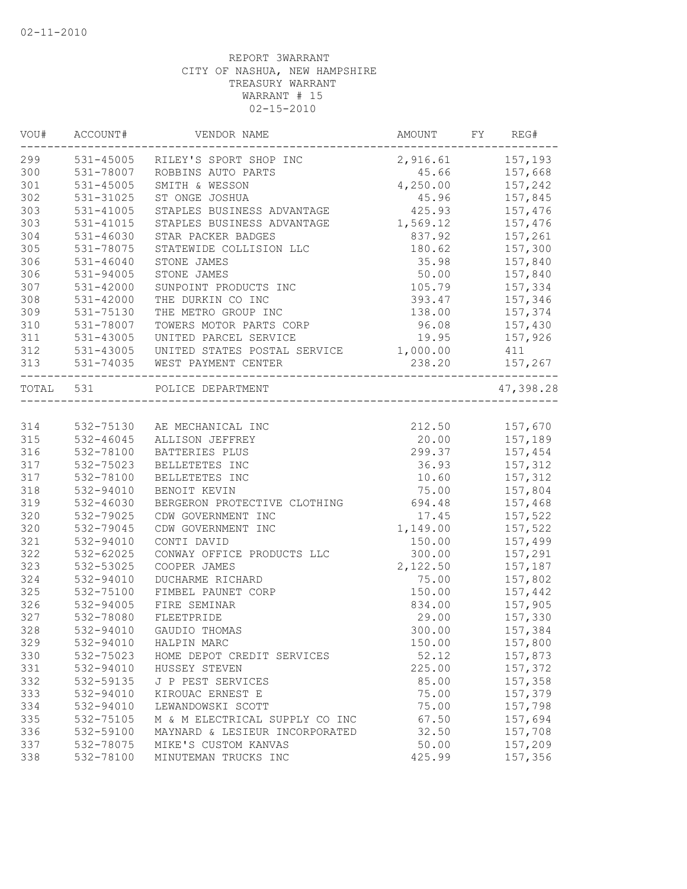02-11-2010

REPORT 3WARRANT
CITY OF NASHUA, NEW HAMPSHIRE
TREASURY WARRANT
WARRANT # 15
02-15-2010

| VOU# | ACCOUNT# | VENDOR NAME | AMOUNT | FY | REG# |
|---|---|---|---|---|---|
| 299 | 531-45005 | RILEY'S SPORT SHOP INC | 2,916.61 | | 157,193 |
| 300 | 531-78007 | ROBBINS AUTO PARTS | 45.66 | | 157,668 |
| 301 | 531-45005 | SMITH & WESSON | 4,250.00 | | 157,242 |
| 302 | 531-31025 | ST ONGE JOSHUA | 45.96 | | 157,845 |
| 303 | 531-41005 | STAPLES BUSINESS ADVANTAGE | 425.93 | | 157,476 |
| 303 | 531-41015 | STAPLES BUSINESS ADVANTAGE | 1,569.12 | | 157,476 |
| 304 | 531-46030 | STAR PACKER BADGES | 837.92 | | 157,261 |
| 305 | 531-78075 | STATEWIDE COLLISION LLC | 180.62 | | 157,300 |
| 306 | 531-46040 | STONE JAMES | 35.98 | | 157,840 |
| 306 | 531-94005 | STONE JAMES | 50.00 | | 157,840 |
| 307 | 531-42000 | SUNPOINT PRODUCTS INC | 105.79 | | 157,334 |
| 308 | 531-42000 | THE DURKIN CO INC | 393.47 | | 157,346 |
| 309 | 531-75130 | THE METRO GROUP INC | 138.00 | | 157,374 |
| 310 | 531-78007 | TOWERS MOTOR PARTS CORP | 96.08 | | 157,430 |
| 311 | 531-43005 | UNITED PARCEL SERVICE | 19.95 | | 157,926 |
| 312 | 531-43005 | UNITED STATES POSTAL SERVICE | 1,000.00 | | 411 |
| 313 | 531-74035 | WEST PAYMENT CENTER | 238.20 | | 157,267 |
| TOTAL | 531 | POLICE DEPARTMENT | | | 47,398.28 |
| 314 | 532-75130 | AE MECHANICAL INC | 212.50 | | 157,670 |
| 315 | 532-46045 | ALLISON JEFFREY | 20.00 | | 157,189 |
| 316 | 532-78100 | BATTERIES PLUS | 299.37 | | 157,454 |
| 317 | 532-75023 | BELLETETES INC | 36.93 | | 157,312 |
| 317 | 532-78100 | BELLETETES INC | 10.60 | | 157,312 |
| 318 | 532-94010 | BENOIT KEVIN | 75.00 | | 157,804 |
| 319 | 532-46030 | BERGERON PROTECTIVE CLOTHING | 694.48 | | 157,468 |
| 320 | 532-79025 | CDW GOVERNMENT INC | 17.45 | | 157,522 |
| 320 | 532-79045 | CDW GOVERNMENT INC | 1,149.00 | | 157,522 |
| 321 | 532-94010 | CONTI DAVID | 150.00 | | 157,499 |
| 322 | 532-62025 | CONWAY OFFICE PRODUCTS LLC | 300.00 | | 157,291 |
| 323 | 532-53025 | COOPER JAMES | 2,122.50 | | 157,187 |
| 324 | 532-94010 | DUCHARME RICHARD | 75.00 | | 157,802 |
| 325 | 532-75100 | FIMBEL PAUNET CORP | 150.00 | | 157,442 |
| 326 | 532-94005 | FIRE SEMINAR | 834.00 | | 157,905 |
| 327 | 532-78080 | FLEETPRIDE | 29.00 | | 157,330 |
| 328 | 532-94010 | GAUDIO THOMAS | 300.00 | | 157,384 |
| 329 | 532-94010 | HALPIN MARC | 150.00 | | 157,800 |
| 330 | 532-75023 | HOME DEPOT CREDIT SERVICES | 52.12 | | 157,873 |
| 331 | 532-94010 | HUSSEY STEVEN | 225.00 | | 157,372 |
| 332 | 532-59135 | J P PEST SERVICES | 85.00 | | 157,358 |
| 333 | 532-94010 | KIROUAC ERNEST E | 75.00 | | 157,379 |
| 334 | 532-94010 | LEWANDOWSKI SCOTT | 75.00 | | 157,798 |
| 335 | 532-75105 | M & M ELECTRICAL SUPPLY CO INC | 67.50 | | 157,694 |
| 336 | 532-59100 | MAYNARD & LESIEUR INCORPORATED | 32.50 | | 157,708 |
| 337 | 532-78075 | MIKE'S CUSTOM KANVAS | 50.00 | | 157,209 |
| 338 | 532-78100 | MINUTEMAN TRUCKS INC | 425.99 | | 157,356 |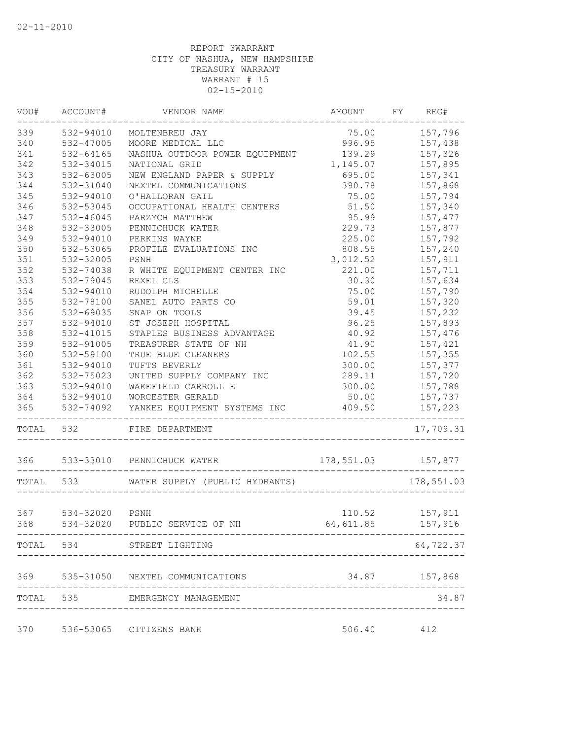02-11-2010

REPORT 3WARRANT
CITY OF NASHUA, NEW HAMPSHIRE
TREASURY WARRANT
WARRANT # 15
02-15-2010

| VOU# | ACCOUNT# | VENDOR NAME | AMOUNT | FY | REG# |
|---|---|---|---|---|---|
| 339 | 532-94010 | MOLTENBREU JAY | 75.00 | | 157,796 |
| 340 | 532-47005 | MOORE MEDICAL LLC | 996.95 | | 157,438 |
| 341 | 532-64165 | NASHUA OUTDOOR POWER EQUIPMENT | 139.29 | | 157,326 |
| 342 | 532-34015 | NATIONAL GRID | 1,145.07 | | 157,895 |
| 343 | 532-63005 | NEW ENGLAND PAPER & SUPPLY | 695.00 | | 157,341 |
| 344 | 532-31040 | NEXTEL COMMUNICATIONS | 390.78 | | 157,868 |
| 345 | 532-94010 | O'HALLORAN GAIL | 75.00 | | 157,794 |
| 346 | 532-53045 | OCCUPATIONAL HEALTH CENTERS | 51.50 | | 157,340 |
| 347 | 532-46045 | PARZYCH MATTHEW | 95.99 | | 157,477 |
| 348 | 532-33005 | PENNICHUCK WATER | 229.73 | | 157,877 |
| 349 | 532-94010 | PERKINS WAYNE | 225.00 | | 157,792 |
| 350 | 532-53065 | PROFILE EVALUATIONS INC | 808.55 | | 157,240 |
| 351 | 532-32005 | PSNH | 3,012.52 | | 157,911 |
| 352 | 532-74038 | R WHITE EQUIPMENT CENTER INC | 221.00 | | 157,711 |
| 353 | 532-79045 | REXEL CLS | 30.30 | | 157,634 |
| 354 | 532-94010 | RUDOLPH MICHELLE | 75.00 | | 157,790 |
| 355 | 532-78100 | SANEL AUTO PARTS CO | 59.01 | | 157,320 |
| 356 | 532-69035 | SNAP ON TOOLS | 39.45 | | 157,232 |
| 357 | 532-94010 | ST JOSEPH HOSPITAL | 96.25 | | 157,893 |
| 358 | 532-41015 | STAPLES BUSINESS ADVANTAGE | 40.92 | | 157,476 |
| 359 | 532-91005 | TREASURER STATE OF NH | 41.90 | | 157,421 |
| 360 | 532-59100 | TRUE BLUE CLEANERS | 102.55 | | 157,355 |
| 361 | 532-94010 | TUFTS BEVERLY | 300.00 | | 157,377 |
| 362 | 532-75023 | UNITED SUPPLY COMPANY INC | 289.11 | | 157,720 |
| 363 | 532-94010 | WAKEFIELD CARROLL E | 300.00 | | 157,788 |
| 364 | 532-94010 | WORCESTER GERALD | 50.00 | | 157,737 |
| 365 | 532-74092 | YANKEE EQUIPMENT SYSTEMS INC | 409.50 | | 157,223 |
| TOTAL | 532 | FIRE DEPARTMENT | | | 17,709.31 |
| 366 | 533-33010 | PENNICHUCK WATER | 178,551.03 | | 157,877 |
| TOTAL | 533 | WATER SUPPLY (PUBLIC HYDRANTS) | | | 178,551.03 |
| 367 | 534-32020 | PSNH | 110.52 | | 157,911 |
| 368 | 534-32020 | PUBLIC SERVICE OF NH | 64,611.85 | | 157,916 |
| TOTAL | 534 | STREET LIGHTING | | | 64,722.37 |
| 369 | 535-31050 | NEXTEL COMMUNICATIONS | 34.87 | | 157,868 |
| TOTAL | 535 | EMERGENCY MANAGEMENT | | | 34.87 |
| 370 | 536-53065 | CITIZENS BANK | 506.40 | | 412 |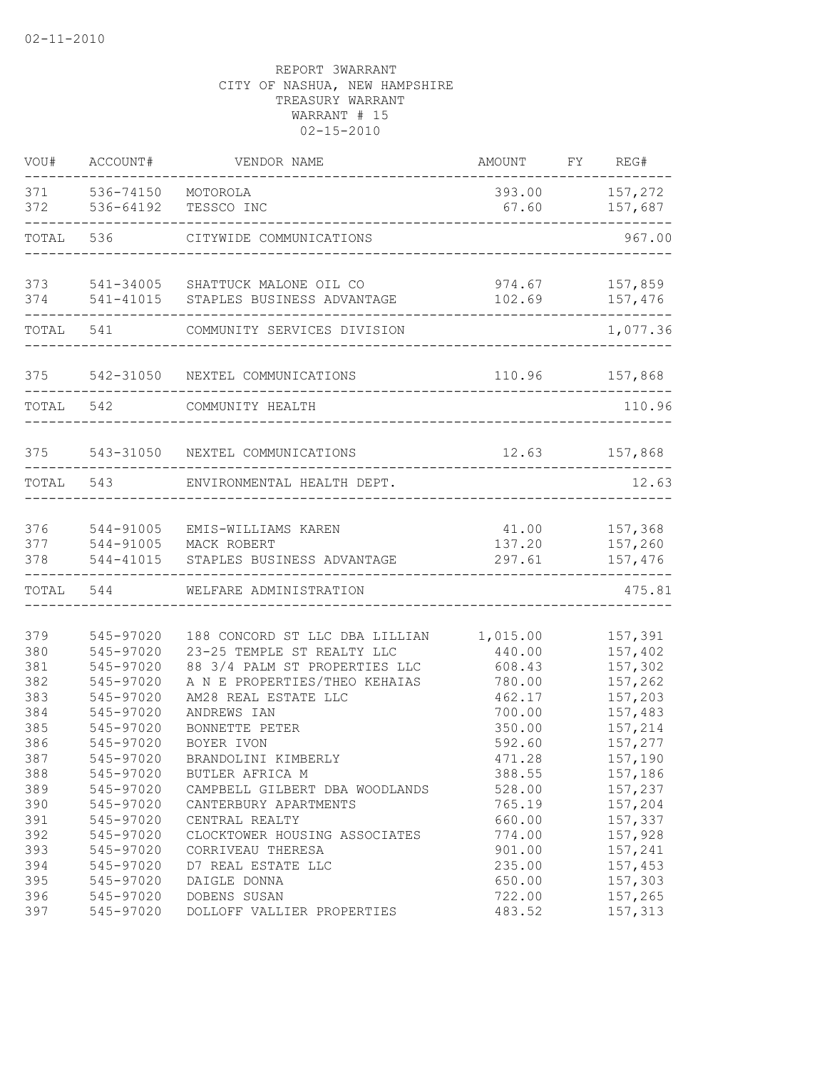02-11-2010

REPORT 3WARRANT
CITY OF NASHUA, NEW HAMPSHIRE
TREASURY WARRANT
WARRANT # 15
02-15-2010

| VOU# | ACCOUNT# | VENDOR NAME | AMOUNT | FY | REG# |
|---|---|---|---|---|---|
| 371 | 536-74150 | MOTOROLA | 393.00 | | 157,272 |
| 372 | 536-64192 | TESSCO INC | 67.60 | | 157,687 |
| TOTAL | 536 | CITYWIDE COMMUNICATIONS | | | 967.00 |
| 373 | 541-34005 | SHATTUCK MALONE OIL CO | 974.67 | | 157,859 |
| 374 | 541-41015 | STAPLES BUSINESS ADVANTAGE | 102.69 | | 157,476 |
| TOTAL | 541 | COMMUNITY SERVICES DIVISION | | | 1,077.36 |
| 375 | 542-31050 | NEXTEL COMMUNICATIONS | 110.96 | | 157,868 |
| TOTAL | 542 | COMMUNITY HEALTH | | | 110.96 |
| 375 | 543-31050 | NEXTEL COMMUNICATIONS | 12.63 | | 157,868 |
| TOTAL | 543 | ENVIRONMENTAL HEALTH DEPT. | | | 12.63 |
| 376 | 544-91005 | EMIS-WILLIAMS KAREN | 41.00 | | 157,368 |
| 377 | 544-91005 | MACK ROBERT | 137.20 | | 157,260 |
| 378 | 544-41015 | STAPLES BUSINESS ADVANTAGE | 297.61 | | 157,476 |
| TOTAL | 544 | WELFARE ADMINISTRATION | | | 475.81 |
| 379 | 545-97020 | 188 CONCORD ST LLC DBA LILLIAN | 1,015.00 | | 157,391 |
| 380 | 545-97020 | 23-25 TEMPLE ST REALTY LLC | 440.00 | | 157,402 |
| 381 | 545-97020 | 88 3/4 PALM ST PROPERTIES LLC | 608.43 | | 157,302 |
| 382 | 545-97020 | A N E PROPERTIES/THEO KEHAIAS | 780.00 | | 157,262 |
| 383 | 545-97020 | AM28 REAL ESTATE LLC | 462.17 | | 157,203 |
| 384 | 545-97020 | ANDREWS IAN | 700.00 | | 157,483 |
| 385 | 545-97020 | BONNETTE PETER | 350.00 | | 157,214 |
| 386 | 545-97020 | BOYER IVON | 592.60 | | 157,277 |
| 387 | 545-97020 | BRANDOLINI KIMBERLY | 471.28 | | 157,190 |
| 388 | 545-97020 | BUTLER AFRICA M | 388.55 | | 157,186 |
| 389 | 545-97020 | CAMPBELL GILBERT DBA WOODLANDS | 528.00 | | 157,237 |
| 390 | 545-97020 | CANTERBURY APARTMENTS | 765.19 | | 157,204 |
| 391 | 545-97020 | CENTRAL REALTY | 660.00 | | 157,337 |
| 392 | 545-97020 | CLOCKTOWER HOUSING ASSOCIATES | 774.00 | | 157,928 |
| 393 | 545-97020 | CORRIVEAU THERESA | 901.00 | | 157,241 |
| 394 | 545-97020 | D7 REAL ESTATE LLC | 235.00 | | 157,453 |
| 395 | 545-97020 | DAIGLE DONNA | 650.00 | | 157,303 |
| 396 | 545-97020 | DOBENS SUSAN | 722.00 | | 157,265 |
| 397 | 545-97020 | DOLLOFF VALLIER PROPERTIES | 483.52 | | 157,313 |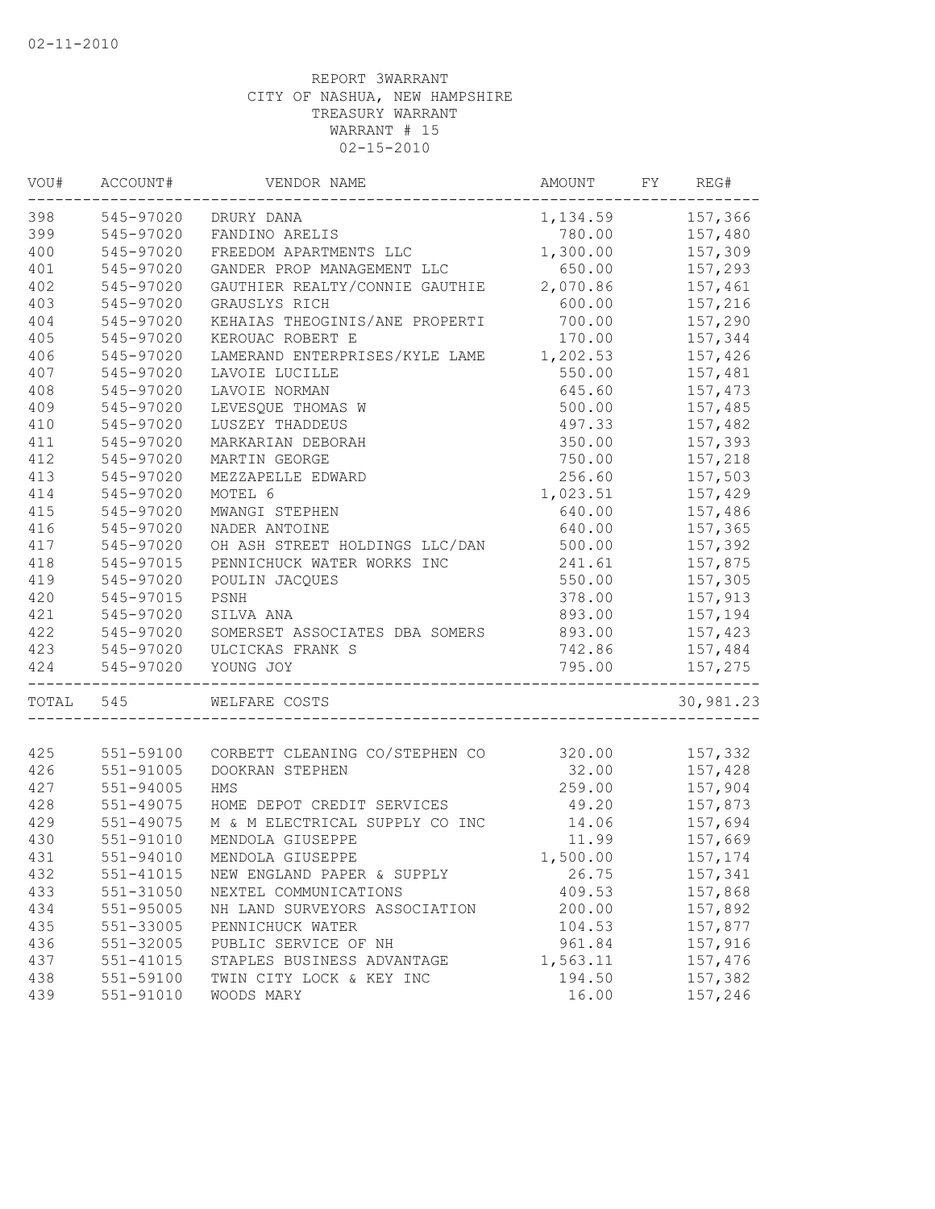02-11-2010

REPORT 3WARRANT
CITY OF NASHUA, NEW HAMPSHIRE
TREASURY WARRANT
WARRANT # 15
02-15-2010

| VOU# | ACCOUNT# | VENDOR NAME | AMOUNT | FY | REG# |
|---|---|---|---|---|---|
| 398 | 545-97020 | DRURY DANA | 1,134.59 | | 157,366 |
| 399 | 545-97020 | FANDINO ARELIS | 780.00 | | 157,480 |
| 400 | 545-97020 | FREEDOM APARTMENTS LLC | 1,300.00 | | 157,309 |
| 401 | 545-97020 | GANDER PROP MANAGEMENT LLC | 650.00 | | 157,293 |
| 402 | 545-97020 | GAUTHIER REALTY/CONNIE GAUTHIE | 2,070.86 | | 157,461 |
| 403 | 545-97020 | GRAUSLYS RICH | 600.00 | | 157,216 |
| 404 | 545-97020 | KEHAIAS THEOGINIS/ANE PROPERTI | 700.00 | | 157,290 |
| 405 | 545-97020 | KEROUAC ROBERT E | 170.00 | | 157,344 |
| 406 | 545-97020 | LAMERAND ENTERPRISES/KYLE LAME | 1,202.53 | | 157,426 |
| 407 | 545-97020 | LAVOIE LUCILLE | 550.00 | | 157,481 |
| 408 | 545-97020 | LAVOIE NORMAN | 645.60 | | 157,473 |
| 409 | 545-97020 | LEVESQUE THOMAS W | 500.00 | | 157,485 |
| 410 | 545-97020 | LUSZEY THADDEUS | 497.33 | | 157,482 |
| 411 | 545-97020 | MARKARIAN DEBORAH | 350.00 | | 157,393 |
| 412 | 545-97020 | MARTIN GEORGE | 750.00 | | 157,218 |
| 413 | 545-97020 | MEZZAPELLE EDWARD | 256.60 | | 157,503 |
| 414 | 545-97020 | MOTEL 6 | 1,023.51 | | 157,429 |
| 415 | 545-97020 | MWANGI STEPHEN | 640.00 | | 157,486 |
| 416 | 545-97020 | NADER ANTOINE | 640.00 | | 157,365 |
| 417 | 545-97020 | OH ASH STREET HOLDINGS LLC/DAN | 500.00 | | 157,392 |
| 418 | 545-97015 | PENNICHUCK WATER WORKS INC | 241.61 | | 157,875 |
| 419 | 545-97020 | POULIN JACQUES | 550.00 | | 157,305 |
| 420 | 545-97015 | PSNH | 378.00 | | 157,913 |
| 421 | 545-97020 | SILVA ANA | 893.00 | | 157,194 |
| 422 | 545-97020 | SOMERSET ASSOCIATES DBA SOMERS | 893.00 | | 157,423 |
| 423 | 545-97020 | ULCICKAS FRANK S | 742.86 | | 157,484 |
| 424 | 545-97020 | YOUNG JOY | 795.00 | | 157,275 |
| TOTAL | 545 | WELFARE COSTS | | | 30,981.23 |
| 425 | 551-59100 | CORBETT CLEANING CO/STEPHEN CO | 320.00 | | 157,332 |
| 426 | 551-91005 | DOOKRAN STEPHEN | 32.00 | | 157,428 |
| 427 | 551-94005 | HMS | 259.00 | | 157,904 |
| 428 | 551-49075 | HOME DEPOT CREDIT SERVICES | 49.20 | | 157,873 |
| 429 | 551-49075 | M & M ELECTRICAL SUPPLY CO INC | 14.06 | | 157,694 |
| 430 | 551-91010 | MENDOLA GIUSEPPE | 11.99 | | 157,669 |
| 431 | 551-94010 | MENDOLA GIUSEPPE | 1,500.00 | | 157,174 |
| 432 | 551-41015 | NEW ENGLAND PAPER & SUPPLY | 26.75 | | 157,341 |
| 433 | 551-31050 | NEXTEL COMMUNICATIONS | 409.53 | | 157,868 |
| 434 | 551-95005 | NH LAND SURVEYORS ASSOCIATION | 200.00 | | 157,892 |
| 435 | 551-33005 | PENNICHUCK WATER | 104.53 | | 157,877 |
| 436 | 551-32005 | PUBLIC SERVICE OF NH | 961.84 | | 157,916 |
| 437 | 551-41015 | STAPLES BUSINESS ADVANTAGE | 1,563.11 | | 157,476 |
| 438 | 551-59100 | TWIN CITY LOCK & KEY INC | 194.50 | | 157,382 |
| 439 | 551-91010 | WOODS MARY | 16.00 | | 157,246 |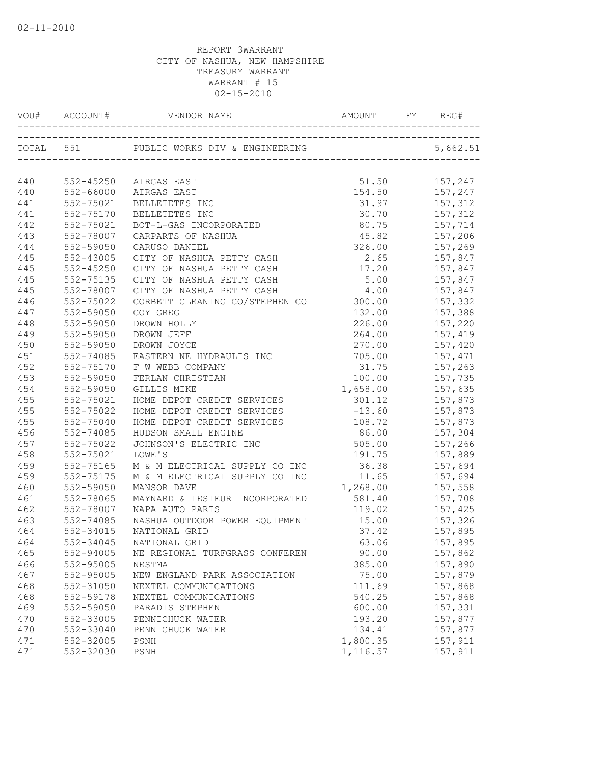02-11-2010

REPORT 3WARRANT
CITY OF NASHUA, NEW HAMPSHIRE
TREASURY WARRANT
WARRANT # 15
02-15-2010

| VOU# | ACCOUNT# | VENDOR NAME | AMOUNT | FY | REG# |
|---|---|---|---|---|---|
| TOTAL | 551 | PUBLIC WORKS DIV & ENGINEERING | | | 5,662.51 |
| 440 | 552-45250 | AIRGAS EAST | 51.50 | | 157,247 |
| 440 | 552-66000 | AIRGAS EAST | 154.50 | | 157,247 |
| 441 | 552-75021 | BELLETETES INC | 31.97 | | 157,312 |
| 441 | 552-75170 | BELLETETES INC | 30.70 | | 157,312 |
| 442 | 552-75021 | BOT-L-GAS INCORPORATED | 80.75 | | 157,714 |
| 443 | 552-78007 | CARPARTS OF NASHUA | 45.82 | | 157,206 |
| 444 | 552-59050 | CARUSO DANIEL | 326.00 | | 157,269 |
| 445 | 552-43005 | CITY OF NASHUA PETTY CASH | 2.65 | | 157,847 |
| 445 | 552-45250 | CITY OF NASHUA PETTY CASH | 17.20 | | 157,847 |
| 445 | 552-75135 | CITY OF NASHUA PETTY CASH | 5.00 | | 157,847 |
| 445 | 552-78007 | CITY OF NASHUA PETTY CASH | 4.00 | | 157,847 |
| 446 | 552-75022 | CORBETT CLEANING CO/STEPHEN CO | 300.00 | | 157,332 |
| 447 | 552-59050 | COY GREG | 132.00 | | 157,388 |
| 448 | 552-59050 | DROWN HOLLY | 226.00 | | 157,220 |
| 449 | 552-59050 | DROWN JEFF | 264.00 | | 157,419 |
| 450 | 552-59050 | DROWN JOYCE | 270.00 | | 157,420 |
| 451 | 552-74085 | EASTERN NE HYDRAULIS INC | 705.00 | | 157,471 |
| 452 | 552-75170 | F W WEBB COMPANY | 31.75 | | 157,263 |
| 453 | 552-59050 | FERLAN CHRISTIAN | 100.00 | | 157,735 |
| 454 | 552-59050 | GILLIS MIKE | 1,658.00 | | 157,635 |
| 455 | 552-75021 | HOME DEPOT CREDIT SERVICES | 301.12 | | 157,873 |
| 455 | 552-75022 | HOME DEPOT CREDIT SERVICES | -13.60 | | 157,873 |
| 455 | 552-75040 | HOME DEPOT CREDIT SERVICES | 108.72 | | 157,873 |
| 456 | 552-74085 | HUDSON SMALL ENGINE | 86.00 | | 157,304 |
| 457 | 552-75022 | JOHNSON'S ELECTRIC INC | 505.00 | | 157,266 |
| 458 | 552-75021 | LOWE'S | 191.75 | | 157,889 |
| 459 | 552-75165 | M & M ELECTRICAL SUPPLY CO INC | 36.38 | | 157,694 |
| 459 | 552-75175 | M & M ELECTRICAL SUPPLY CO INC | 11.65 | | 157,694 |
| 460 | 552-59050 | MANSOR DAVE | 1,268.00 | | 157,558 |
| 461 | 552-78065 | MAYNARD & LESIEUR INCORPORATED | 581.40 | | 157,708 |
| 462 | 552-78007 | NAPA AUTO PARTS | 119.02 | | 157,425 |
| 463 | 552-74085 | NASHUA OUTDOOR POWER EQUIPMENT | 15.00 | | 157,326 |
| 464 | 552-34015 | NATIONAL GRID | 37.42 | | 157,895 |
| 464 | 552-34045 | NATIONAL GRID | 63.06 | | 157,895 |
| 465 | 552-94005 | NE REGIONAL TURFGRASS CONFEREN | 90.00 | | 157,862 |
| 466 | 552-95005 | NESTMA | 385.00 | | 157,890 |
| 467 | 552-95005 | NEW ENGLAND PARK ASSOCIATION | 75.00 | | 157,879 |
| 468 | 552-31050 | NEXTEL COMMUNICATIONS | 111.69 | | 157,868 |
| 468 | 552-59178 | NEXTEL COMMUNICATIONS | 540.25 | | 157,868 |
| 469 | 552-59050 | PARADIS STEPHEN | 600.00 | | 157,331 |
| 470 | 552-33005 | PENNICHUCK WATER | 193.20 | | 157,877 |
| 470 | 552-33040 | PENNICHUCK WATER | 134.41 | | 157,877 |
| 471 | 552-32005 | PSNH | 1,800.35 | | 157,911 |
| 471 | 552-32030 | PSNH | 1,116.57 | | 157,911 |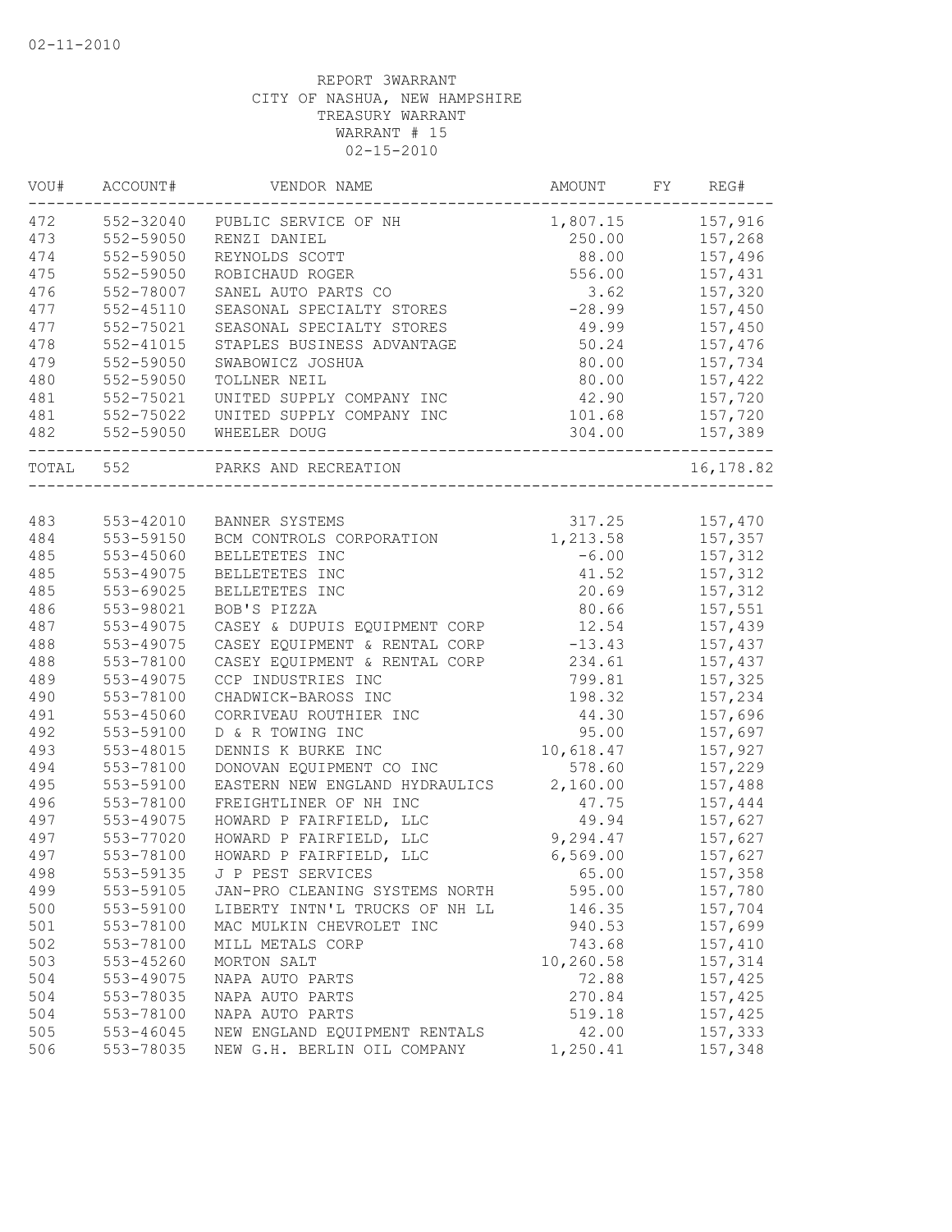02-11-2010

REPORT 3WARRANT
CITY OF NASHUA, NEW HAMPSHIRE
TREASURY WARRANT
WARRANT # 15
02-15-2010

| VOU# | ACCOUNT# | VENDOR NAME | AMOUNT | FY | REG# |
|---|---|---|---|---|---|
| 472 | 552-32040 | PUBLIC SERVICE OF NH | 1,807.15 | | 157,916 |
| 473 | 552-59050 | RENZI DANIEL | 250.00 | | 157,268 |
| 474 | 552-59050 | REYNOLDS SCOTT | 88.00 | | 157,496 |
| 475 | 552-59050 | ROBICHAUD ROGER | 556.00 | | 157,431 |
| 476 | 552-78007 | SANEL AUTO PARTS CO | 3.62 | | 157,320 |
| 477 | 552-45110 | SEASONAL SPECIALTY STORES | -28.99 | | 157,450 |
| 477 | 552-75021 | SEASONAL SPECIALTY STORES | 49.99 | | 157,450 |
| 478 | 552-41015 | STAPLES BUSINESS ADVANTAGE | 50.24 | | 157,476 |
| 479 | 552-59050 | SWABOWICZ JOSHUA | 80.00 | | 157,734 |
| 480 | 552-59050 | TOLLNER NEIL | 80.00 | | 157,422 |
| 481 | 552-75021 | UNITED SUPPLY COMPANY INC | 42.90 | | 157,720 |
| 481 | 552-75022 | UNITED SUPPLY COMPANY INC | 101.68 | | 157,720 |
| 482 | 552-59050 | WHEELER DOUG | 304.00 | | 157,389 |
| TOTAL | 552 | PARKS AND RECREATION | | | 16,178.82 |

| VOU# | ACCOUNT# | VENDOR NAME | AMOUNT | FY | REG# |
|---|---|---|---|---|---|
| 483 | 553-42010 | BANNER SYSTEMS | 317.25 | | 157,470 |
| 484 | 553-59150 | BCM CONTROLS CORPORATION | 1,213.58 | | 157,357 |
| 485 | 553-45060 | BELLETETES INC | -6.00 | | 157,312 |
| 485 | 553-49075 | BELLETETES INC | 41.52 | | 157,312 |
| 485 | 553-69025 | BELLETETES INC | 20.69 | | 157,312 |
| 486 | 553-98021 | BOB'S PIZZA | 80.66 | | 157,551 |
| 487 | 553-49075 | CASEY & DUPUIS EQUIPMENT CORP | 12.54 | | 157,439 |
| 488 | 553-49075 | CASEY EQUIPMENT & RENTAL CORP | -13.43 | | 157,437 |
| 488 | 553-78100 | CASEY EQUIPMENT & RENTAL CORP | 234.61 | | 157,437 |
| 489 | 553-49075 | CCP INDUSTRIES INC | 799.81 | | 157,325 |
| 490 | 553-78100 | CHADWICK-BAROSS INC | 198.32 | | 157,234 |
| 491 | 553-45060 | CORRIVEAU ROUTHIER INC | 44.30 | | 157,696 |
| 492 | 553-59100 | D & R TOWING INC | 95.00 | | 157,697 |
| 493 | 553-48015 | DENNIS K BURKE INC | 10,618.47 | | 157,927 |
| 494 | 553-78100 | DONOVAN EQUIPMENT CO INC | 578.60 | | 157,229 |
| 495 | 553-59100 | EASTERN NEW ENGLAND HYDRAULICS | 2,160.00 | | 157,488 |
| 496 | 553-78100 | FREIGHTLINER OF NH INC | 47.75 | | 157,444 |
| 497 | 553-49075 | HOWARD P FAIRFIELD, LLC | 49.94 | | 157,627 |
| 497 | 553-77020 | HOWARD P FAIRFIELD, LLC | 9,294.47 | | 157,627 |
| 497 | 553-78100 | HOWARD P FAIRFIELD, LLC | 6,569.00 | | 157,627 |
| 498 | 553-59135 | J P PEST SERVICES | 65.00 | | 157,358 |
| 499 | 553-59105 | JAN-PRO CLEANING SYSTEMS NORTH | 595.00 | | 157,780 |
| 500 | 553-59100 | LIBERTY INTN'L TRUCKS OF NH LL | 146.35 | | 157,704 |
| 501 | 553-78100 | MAC MULKIN CHEVROLET INC | 940.53 | | 157,699 |
| 502 | 553-78100 | MILL METALS CORP | 743.68 | | 157,410 |
| 503 | 553-45260 | MORTON SALT | 10,260.58 | | 157,314 |
| 504 | 553-49075 | NAPA AUTO PARTS | 72.88 | | 157,425 |
| 504 | 553-78035 | NAPA AUTO PARTS | 270.84 | | 157,425 |
| 504 | 553-78100 | NAPA AUTO PARTS | 519.18 | | 157,425 |
| 505 | 553-46045 | NEW ENGLAND EQUIPMENT RENTALS | 42.00 | | 157,333 |
| 506 | 553-78035 | NEW G.H. BERLIN OIL COMPANY | 1,250.41 | | 157,348 |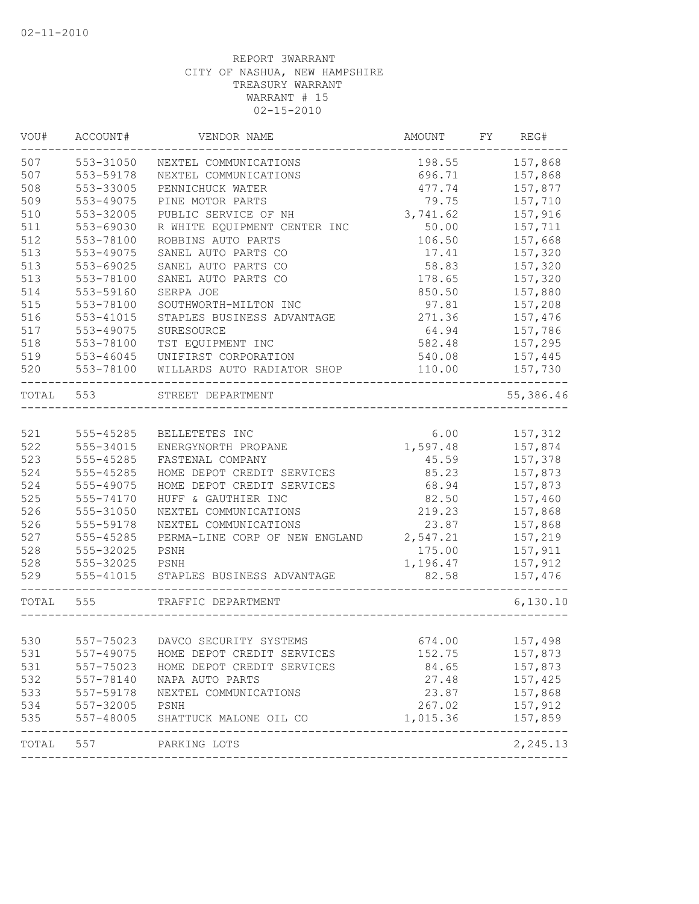02-11-2010

REPORT 3WARRANT
CITY OF NASHUA, NEW HAMPSHIRE
TREASURY WARRANT
WARRANT # 15
02-15-2010

| VOU# | ACCOUNT# | VENDOR NAME | AMOUNT | FY | REG# |
|---|---|---|---|---|---|
| 507 | 553-31050 | NEXTEL COMMUNICATIONS | 198.55 | | 157,868 |
| 507 | 553-59178 | NEXTEL COMMUNICATIONS | 696.71 | | 157,868 |
| 508 | 553-33005 | PENNICHUCK WATER | 477.74 | | 157,877 |
| 509 | 553-49075 | PINE MOTOR PARTS | 79.75 | | 157,710 |
| 510 | 553-32005 | PUBLIC SERVICE OF NH | 3,741.62 | | 157,916 |
| 511 | 553-69030 | R WHITE EQUIPMENT CENTER INC | 50.00 | | 157,711 |
| 512 | 553-78100 | ROBBINS AUTO PARTS | 106.50 | | 157,668 |
| 513 | 553-49075 | SANEL AUTO PARTS CO | 17.41 | | 157,320 |
| 513 | 553-69025 | SANEL AUTO PARTS CO | 58.83 | | 157,320 |
| 513 | 553-78100 | SANEL AUTO PARTS CO | 178.65 | | 157,320 |
| 514 | 553-59160 | SERPA JOE | 850.50 | | 157,880 |
| 515 | 553-78100 | SOUTHWORTH-MILTON INC | 97.81 | | 157,208 |
| 516 | 553-41015 | STAPLES BUSINESS ADVANTAGE | 271.36 | | 157,476 |
| 517 | 553-49075 | SURESOURCE | 64.94 | | 157,786 |
| 518 | 553-78100 | TST EQUIPMENT INC | 582.48 | | 157,295 |
| 519 | 553-46045 | UNIFIRST CORPORATION | 540.08 | | 157,445 |
| 520 | 553-78100 | WILLARDS AUTO RADIATOR SHOP | 110.00 | | 157,730 |
| TOTAL | 553 | STREET DEPARTMENT | | | 55,386.46 |
| 521 | 555-45285 | BELLETETES INC | 6.00 | | 157,312 |
| 522 | 555-34015 | ENERGYNORTH PROPANE | 1,597.48 | | 157,874 |
| 523 | 555-45285 | FASTENAL COMPANY | 45.59 | | 157,378 |
| 524 | 555-45285 | HOME DEPOT CREDIT SERVICES | 85.23 | | 157,873 |
| 524 | 555-49075 | HOME DEPOT CREDIT SERVICES | 68.94 | | 157,873 |
| 525 | 555-74170 | HUFF & GAUTHIER INC | 82.50 | | 157,460 |
| 526 | 555-31050 | NEXTEL COMMUNICATIONS | 219.23 | | 157,868 |
| 526 | 555-59178 | NEXTEL COMMUNICATIONS | 23.87 | | 157,868 |
| 527 | 555-45285 | PERMA-LINE CORP OF NEW ENGLAND | 2,547.21 | | 157,219 |
| 528 | 555-32025 | PSNH | 175.00 | | 157,911 |
| 528 | 555-32025 | PSNH | 1,196.47 | | 157,912 |
| 529 | 555-41015 | STAPLES BUSINESS ADVANTAGE | 82.58 | | 157,476 |
| TOTAL | 555 | TRAFFIC DEPARTMENT | | | 6,130.10 |
| 530 | 557-75023 | DAVCO SECURITY SYSTEMS | 674.00 | | 157,498 |
| 531 | 557-49075 | HOME DEPOT CREDIT SERVICES | 152.75 | | 157,873 |
| 531 | 557-75023 | HOME DEPOT CREDIT SERVICES | 84.65 | | 157,873 |
| 532 | 557-78140 | NAPA AUTO PARTS | 27.48 | | 157,425 |
| 533 | 557-59178 | NEXTEL COMMUNICATIONS | 23.87 | | 157,868 |
| 534 | 557-32005 | PSNH | 267.02 | | 157,912 |
| 535 | 557-48005 | SHATTUCK MALONE OIL CO | 1,015.36 | | 157,859 |
| TOTAL | 557 | PARKING LOTS | | | 2,245.13 |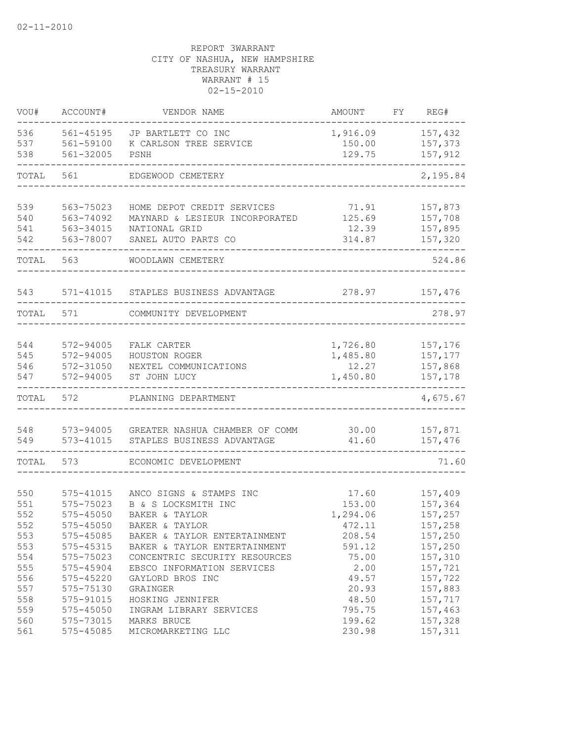02-11-2010

REPORT 3WARRANT
CITY OF NASHUA, NEW HAMPSHIRE
TREASURY WARRANT
WARRANT # 15
02-15-2010

| VOU# | ACCOUNT# | VENDOR NAME | AMOUNT | FY | REG# |
|---|---|---|---|---|---|
| 536 | 561-45195 | JP BARTLETT CO INC | 1,916.09 | | 157,432 |
| 537 | 561-59100 | K CARLSON TREE SERVICE | 150.00 | | 157,373 |
| 538 | 561-32005 | PSNH | 129.75 | | 157,912 |
| TOTAL | 561 | EDGEWOOD CEMETERY | | | 2,195.84 |
| 539 | 563-75023 | HOME DEPOT CREDIT SERVICES | 71.91 | | 157,873 |
| 540 | 563-74092 | MAYNARD & LESIEUR INCORPORATED | 125.69 | | 157,708 |
| 541 | 563-34015 | NATIONAL GRID | 12.39 | | 157,895 |
| 542 | 563-78007 | SANEL AUTO PARTS CO | 314.87 | | 157,320 |
| TOTAL | 563 | WOODLAWN CEMETERY | | | 524.86 |
| 543 | 571-41015 | STAPLES BUSINESS ADVANTAGE | 278.97 | | 157,476 |
| TOTAL | 571 | COMMUNITY DEVELOPMENT | | | 278.97 |
| 544 | 572-94005 | FALK CARTER | 1,726.80 | | 157,176 |
| 545 | 572-94005 | HOUSTON ROGER | 1,485.80 | | 157,177 |
| 546 | 572-31050 | NEXTEL COMMUNICATIONS | 12.27 | | 157,868 |
| 547 | 572-94005 | ST JOHN LUCY | 1,450.80 | | 157,178 |
| TOTAL | 572 | PLANNING DEPARTMENT | | | 4,675.67 |
| 548 | 573-94005 | GREATER NASHUA CHAMBER OF COMM | 30.00 | | 157,871 |
| 549 | 573-41015 | STAPLES BUSINESS ADVANTAGE | 41.60 | | 157,476 |
| TOTAL | 573 | ECONOMIC DEVELOPMENT | | | 71.60 |
| 550 | 575-41015 | ANCO SIGNS & STAMPS INC | 17.60 | | 157,409 |
| 551 | 575-75023 | B & S LOCKSMITH INC | 153.00 | | 157,364 |
| 552 | 575-45050 | BAKER & TAYLOR | 1,294.06 | | 157,257 |
| 552 | 575-45050 | BAKER & TAYLOR | 472.11 | | 157,258 |
| 553 | 575-45085 | BAKER & TAYLOR ENTERTAINMENT | 208.54 | | 157,250 |
| 553 | 575-45315 | BAKER & TAYLOR ENTERTAINMENT | 591.12 | | 157,250 |
| 554 | 575-75023 | CONCENTRIC SECURITY RESOURCES | 75.00 | | 157,310 |
| 555 | 575-45904 | EBSCO INFORMATION SERVICES | 2.00 | | 157,721 |
| 556 | 575-45220 | GAYLORD BROS INC | 49.57 | | 157,722 |
| 557 | 575-75130 | GRAINGER | 20.93 | | 157,883 |
| 558 | 575-91015 | HOSKING JENNIFER | 48.50 | | 157,717 |
| 559 | 575-45050 | INGRAM LIBRARY SERVICES | 795.75 | | 157,463 |
| 560 | 575-73015 | MARKS BRUCE | 199.62 | | 157,328 |
| 561 | 575-45085 | MICROMARKETING LLC | 230.98 | | 157,311 |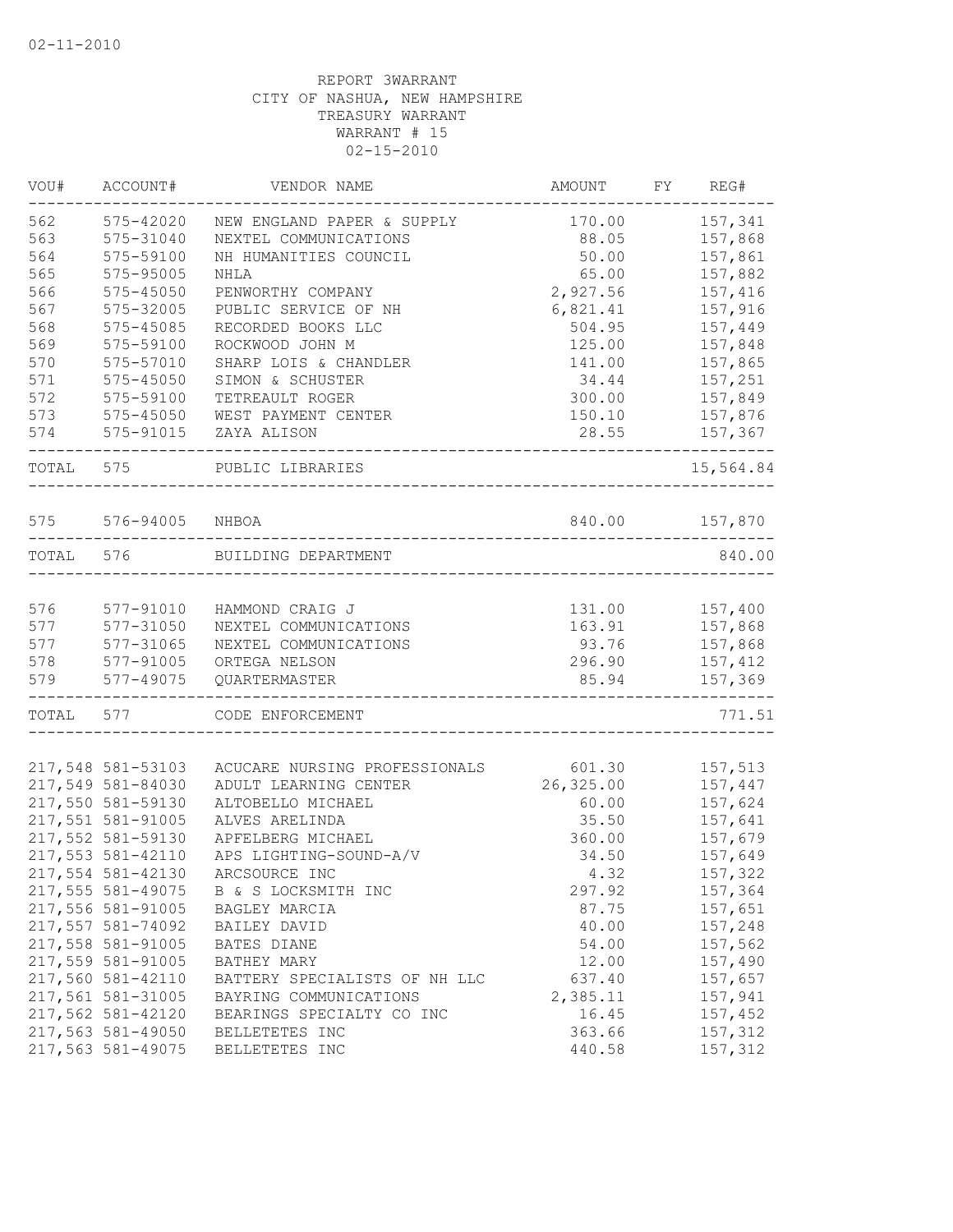02-11-2010

REPORT 3WARRANT
CITY OF NASHUA, NEW HAMPSHIRE
TREASURY WARRANT
WARRANT # 15
02-15-2010

| VOU# | ACCOUNT# | VENDOR NAME | AMOUNT | FY | REG# |
|---|---|---|---|---|---|
| 562 | 575-42020 | NEW ENGLAND PAPER & SUPPLY | 170.00 | | 157,341 |
| 563 | 575-31040 | NEXTEL COMMUNICATIONS | 88.05 | | 157,868 |
| 564 | 575-59100 | NH HUMANITIES COUNCIL | 50.00 | | 157,861 |
| 565 | 575-95005 | NHLA | 65.00 | | 157,882 |
| 566 | 575-45050 | PENWORTHY COMPANY | 2,927.56 | | 157,416 |
| 567 | 575-32005 | PUBLIC SERVICE OF NH | 6,821.41 | | 157,916 |
| 568 | 575-45085 | RECORDED BOOKS LLC | 504.95 | | 157,449 |
| 569 | 575-59100 | ROCKWOOD JOHN M | 125.00 | | 157,848 |
| 570 | 575-57010 | SHARP LOIS & CHANDLER | 141.00 | | 157,865 |
| 571 | 575-45050 | SIMON & SCHUSTER | 34.44 | | 157,251 |
| 572 | 575-59100 | TETREAULT ROGER | 300.00 | | 157,849 |
| 573 | 575-45050 | WEST PAYMENT CENTER | 150.10 | | 157,876 |
| 574 | 575-91015 | ZAYA ALISON | 28.55 | | 157,367 |
| TOTAL | 575 | PUBLIC LIBRARIES | | | 15,564.84 |
| 575 | 576-94005 | NHBOA | 840.00 | | 157,870 |
| TOTAL | 576 | BUILDING DEPARTMENT | | | 840.00 |
| 576 | 577-91010 | HAMMOND CRAIG J | 131.00 | | 157,400 |
| 577 | 577-31050 | NEXTEL COMMUNICATIONS | 163.91 | | 157,868 |
| 577 | 577-31065 | NEXTEL COMMUNICATIONS | 93.76 | | 157,868 |
| 578 | 577-91005 | ORTEGA NELSON | 296.90 | | 157,412 |
| 579 | 577-49075 | QUARTERMASTER | 85.94 | | 157,369 |
| TOTAL | 577 | CODE ENFORCEMENT | | | 771.51 |
| 217,548 | 581-53103 | ACUCARE NURSING PROFESSIONALS | 601.30 | | 157,513 |
| 217,549 | 581-84030 | ADULT LEARNING CENTER | 26,325.00 | | 157,447 |
| 217,550 | 581-59130 | ALTOBELLO MICHAEL | 60.00 | | 157,624 |
| 217,551 | 581-91005 | ALVES ARELINDA | 35.50 | | 157,641 |
| 217,552 | 581-59130 | APFELBERG MICHAEL | 360.00 | | 157,679 |
| 217,553 | 581-42110 | APS LIGHTING-SOUND-A/V | 34.50 | | 157,649 |
| 217,554 | 581-42130 | ARCSOURCE INC | 4.32 | | 157,322 |
| 217,555 | 581-49075 | B & S LOCKSMITH INC | 297.92 | | 157,364 |
| 217,556 | 581-91005 | BAGLEY MARCIA | 87.75 | | 157,651 |
| 217,557 | 581-74092 | BAILEY DAVID | 40.00 | | 157,248 |
| 217,558 | 581-91005 | BATES DIANE | 54.00 | | 157,562 |
| 217,559 | 581-91005 | BATHEY MARY | 12.00 | | 157,490 |
| 217,560 | 581-42110 | BATTERY SPECIALISTS OF NH LLC | 637.40 | | 157,657 |
| 217,561 | 581-31005 | BAYRING COMMUNICATIONS | 2,385.11 | | 157,941 |
| 217,562 | 581-42120 | BEARINGS SPECIALTY CO INC | 16.45 | | 157,452 |
| 217,563 | 581-49050 | BELLETETES INC | 363.66 | | 157,312 |
| 217,563 | 581-49075 | BELLETETES INC | 440.58 | | 157,312 |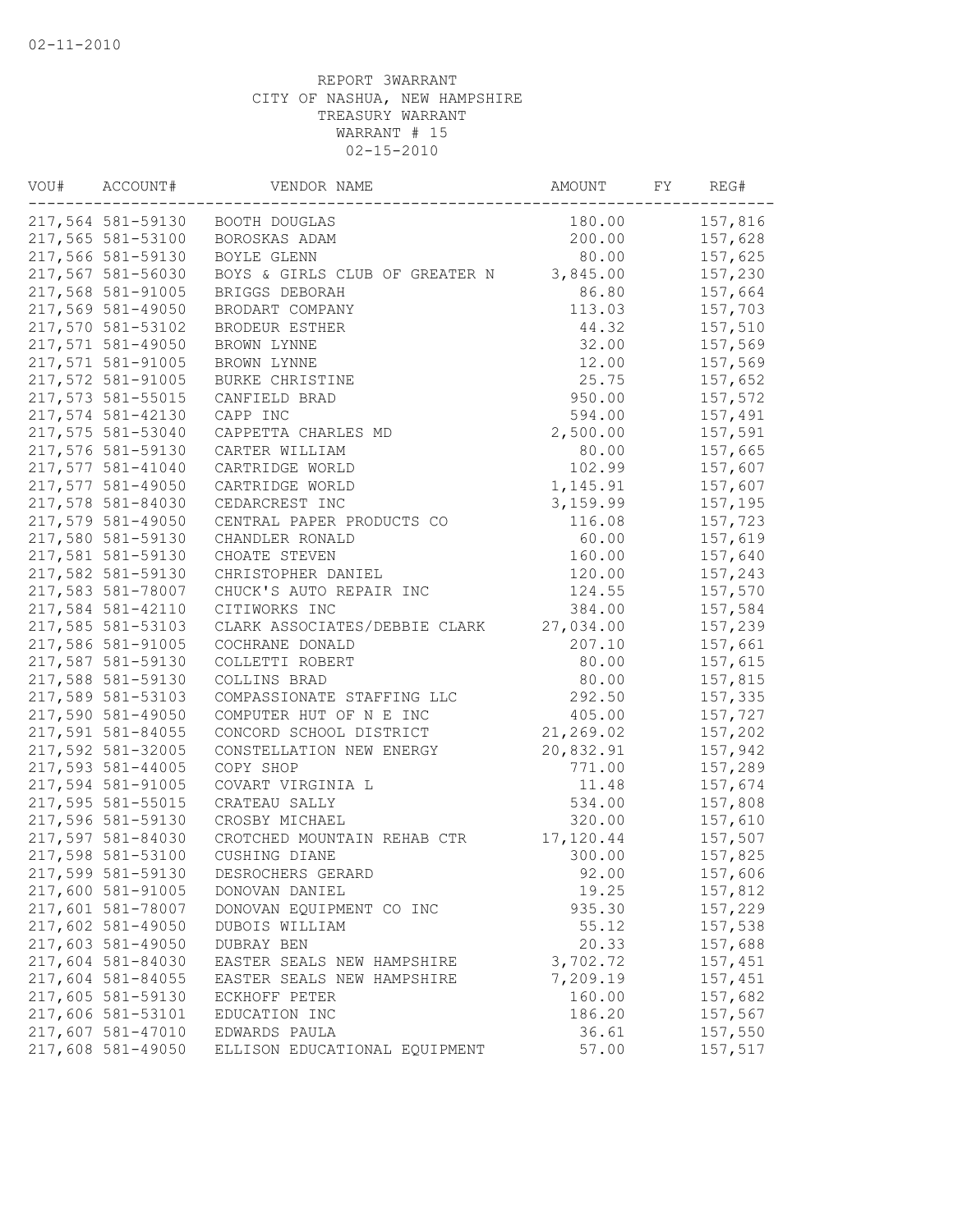02-11-2010

REPORT 3WARRANT
CITY OF NASHUA, NEW HAMPSHIRE
TREASURY WARRANT
WARRANT # 15
02-15-2010

| VOU# | ACCOUNT# | VENDOR NAME | AMOUNT | FY | REG# |
|---|---|---|---|---|---|
| 217,564 | 581-59130 | BOOTH DOUGLAS | 180.00 | | 157,816 |
| 217,565 | 581-53100 | BOROSKAS ADAM | 200.00 | | 157,628 |
| 217,566 | 581-59130 | BOYLE GLENN | 80.00 | | 157,625 |
| 217,567 | 581-56030 | BOYS & GIRLS CLUB OF GREATER N | 3,845.00 | | 157,230 |
| 217,568 | 581-91005 | BRIGGS DEBORAH | 86.80 | | 157,664 |
| 217,569 | 581-49050 | BRODART COMPANY | 113.03 | | 157,703 |
| 217,570 | 581-53102 | BRODEUR ESTHER | 44.32 | | 157,510 |
| 217,571 | 581-49050 | BROWN LYNNE | 32.00 | | 157,569 |
| 217,571 | 581-91005 | BROWN LYNNE | 12.00 | | 157,569 |
| 217,572 | 581-91005 | BURKE CHRISTINE | 25.75 | | 157,652 |
| 217,573 | 581-55015 | CANFIELD BRAD | 950.00 | | 157,572 |
| 217,574 | 581-42130 | CAPP INC | 594.00 | | 157,491 |
| 217,575 | 581-53040 | CAPPETTA CHARLES MD | 2,500.00 | | 157,591 |
| 217,576 | 581-59130 | CARTER WILLIAM | 80.00 | | 157,665 |
| 217,577 | 581-41040 | CARTRIDGE WORLD | 102.99 | | 157,607 |
| 217,577 | 581-49050 | CARTRIDGE WORLD | 1,145.91 | | 157,607 |
| 217,578 | 581-84030 | CEDARCREST INC | 3,159.99 | | 157,195 |
| 217,579 | 581-49050 | CENTRAL PAPER PRODUCTS CO | 116.08 | | 157,723 |
| 217,580 | 581-59130 | CHANDLER RONALD | 60.00 | | 157,619 |
| 217,581 | 581-59130 | CHOATE STEVEN | 160.00 | | 157,640 |
| 217,582 | 581-59130 | CHRISTOPHER DANIEL | 120.00 | | 157,243 |
| 217,583 | 581-78007 | CHUCK'S AUTO REPAIR INC | 124.55 | | 157,570 |
| 217,584 | 581-42110 | CITIWORKS INC | 384.00 | | 157,584 |
| 217,585 | 581-53103 | CLARK ASSOCIATES/DEBBIE CLARK | 27,034.00 | | 157,239 |
| 217,586 | 581-91005 | COCHRANE DONALD | 207.10 | | 157,661 |
| 217,587 | 581-59130 | COLLETTI ROBERT | 80.00 | | 157,615 |
| 217,588 | 581-59130 | COLLINS BRAD | 80.00 | | 157,815 |
| 217,589 | 581-53103 | COMPASSIONATE STAFFING LLC | 292.50 | | 157,335 |
| 217,590 | 581-49050 | COMPUTER HUT OF N E INC | 405.00 | | 157,727 |
| 217,591 | 581-84055 | CONCORD SCHOOL DISTRICT | 21,269.02 | | 157,202 |
| 217,592 | 581-32005 | CONSTELLATION NEW ENERGY | 20,832.91 | | 157,942 |
| 217,593 | 581-44005 | COPY SHOP | 771.00 | | 157,289 |
| 217,594 | 581-91005 | COVART VIRGINIA L | 11.48 | | 157,674 |
| 217,595 | 581-55015 | CRATEAU SALLY | 534.00 | | 157,808 |
| 217,596 | 581-59130 | CROSBY MICHAEL | 320.00 | | 157,610 |
| 217,597 | 581-84030 | CROTCHED MOUNTAIN REHAB CTR | 17,120.44 | | 157,507 |
| 217,598 | 581-53100 | CUSHING DIANE | 300.00 | | 157,825 |
| 217,599 | 581-59130 | DESROCHERS GERARD | 92.00 | | 157,606 |
| 217,600 | 581-91005 | DONOVAN DANIEL | 19.25 | | 157,812 |
| 217,601 | 581-78007 | DONOVAN EQUIPMENT CO INC | 935.30 | | 157,229 |
| 217,602 | 581-49050 | DUBOIS WILLIAM | 55.12 | | 157,538 |
| 217,603 | 581-49050 | DUBRAY BEN | 20.33 | | 157,688 |
| 217,604 | 581-84030 | EASTER SEALS NEW HAMPSHIRE | 3,702.72 | | 157,451 |
| 217,604 | 581-84055 | EASTER SEALS NEW HAMPSHIRE | 7,209.19 | | 157,451 |
| 217,605 | 581-59130 | ECKHOFF PETER | 160.00 | | 157,682 |
| 217,606 | 581-53101 | EDUCATION INC | 186.20 | | 157,567 |
| 217,607 | 581-47010 | EDWARDS PAULA | 36.61 | | 157,550 |
| 217,608 | 581-49050 | ELLISON EDUCATIONAL EQUIPMENT | 57.00 | | 157,517 |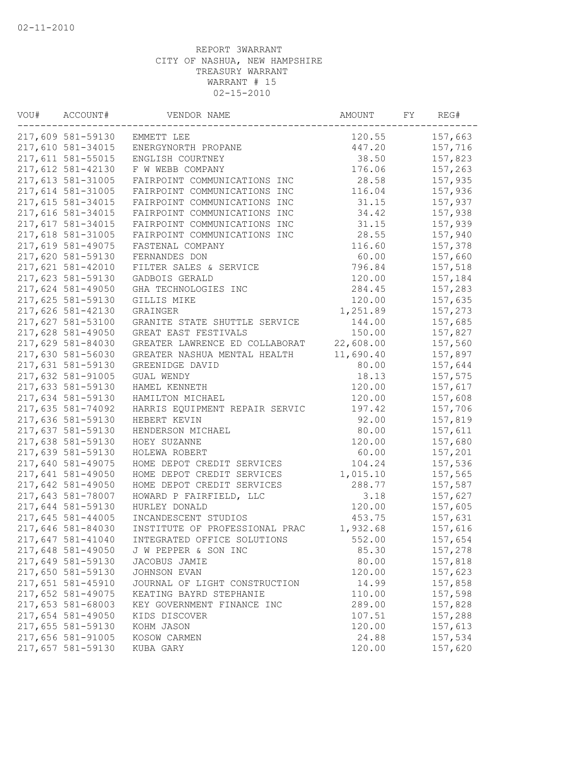02-11-2010

REPORT 3WARRANT
CITY OF NASHUA, NEW HAMPSHIRE
TREASURY WARRANT
WARRANT # 15
02-15-2010

| VOU# | ACCOUNT# | VENDOR NAME | AMOUNT | FY | REG# |
|---|---|---|---|---|---|
| 217,609 | 581-59130 | EMMETT LEE | 120.55 | | 157,663 |
| 217,610 | 581-34015 | ENERGYNORTH PROPANE | 447.20 | | 157,716 |
| 217,611 | 581-55015 | ENGLISH COURTNEY | 38.50 | | 157,823 |
| 217,612 | 581-42130 | F W WEBB COMPANY | 176.06 | | 157,263 |
| 217,613 | 581-31005 | FAIRPOINT COMMUNICATIONS INC | 28.58 | | 157,935 |
| 217,614 | 581-31005 | FAIRPOINT COMMUNICATIONS INC | 116.04 | | 157,936 |
| 217,615 | 581-34015 | FAIRPOINT COMMUNICATIONS INC | 31.15 | | 157,937 |
| 217,616 | 581-34015 | FAIRPOINT COMMUNICATIONS INC | 34.42 | | 157,938 |
| 217,617 | 581-34015 | FAIRPOINT COMMUNICATIONS INC | 31.15 | | 157,939 |
| 217,618 | 581-31005 | FAIRPOINT COMMUNICATIONS INC | 28.55 | | 157,940 |
| 217,619 | 581-49075 | FASTENAL COMPANY | 116.60 | | 157,378 |
| 217,620 | 581-59130 | FERNANDES DON | 60.00 | | 157,660 |
| 217,621 | 581-42010 | FILTER SALES & SERVICE | 796.84 | | 157,518 |
| 217,623 | 581-59130 | GADBOIS GERALD | 120.00 | | 157,184 |
| 217,624 | 581-49050 | GHA TECHNOLOGIES INC | 284.45 | | 157,283 |
| 217,625 | 581-59130 | GILLIS MIKE | 120.00 | | 157,635 |
| 217,626 | 581-42130 | GRAINGER | 1,251.89 | | 157,273 |
| 217,627 | 581-53100 | GRANITE STATE SHUTTLE SERVICE | 144.00 | | 157,685 |
| 217,628 | 581-49050 | GREAT EAST FESTIVALS | 150.00 | | 157,827 |
| 217,629 | 581-84030 | GREATER LAWRENCE ED COLLABORAT | 22,608.00 | | 157,560 |
| 217,630 | 581-56030 | GREATER NASHUA MENTAL HEALTH | 11,690.40 | | 157,897 |
| 217,631 | 581-59130 | GREENIDGE DAVID | 80.00 | | 157,644 |
| 217,632 | 581-91005 | GUAL WENDY | 18.13 | | 157,575 |
| 217,633 | 581-59130 | HAMEL KENNETH | 120.00 | | 157,617 |
| 217,634 | 581-59130 | HAMILTON MICHAEL | 120.00 | | 157,608 |
| 217,635 | 581-74092 | HARRIS EQUIPMENT REPAIR SERVIC | 197.42 | | 157,706 |
| 217,636 | 581-59130 | HEBERT KEVIN | 92.00 | | 157,819 |
| 217,637 | 581-59130 | HENDERSON MICHAEL | 80.00 | | 157,611 |
| 217,638 | 581-59130 | HOEY SUZANNE | 120.00 | | 157,680 |
| 217,639 | 581-59130 | HOLEWA ROBERT | 60.00 | | 157,201 |
| 217,640 | 581-49075 | HOME DEPOT CREDIT SERVICES | 104.24 | | 157,536 |
| 217,641 | 581-49050 | HOME DEPOT CREDIT SERVICES | 1,015.10 | | 157,565 |
| 217,642 | 581-49050 | HOME DEPOT CREDIT SERVICES | 288.77 | | 157,587 |
| 217,643 | 581-78007 | HOWARD P FAIRFIELD, LLC | 3.18 | | 157,627 |
| 217,644 | 581-59130 | HURLEY DONALD | 120.00 | | 157,605 |
| 217,645 | 581-44005 | INCANDESCENT STUDIOS | 453.75 | | 157,631 |
| 217,646 | 581-84030 | INSTITUTE OF PROFESSIONAL PRAC | 1,932.68 | | 157,616 |
| 217,647 | 581-41040 | INTEGRATED OFFICE SOLUTIONS | 552.00 | | 157,654 |
| 217,648 | 581-49050 | J W PEPPER & SON INC | 85.30 | | 157,278 |
| 217,649 | 581-59130 | JACOBUS JAMIE | 80.00 | | 157,818 |
| 217,650 | 581-59130 | JOHNSON EVAN | 120.00 | | 157,623 |
| 217,651 | 581-45910 | JOURNAL OF LIGHT CONSTRUCTION | 14.99 | | 157,858 |
| 217,652 | 581-49075 | KEATING BAYRD STEPHANIE | 110.00 | | 157,598 |
| 217,653 | 581-68003 | KEY GOVERNMENT FINANCE INC | 289.00 | | 157,828 |
| 217,654 | 581-49050 | KIDS DISCOVER | 107.51 | | 157,288 |
| 217,655 | 581-59130 | KOHM JASON | 120.00 | | 157,613 |
| 217,656 | 581-91005 | KOSOW CARMEN | 24.88 | | 157,534 |
| 217,657 | 581-59130 | KUBA GARY | 120.00 | | 157,620 |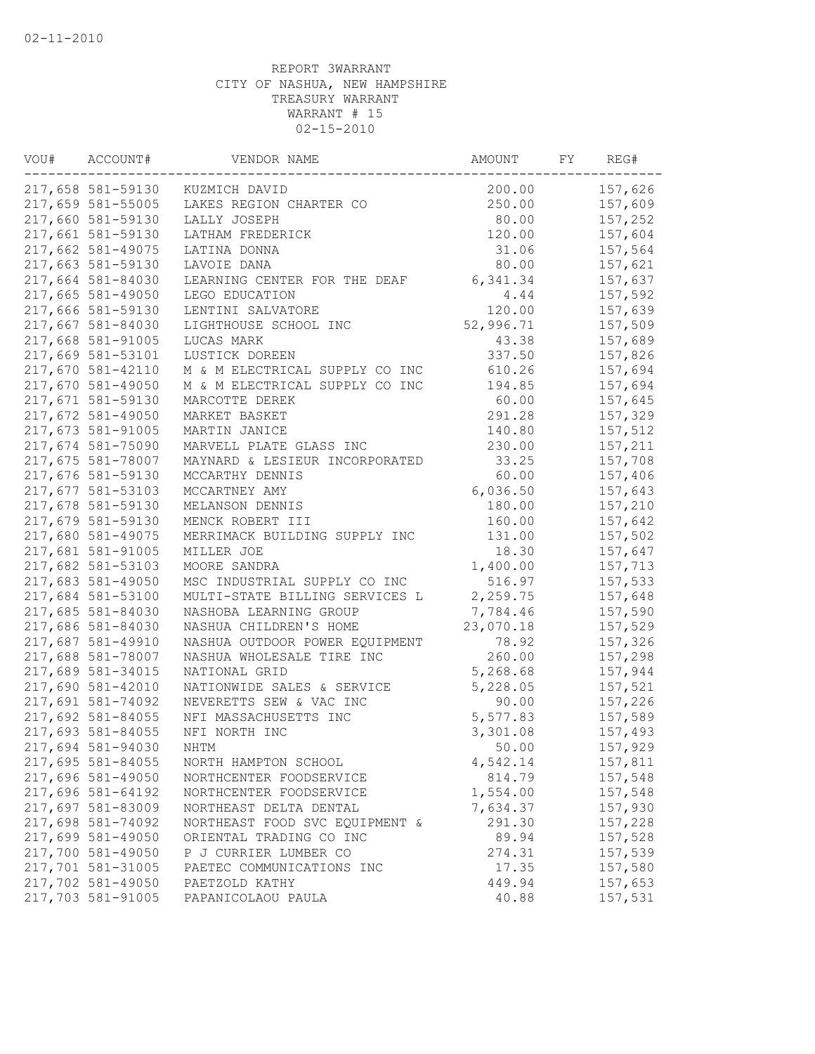02-11-2010

REPORT 3WARRANT
CITY OF NASHUA, NEW HAMPSHIRE
TREASURY WARRANT
WARRANT # 15
02-15-2010

| VOU# | ACCOUNT# | VENDOR NAME | AMOUNT | FY | REG# |
|---|---|---|---|---|---|
| 217,658 | 581-59130 | KUZMICH DAVID | 200.00 | | 157,626 |
| 217,659 | 581-55005 | LAKES REGION CHARTER CO | 250.00 | | 157,609 |
| 217,660 | 581-59130 | LALLY JOSEPH | 80.00 | | 157,252 |
| 217,661 | 581-59130 | LATHAM FREDERICK | 120.00 | | 157,604 |
| 217,662 | 581-49075 | LATINA DONNA | 31.06 | | 157,564 |
| 217,663 | 581-59130 | LAVOIE DANA | 80.00 | | 157,621 |
| 217,664 | 581-84030 | LEARNING CENTER FOR THE DEAF | 6,341.34 | | 157,637 |
| 217,665 | 581-49050 | LEGO EDUCATION | 4.44 | | 157,592 |
| 217,666 | 581-59130 | LENTINI SALVATORE | 120.00 | | 157,639 |
| 217,667 | 581-84030 | LIGHTHOUSE SCHOOL INC | 52,996.71 | | 157,509 |
| 217,668 | 581-91005 | LUCAS MARK | 43.38 | | 157,689 |
| 217,669 | 581-53101 | LUSTICK DOREEN | 337.50 | | 157,826 |
| 217,670 | 581-42110 | M & M ELECTRICAL SUPPLY CO INC | 610.26 | | 157,694 |
| 217,670 | 581-49050 | M & M ELECTRICAL SUPPLY CO INC | 194.85 | | 157,694 |
| 217,671 | 581-59130 | MARCOTTE DEREK | 60.00 | | 157,645 |
| 217,672 | 581-49050 | MARKET BASKET | 291.28 | | 157,329 |
| 217,673 | 581-91005 | MARTIN JANICE | 140.80 | | 157,512 |
| 217,674 | 581-75090 | MARVELL PLATE GLASS INC | 230.00 | | 157,211 |
| 217,675 | 581-78007 | MAYNARD & LESIEUR INCORPORATED | 33.25 | | 157,708 |
| 217,676 | 581-59130 | MCCARTHY DENNIS | 60.00 | | 157,406 |
| 217,677 | 581-53103 | MCCARTNEY AMY | 6,036.50 | | 157,643 |
| 217,678 | 581-59130 | MELANSON DENNIS | 180.00 | | 157,210 |
| 217,679 | 581-59130 | MENCK ROBERT III | 160.00 | | 157,642 |
| 217,680 | 581-49075 | MERRIMACK BUILDING SUPPLY INC | 131.00 | | 157,502 |
| 217,681 | 581-91005 | MILLER JOE | 18.30 | | 157,647 |
| 217,682 | 581-53103 | MOORE SANDRA | 1,400.00 | | 157,713 |
| 217,683 | 581-49050 | MSC INDUSTRIAL SUPPLY CO INC | 516.97 | | 157,533 |
| 217,684 | 581-53100 | MULTI-STATE BILLING SERVICES L | 2,259.75 | | 157,648 |
| 217,685 | 581-84030 | NASHOBA LEARNING GROUP | 7,784.46 | | 157,590 |
| 217,686 | 581-84030 | NASHUA CHILDREN'S HOME | 23,070.18 | | 157,529 |
| 217,687 | 581-49910 | NASHUA OUTDOOR POWER EQUIPMENT | 78.92 | | 157,326 |
| 217,688 | 581-78007 | NASHUA WHOLESALE TIRE INC | 260.00 | | 157,298 |
| 217,689 | 581-34015 | NATIONAL GRID | 5,268.68 | | 157,944 |
| 217,690 | 581-42010 | NATIONWIDE SALES & SERVICE | 5,228.05 | | 157,521 |
| 217,691 | 581-74092 | NEVERETTS SEW & VAC INC | 90.00 | | 157,226 |
| 217,692 | 581-84055 | NFI MASSACHUSETTS INC | 5,577.83 | | 157,589 |
| 217,693 | 581-84055 | NFI NORTH INC | 3,301.08 | | 157,493 |
| 217,694 | 581-94030 | NHTM | 50.00 | | 157,929 |
| 217,695 | 581-84055 | NORTH HAMPTON SCHOOL | 4,542.14 | | 157,811 |
| 217,696 | 581-49050 | NORTHCENTER FOODSERVICE | 814.79 | | 157,548 |
| 217,696 | 581-64192 | NORTHCENTER FOODSERVICE | 1,554.00 | | 157,548 |
| 217,697 | 581-83009 | NORTHEAST DELTA DENTAL | 7,634.37 | | 157,930 |
| 217,698 | 581-74092 | NORTHEAST FOOD SVC EQUIPMENT & | 291.30 | | 157,228 |
| 217,699 | 581-49050 | ORIENTAL TRADING CO INC | 89.94 | | 157,528 |
| 217,700 | 581-49050 | P J CURRIER LUMBER CO | 274.31 | | 157,539 |
| 217,701 | 581-31005 | PAETEC COMMUNICATIONS INC | 17.35 | | 157,580 |
| 217,702 | 581-49050 | PAETZOLD KATHY | 449.94 | | 157,653 |
| 217,703 | 581-91005 | PAPANICOLAOU PAULA | 40.88 | | 157,531 |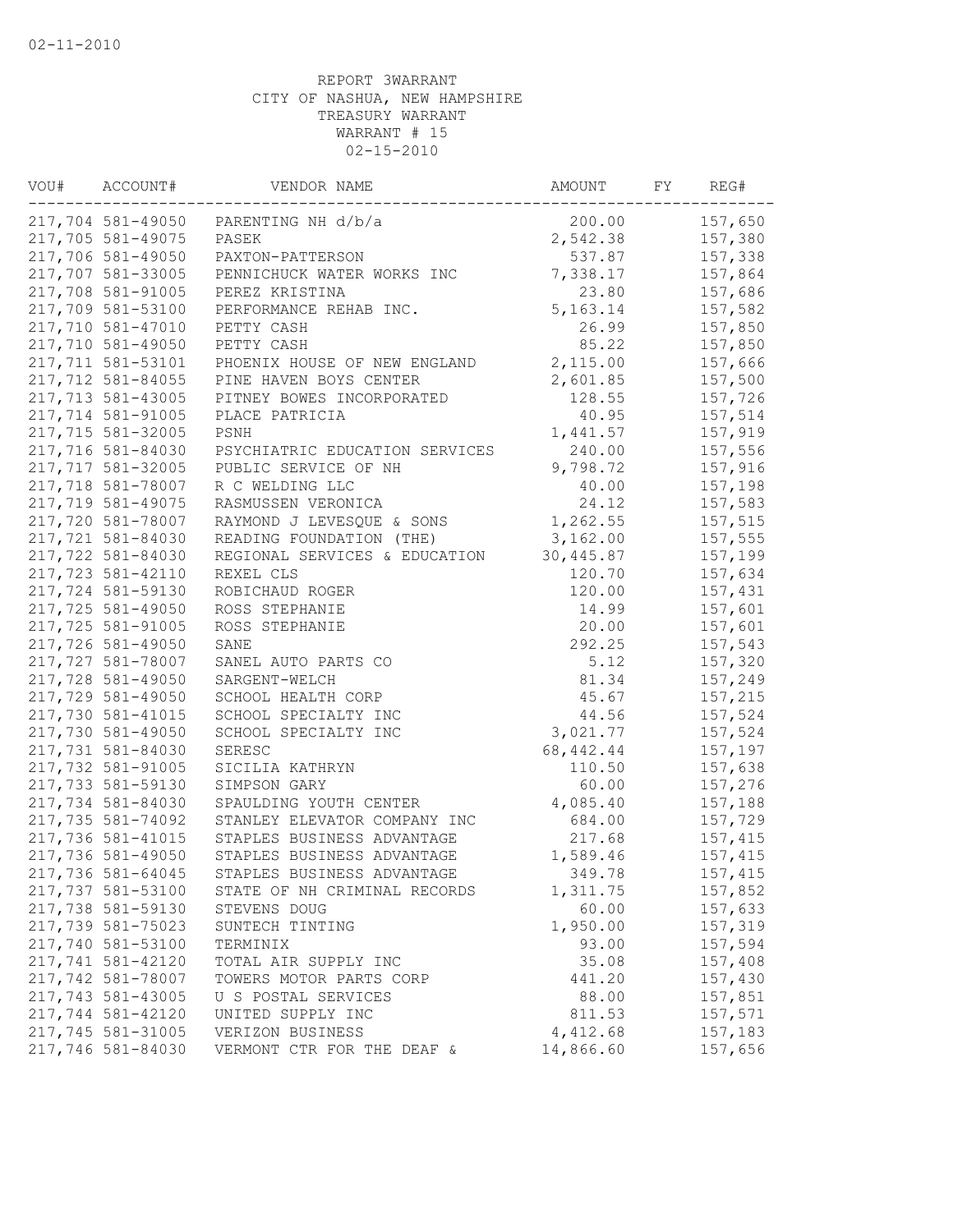02-11-2010

REPORT 3WARRANT
CITY OF NASHUA, NEW HAMPSHIRE
TREASURY WARRANT
WARRANT # 15
02-15-2010

| VOU# | ACCOUNT# | VENDOR NAME | AMOUNT | FY | REG# |
|---|---|---|---|---|---|
| 217,704 | 581-49050 | PARENTING NH d/b/a | 200.00 | | 157,650 |
| 217,705 | 581-49075 | PASEK | 2,542.38 | | 157,380 |
| 217,706 | 581-49050 | PAXTON-PATTERSON | 537.87 | | 157,338 |
| 217,707 | 581-33005 | PENNICHUCK WATER WORKS INC | 7,338.17 | | 157,864 |
| 217,708 | 581-91005 | PEREZ KRISTINA | 23.80 | | 157,686 |
| 217,709 | 581-53100 | PERFORMANCE REHAB INC. | 5,163.14 | | 157,582 |
| 217,710 | 581-47010 | PETTY CASH | 26.99 | | 157,850 |
| 217,710 | 581-49050 | PETTY CASH | 85.22 | | 157,850 |
| 217,711 | 581-53101 | PHOENIX HOUSE OF NEW ENGLAND | 2,115.00 | | 157,666 |
| 217,712 | 581-84055 | PINE HAVEN BOYS CENTER | 2,601.85 | | 157,500 |
| 217,713 | 581-43005 | PITNEY BOWES INCORPORATED | 128.55 | | 157,726 |
| 217,714 | 581-91005 | PLACE PATRICIA | 40.95 | | 157,514 |
| 217,715 | 581-32005 | PSNH | 1,441.57 | | 157,919 |
| 217,716 | 581-84030 | PSYCHIATRIC EDUCATION SERVICES | 240.00 | | 157,556 |
| 217,717 | 581-32005 | PUBLIC SERVICE OF NH | 9,798.72 | | 157,916 |
| 217,718 | 581-78007 | R C WELDING LLC | 40.00 | | 157,198 |
| 217,719 | 581-49075 | RASMUSSEN VERONICA | 24.12 | | 157,583 |
| 217,720 | 581-78007 | RAYMOND J LEVESQUE & SONS | 1,262.55 | | 157,515 |
| 217,721 | 581-84030 | READING FOUNDATION (THE) | 3,162.00 | | 157,555 |
| 217,722 | 581-84030 | REGIONAL SERVICES & EDUCATION | 30,445.87 | | 157,199 |
| 217,723 | 581-42110 | REXEL CLS | 120.70 | | 157,634 |
| 217,724 | 581-59130 | ROBICHAUD ROGER | 120.00 | | 157,431 |
| 217,725 | 581-49050 | ROSS STEPHANIE | 14.99 | | 157,601 |
| 217,725 | 581-91005 | ROSS STEPHANIE | 20.00 | | 157,601 |
| 217,726 | 581-49050 | SANE | 292.25 | | 157,543 |
| 217,727 | 581-78007 | SANEL AUTO PARTS CO | 5.12 | | 157,320 |
| 217,728 | 581-49050 | SARGENT-WELCH | 81.34 | | 157,249 |
| 217,729 | 581-49050 | SCHOOL HEALTH CORP | 45.67 | | 157,215 |
| 217,730 | 581-41015 | SCHOOL SPECIALTY INC | 44.56 | | 157,524 |
| 217,730 | 581-49050 | SCHOOL SPECIALTY INC | 3,021.77 | | 157,524 |
| 217,731 | 581-84030 | SERESC | 68,442.44 | | 157,197 |
| 217,732 | 581-91005 | SICILIA KATHRYN | 110.50 | | 157,638 |
| 217,733 | 581-59130 | SIMPSON GARY | 60.00 | | 157,276 |
| 217,734 | 581-84030 | SPAULDING YOUTH CENTER | 4,085.40 | | 157,188 |
| 217,735 | 581-74092 | STANLEY ELEVATOR COMPANY INC | 684.00 | | 157,729 |
| 217,736 | 581-41015 | STAPLES BUSINESS ADVANTAGE | 217.68 | | 157,415 |
| 217,736 | 581-49050 | STAPLES BUSINESS ADVANTAGE | 1,589.46 | | 157,415 |
| 217,736 | 581-64045 | STAPLES BUSINESS ADVANTAGE | 349.78 | | 157,415 |
| 217,737 | 581-53100 | STATE OF NH CRIMINAL RECORDS | 1,311.75 | | 157,852 |
| 217,738 | 581-59130 | STEVENS DOUG | 60.00 | | 157,633 |
| 217,739 | 581-75023 | SUNTECH TINTING | 1,950.00 | | 157,319 |
| 217,740 | 581-53100 | TERMINIX | 93.00 | | 157,594 |
| 217,741 | 581-42120 | TOTAL AIR SUPPLY INC | 35.08 | | 157,408 |
| 217,742 | 581-78007 | TOWERS MOTOR PARTS CORP | 441.20 | | 157,430 |
| 217,743 | 581-43005 | U S POSTAL SERVICES | 88.00 | | 157,851 |
| 217,744 | 581-42120 | UNITED SUPPLY INC | 811.53 | | 157,571 |
| 217,745 | 581-31005 | VERIZON BUSINESS | 4,412.68 | | 157,183 |
| 217,746 | 581-84030 | VERMONT CTR FOR THE DEAF & | 14,866.60 | | 157,656 |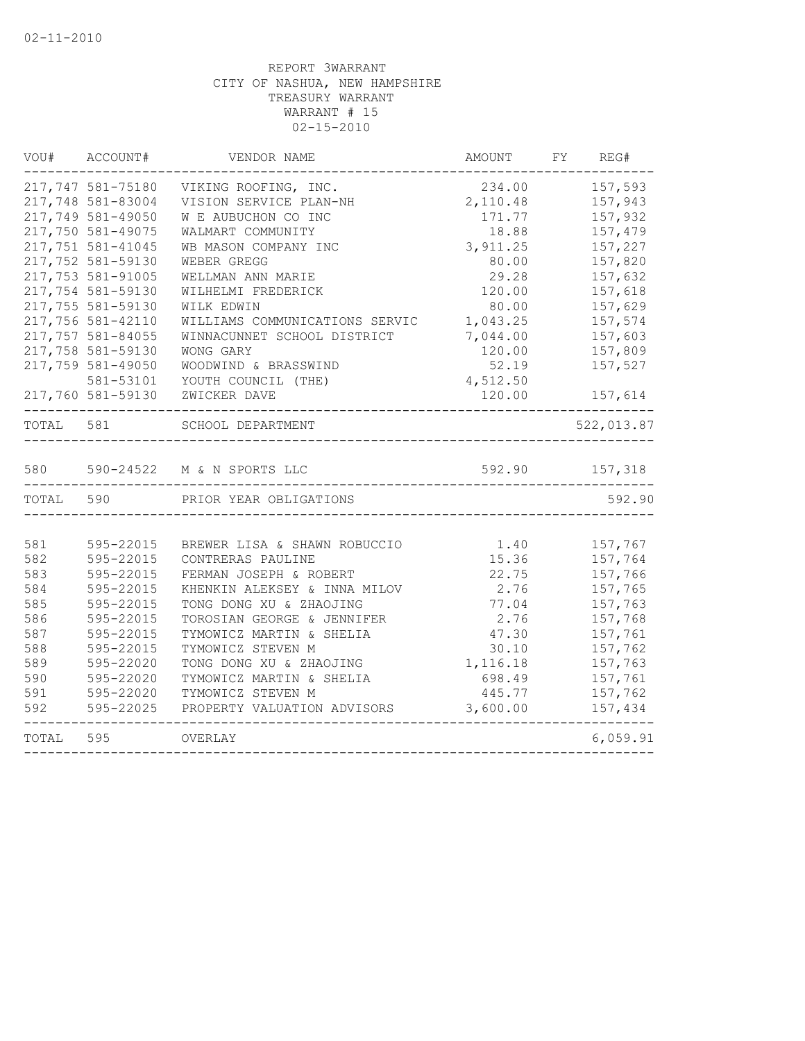02-11-2010

REPORT 3WARRANT
CITY OF NASHUA, NEW HAMPSHIRE
TREASURY WARRANT
WARRANT # 15
02-15-2010

| VOU# | ACCOUNT# | VENDOR NAME | AMOUNT | FY | REG# |
|---|---|---|---|---|---|
| 217,747 | 581-75180 | VIKING ROOFING, INC. | 234.00 | | 157,593 |
| 217,748 | 581-83004 | VISION SERVICE PLAN-NH | 2,110.48 | | 157,943 |
| 217,749 | 581-49050 | W E AUBUCHON CO INC | 171.77 | | 157,932 |
| 217,750 | 581-49075 | WALMART COMMUNITY | 18.88 | | 157,479 |
| 217,751 | 581-41045 | WB MASON COMPANY INC | 3,911.25 | | 157,227 |
| 217,752 | 581-59130 | WEBER GREGG | 80.00 | | 157,820 |
| 217,753 | 581-91005 | WELLMAN ANN MARIE | 29.28 | | 157,632 |
| 217,754 | 581-59130 | WILHELMI FREDERICK | 120.00 | | 157,618 |
| 217,755 | 581-59130 | WILK EDWIN | 80.00 | | 157,629 |
| 217,756 | 581-42110 | WILLIAMS COMMUNICATIONS SERVIC | 1,043.25 | | 157,574 |
| 217,757 | 581-84055 | WINNACUNNET SCHOOL DISTRICT | 7,044.00 | | 157,603 |
| 217,758 | 581-59130 | WONG GARY | 120.00 | | 157,809 |
| 217,759 | 581-49050 | WOODWIND & BRASSWIND | 52.19 | | 157,527 |
| | 581-53101 | YOUTH COUNCIL (THE) | 4,512.50 | | |
| 217,760 | 581-59130 | ZWICKER DAVE | 120.00 | | 157,614 |
| TOTAL | 581 | SCHOOL DEPARTMENT | | | 522,013.87 |
| 580 | 590-24522 | M & N SPORTS LLC | 592.90 | | 157,318 |
| TOTAL | 590 | PRIOR YEAR OBLIGATIONS | | | 592.90 |
| 581 | 595-22015 | BREWER LISA & SHAWN ROBUCCIO | 1.40 | | 157,767 |
| 582 | 595-22015 | CONTRERAS PAULINE | 15.36 | | 157,764 |
| 583 | 595-22015 | FERMAN JOSEPH & ROBERT | 22.75 | | 157,766 |
| 584 | 595-22015 | KHENKIN ALEKSEY & INNA MILOV | 2.76 | | 157,765 |
| 585 | 595-22015 | TONG DONG XU & ZHAOJING | 77.04 | | 157,763 |
| 586 | 595-22015 | TOROSIAN GEORGE & JENNIFER | 2.76 | | 157,768 |
| 587 | 595-22015 | TYMOWICZ MARTIN & SHELIA | 47.30 | | 157,761 |
| 588 | 595-22015 | TYMOWICZ STEVEN M | 30.10 | | 157,762 |
| 589 | 595-22020 | TONG DONG XU & ZHAOJING | 1,116.18 | | 157,763 |
| 590 | 595-22020 | TYMOWICZ MARTIN & SHELIA | 698.49 | | 157,761 |
| 591 | 595-22020 | TYMOWICZ STEVEN M | 445.77 | | 157,762 |
| 592 | 595-22025 | PROPERTY VALUATION ADVISORS | 3,600.00 | | 157,434 |
| TOTAL | 595 | OVERLAY | | | 6,059.91 |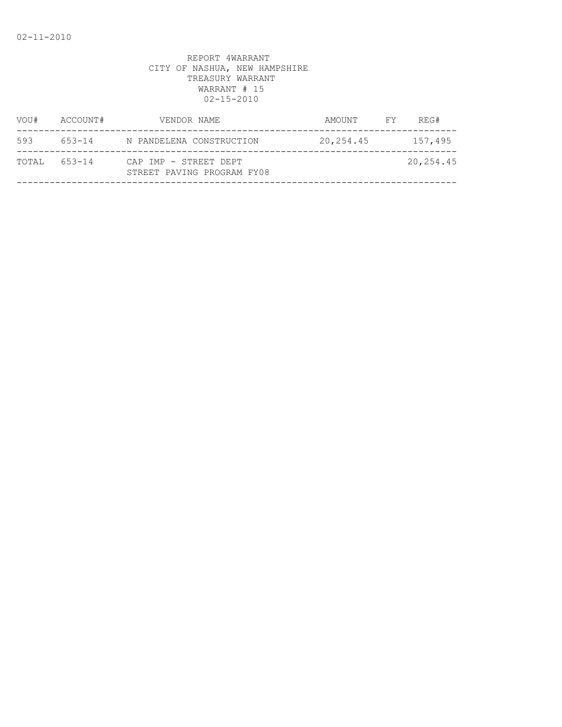REPORT 4WARRANT
CITY OF NASHUA, NEW HAMPSHIRE
TREASURY WARRANT
WARRANT # 15
02-15-2010

| VOU# | ACCOUNT# | VENDOR NAME | AMOUNT | FY | REG# |
|---|---|---|---|---|---|
| 593 | 653-14 | N PANDELENA CONSTRUCTION | 20,254.45 | | 157,495 |
| TOTAL | 653-14 | CAP IMP - STREET DEPT<br>STREET PAVING PROGRAM FY08 | | | 20,254.45 |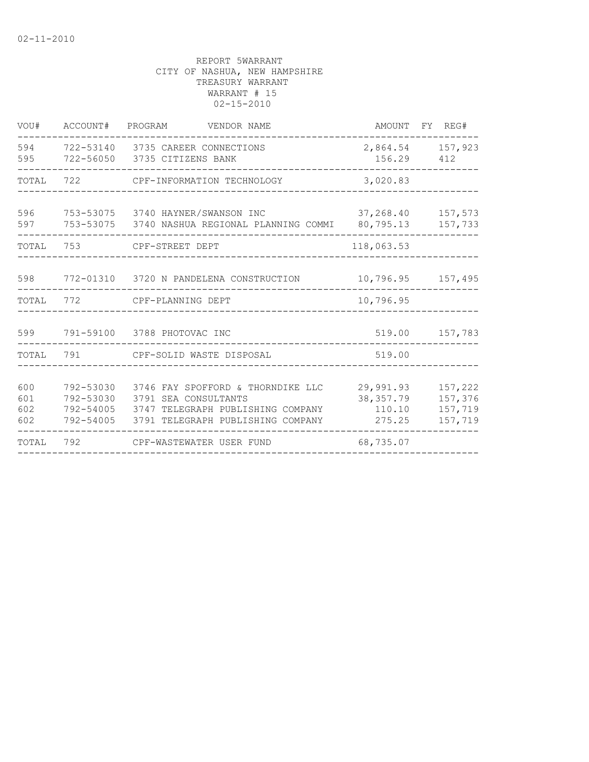02-11-2010

REPORT 5WARRANT
CITY OF NASHUA, NEW HAMPSHIRE
TREASURY WARRANT
WARRANT # 15
02-15-2010

| VOU# | ACCOUNT# | PROGRAM | VENDOR NAME | AMOUNT | FY | REG# |
|---|---|---|---|---|---|---|
| 594 | 722-53140 | 3735 | CAREER CONNECTIONS | 2,864.54 | | 157,923 |
| 595 | 722-56050 | 3735 | CITIZENS BANK | 156.29 | | 412 |
| TOTAL | 722 | | CPF-INFORMATION TECHNOLOGY | 3,020.83 | | |
| 596 | 753-53075 | 3740 | HAYNER/SWANSON INC | 37,268.40 | | 157,573 |
| 597 | 753-53075 | 3740 | NASHUA REGIONAL PLANNING COMMI | 80,795.13 | | 157,733 |
| TOTAL | 753 | | CPF-STREET DEPT | 118,063.53 | | |
| 598 | 772-01310 | 3720 | N PANDELENA CONSTRUCTION | 10,796.95 | | 157,495 |
| TOTAL | 772 | | CPF-PLANNING DEPT | 10,796.95 | | |
| 599 | 791-59100 | 3788 | PHOTOVAC INC | 519.00 | | 157,783 |
| TOTAL | 791 | | CPF-SOLID WASTE DISPOSAL | 519.00 | | |
| 600 | 792-53030 | 3746 | FAY SPOFFORD & THORNDIKE LLC | 29,991.93 | | 157,222 |
| 601 | 792-53030 | 3791 | SEA CONSULTANTS | 38,357.79 | | 157,376 |
| 602 | 792-54005 | 3747 | TELEGRAPH PUBLISHING COMPANY | 110.10 | | 157,719 |
| 602 | 792-54005 | 3791 | TELEGRAPH PUBLISHING COMPANY | 275.25 | | 157,719 |
| TOTAL | 792 | | CPF-WASTEWATER USER FUND | 68,735.07 | | |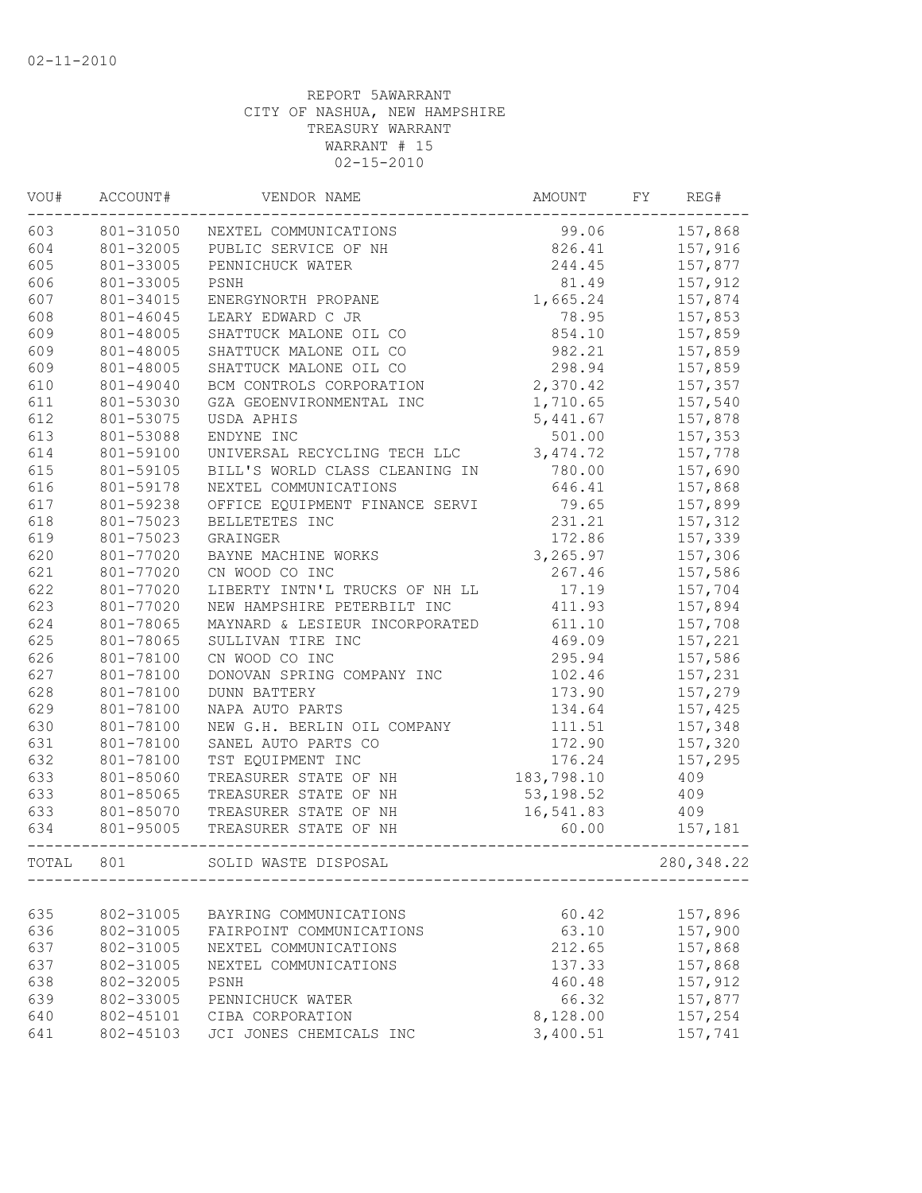02-11-2010

REPORT 5AWARRANT
CITY OF NASHUA, NEW HAMPSHIRE
TREASURY WARRANT
WARRANT # 15
02-15-2010

| VOU# | ACCOUNT# | VENDOR NAME | AMOUNT | FY | REG# |
|---|---|---|---|---|---|
| 603 | 801-31050 | NEXTEL COMMUNICATIONS | 99.06 | | 157,868 |
| 604 | 801-32005 | PUBLIC SERVICE OF NH | 826.41 | | 157,916 |
| 605 | 801-33005 | PENNICHUCK WATER | 244.45 | | 157,877 |
| 606 | 801-33005 | PSNH | 81.49 | | 157,912 |
| 607 | 801-34015 | ENERGYNORTH PROPANE | 1,665.24 | | 157,874 |
| 608 | 801-46045 | LEARY EDWARD C JR | 78.95 | | 157,853 |
| 609 | 801-48005 | SHATTUCK MALONE OIL CO | 854.10 | | 157,859 |
| 609 | 801-48005 | SHATTUCK MALONE OIL CO | 982.21 | | 157,859 |
| 609 | 801-48005 | SHATTUCK MALONE OIL CO | 298.94 | | 157,859 |
| 610 | 801-49040 | BCM CONTROLS CORPORATION | 2,370.42 | | 157,357 |
| 611 | 801-53030 | GZA GEOENVIRONMENTAL INC | 1,710.65 | | 157,540 |
| 612 | 801-53075 | USDA APHIS | 5,441.67 | | 157,878 |
| 613 | 801-53088 | ENDYNE INC | 501.00 | | 157,353 |
| 614 | 801-59100 | UNIVERSAL RECYCLING TECH LLC | 3,474.72 | | 157,778 |
| 615 | 801-59105 | BILL'S WORLD CLASS CLEANING IN | 780.00 | | 157,690 |
| 616 | 801-59178 | NEXTEL COMMUNICATIONS | 646.41 | | 157,868 |
| 617 | 801-59238 | OFFICE EQUIPMENT FINANCE SERVI | 79.65 | | 157,899 |
| 618 | 801-75023 | BELLETETES INC | 231.21 | | 157,312 |
| 619 | 801-75023 | GRAINGER | 172.86 | | 157,339 |
| 620 | 801-77020 | BAYNE MACHINE WORKS | 3,265.97 | | 157,306 |
| 621 | 801-77020 | CN WOOD CO INC | 267.46 | | 157,586 |
| 622 | 801-77020 | LIBERTY INTN'L TRUCKS OF NH LL | 17.19 | | 157,704 |
| 623 | 801-77020 | NEW HAMPSHIRE PETERBILT INC | 411.93 | | 157,894 |
| 624 | 801-78065 | MAYNARD & LESIEUR INCORPORATED | 611.10 | | 157,708 |
| 625 | 801-78065 | SULLIVAN TIRE INC | 469.09 | | 157,221 |
| 626 | 801-78100 | CN WOOD CO INC | 295.94 | | 157,586 |
| 627 | 801-78100 | DONOVAN SPRING COMPANY INC | 102.46 | | 157,231 |
| 628 | 801-78100 | DUNN BATTERY | 173.90 | | 157,279 |
| 629 | 801-78100 | NAPA AUTO PARTS | 134.64 | | 157,425 |
| 630 | 801-78100 | NEW G.H. BERLIN OIL COMPANY | 111.51 | | 157,348 |
| 631 | 801-78100 | SANEL AUTO PARTS CO | 172.90 | | 157,320 |
| 632 | 801-78100 | TST EQUIPMENT INC | 176.24 | | 157,295 |
| 633 | 801-85060 | TREASURER STATE OF NH | 183,798.10 | | 409 |
| 633 | 801-85065 | TREASURER STATE OF NH | 53,198.52 | | 409 |
| 633 | 801-85070 | TREASURER STATE OF NH | 16,541.83 | | 409 |
| 634 | 801-95005 | TREASURER STATE OF NH | 60.00 | | 157,181 |
| TOTAL | 801 | SOLID WASTE DISPOSAL | | | 280,348.22 |
| 635 | 802-31005 | BAYRING COMMUNICATIONS | 60.42 | | 157,896 |
| 636 | 802-31005 | FAIRPOINT COMMUNICATIONS | 63.10 | | 157,900 |
| 637 | 802-31005 | NEXTEL COMMUNICATIONS | 212.65 | | 157,868 |
| 637 | 802-31005 | NEXTEL COMMUNICATIONS | 137.33 | | 157,868 |
| 638 | 802-32005 | PSNH | 460.48 | | 157,912 |
| 639 | 802-33005 | PENNICHUCK WATER | 66.32 | | 157,877 |
| 640 | 802-45101 | CIBA CORPORATION | 8,128.00 | | 157,254 |
| 641 | 802-45103 | JCI JONES CHEMICALS INC | 3,400.51 | | 157,741 |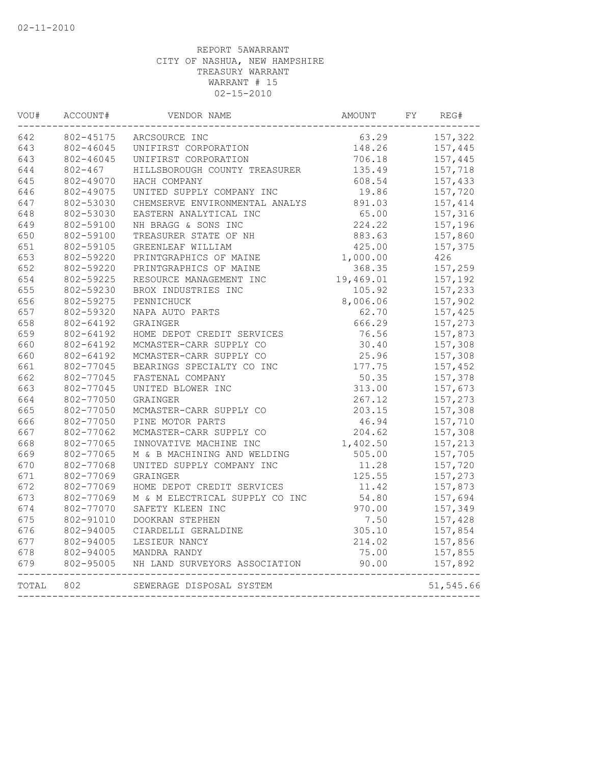02-11-2010

REPORT 5AWARRANT
CITY OF NASHUA, NEW HAMPSHIRE
TREASURY WARRANT
WARRANT # 15
02-15-2010

| VOU# | ACCOUNT# | VENDOR NAME | AMOUNT | FY | REG# |
|---|---|---|---|---|---|
| 642 | 802-45175 | ARCSOURCE INC | 63.29 | | 157,322 |
| 643 | 802-46045 | UNIFIRST CORPORATION | 148.26 | | 157,445 |
| 643 | 802-46045 | UNIFIRST CORPORATION | 706.18 | | 157,445 |
| 644 | 802-467 | HILLSBOROUGH COUNTY TREASURER | 135.49 | | 157,718 |
| 645 | 802-49070 | HACH COMPANY | 608.54 | | 157,433 |
| 646 | 802-49075 | UNITED SUPPLY COMPANY INC | 19.86 | | 157,720 |
| 647 | 802-53030 | CHEMSERVE ENVIRONMENTAL ANALYS | 891.03 | | 157,414 |
| 648 | 802-53030 | EASTERN ANALYTICAL INC | 65.00 | | 157,316 |
| 649 | 802-59100 | NH BRAGG & SONS INC | 224.22 | | 157,196 |
| 650 | 802-59100 | TREASURER STATE OF NH | 883.63 | | 157,860 |
| 651 | 802-59105 | GREENLEAF WILLIAM | 425.00 | | 157,375 |
| 653 | 802-59220 | PRINTGRAPHICS OF MAINE | 1,000.00 | | 426 |
| 652 | 802-59220 | PRINTGRAPHICS OF MAINE | 368.35 | | 157,259 |
| 654 | 802-59225 | RESOURCE MANAGEMENT INC | 19,469.01 | | 157,192 |
| 655 | 802-59230 | BROX INDUSTRIES INC | 105.92 | | 157,233 |
| 656 | 802-59275 | PENNICHUCK | 8,006.06 | | 157,902 |
| 657 | 802-59320 | NAPA AUTO PARTS | 62.70 | | 157,425 |
| 658 | 802-64192 | GRAINGER | 666.29 | | 157,273 |
| 659 | 802-64192 | HOME DEPOT CREDIT SERVICES | 76.56 | | 157,873 |
| 660 | 802-64192 | MCMASTER-CARR SUPPLY CO | 30.40 | | 157,308 |
| 660 | 802-64192 | MCMASTER-CARR SUPPLY CO | 25.96 | | 157,308 |
| 661 | 802-77045 | BEARINGS SPECIALTY CO INC | 177.75 | | 157,452 |
| 662 | 802-77045 | FASTENAL COMPANY | 50.35 | | 157,378 |
| 663 | 802-77045 | UNITED BLOWER INC | 313.00 | | 157,673 |
| 664 | 802-77050 | GRAINGER | 267.12 | | 157,273 |
| 665 | 802-77050 | MCMASTER-CARR SUPPLY CO | 203.15 | | 157,308 |
| 666 | 802-77050 | PINE MOTOR PARTS | 46.94 | | 157,710 |
| 667 | 802-77062 | MCMASTER-CARR SUPPLY CO | 204.62 | | 157,308 |
| 668 | 802-77065 | INNOVATIVE MACHINE INC | 1,402.50 | | 157,213 |
| 669 | 802-77065 | M & B MACHINING AND WELDING | 505.00 | | 157,705 |
| 670 | 802-77068 | UNITED SUPPLY COMPANY INC | 11.28 | | 157,720 |
| 671 | 802-77069 | GRAINGER | 125.55 | | 157,273 |
| 672 | 802-77069 | HOME DEPOT CREDIT SERVICES | 11.42 | | 157,873 |
| 673 | 802-77069 | M & M ELECTRICAL SUPPLY CO INC | 54.80 | | 157,694 |
| 674 | 802-77070 | SAFETY KLEEN INC | 970.00 | | 157,349 |
| 675 | 802-91010 | DOOKRAN STEPHEN | 7.50 | | 157,428 |
| 676 | 802-94005 | CIARDELLI GERALDINE | 305.10 | | 157,854 |
| 677 | 802-94005 | LESIEUR NANCY | 214.02 | | 157,856 |
| 678 | 802-94005 | MANDRA RANDY | 75.00 | | 157,855 |
| 679 | 802-95005 | NH LAND SURVEYORS ASSOCIATION | 90.00 | | 157,892 |
| TOTAL | 802 | SEWERAGE DISPOSAL SYSTEM | | | 51,545.66 |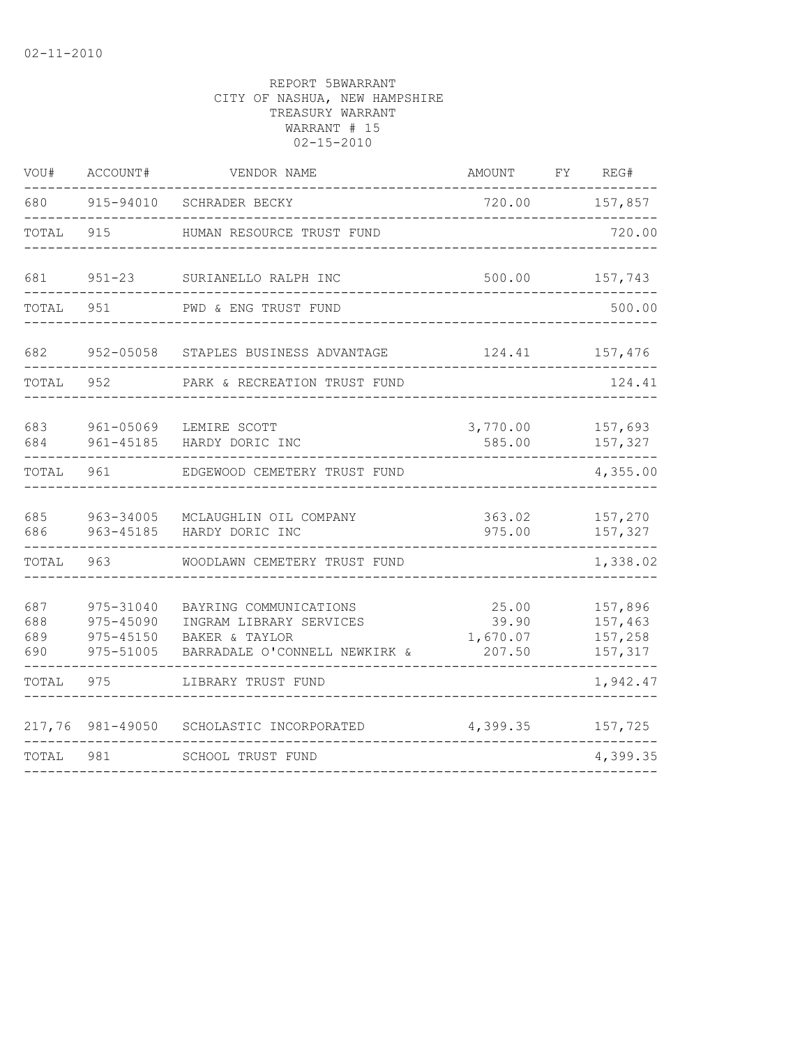02-11-2010

REPORT 5BWARRANT
CITY OF NASHUA, NEW HAMPSHIRE
TREASURY WARRANT
WARRANT # 15
02-15-2010

| VOU# | ACCOUNT# | VENDOR NAME | AMOUNT | FY | REG# |
|---|---|---|---|---|---|
| 680 | 915-94010 | SCHRADER BECKY | 720.00 | | 157,857 |
| TOTAL | 915 | HUMAN RESOURCE TRUST FUND | | | 720.00 |
| 681 | 951-23 | SURIANELLO RALPH INC | 500.00 | | 157,743 |
| TOTAL | 951 | PWD & ENG TRUST FUND | | | 500.00 |
| 682 | 952-05058 | STAPLES BUSINESS ADVANTAGE | 124.41 | | 157,476 |
| TOTAL | 952 | PARK & RECREATION TRUST FUND | | | 124.41 |
| 683 | 961-05069 | LEMIRE SCOTT | 3,770.00 | | 157,693 |
| 684 | 961-45185 | HARDY DORIC INC | 585.00 | | 157,327 |
| TOTAL | 961 | EDGEWOOD CEMETERY TRUST FUND | | | 4,355.00 |
| 685 | 963-34005 | MCLAUGHLIN OIL COMPANY | 363.02 | | 157,270 |
| 686 | 963-45185 | HARDY DORIC INC | 975.00 | | 157,327 |
| TOTAL | 963 | WOODLAWN CEMETERY TRUST FUND | | | 1,338.02 |
| 687 | 975-31040 | BAYRING COMMUNICATIONS | 25.00 | | 157,896 |
| 688 | 975-45090 | INGRAM LIBRARY SERVICES | 39.90 | | 157,463 |
| 689 | 975-45150 | BAKER & TAYLOR | 1,670.07 | | 157,258 |
| 690 | 975-51005 | BARRADALE O'CONNELL NEWKIRK & | 207.50 | | 157,317 |
| TOTAL | 975 | LIBRARY TRUST FUND | | | 1,942.47 |
| 217,76 | 981-49050 | SCHOLASTIC INCORPORATED | 4,399.35 | | 157,725 |
| TOTAL | 981 | SCHOOL TRUST FUND | | | 4,399.35 |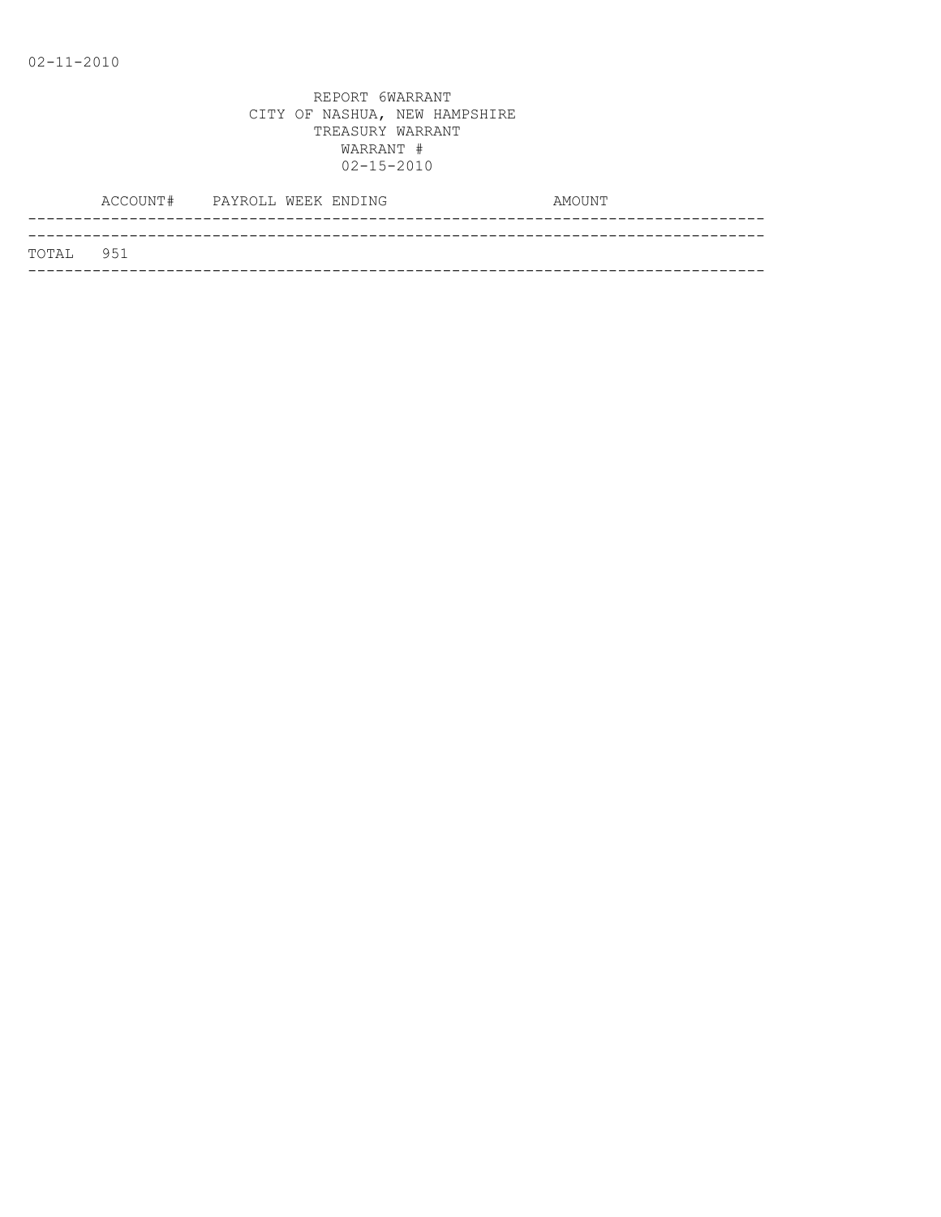02-11-2010

REPORT 6WARRANT
CITY OF NASHUA, NEW HAMPSHIRE
TREASURY WARRANT
WARRANT #
02-15-2010

| ACCOUNT# | PAYROLL WEEK ENDING | AMOUNT |
|---|---|---|
| TOTAL 951 | | |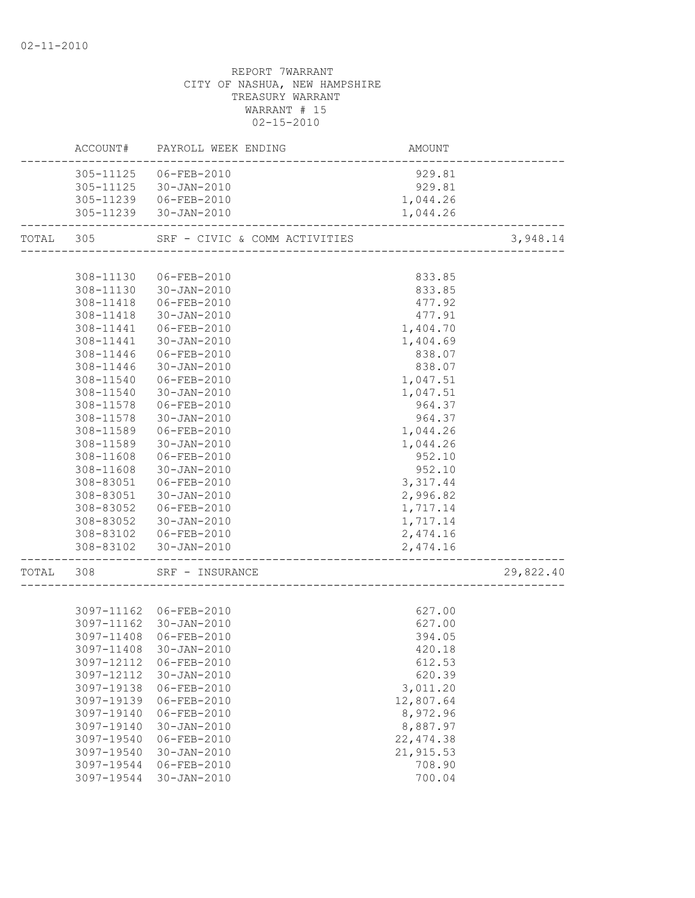02-11-2010

REPORT 7WARRANT
CITY OF NASHUA, NEW HAMPSHIRE
TREASURY WARRANT
WARRANT # 15
02-15-2010

| | ACCOUNT# | PAYROLL WEEK ENDING | AMOUNT | |
|---|---|---|---|---|
| | 305-11125 | 06-FEB-2010 | 929.81 | |
| | 305-11125 | 30-JAN-2010 | 929.81 | |
| | 305-11239 | 06-FEB-2010 | 1,044.26 | |
| | 305-11239 | 30-JAN-2010 | 1,044.26 | |
| TOTAL | 305 | SRF - CIVIC & COMM ACTIVITIES | | 3,948.14 |
| | 308-11130 | 06-FEB-2010 | 833.85 | |
| | 308-11130 | 30-JAN-2010 | 833.85 | |
| | 308-11418 | 06-FEB-2010 | 477.92 | |
| | 308-11418 | 30-JAN-2010 | 477.91 | |
| | 308-11441 | 06-FEB-2010 | 1,404.70 | |
| | 308-11441 | 30-JAN-2010 | 1,404.69 | |
| | 308-11446 | 06-FEB-2010 | 838.07 | |
| | 308-11446 | 30-JAN-2010 | 838.07 | |
| | 308-11540 | 06-FEB-2010 | 1,047.51 | |
| | 308-11540 | 30-JAN-2010 | 1,047.51 | |
| | 308-11578 | 06-FEB-2010 | 964.37 | |
| | 308-11578 | 30-JAN-2010 | 964.37 | |
| | 308-11589 | 06-FEB-2010 | 1,044.26 | |
| | 308-11589 | 30-JAN-2010 | 1,044.26 | |
| | 308-11608 | 06-FEB-2010 | 952.10 | |
| | 308-11608 | 30-JAN-2010 | 952.10 | |
| | 308-83051 | 06-FEB-2010 | 3,317.44 | |
| | 308-83051 | 30-JAN-2010 | 2,996.82 | |
| | 308-83052 | 06-FEB-2010 | 1,717.14 | |
| | 308-83052 | 30-JAN-2010 | 1,717.14 | |
| | 308-83102 | 06-FEB-2010 | 2,474.16 | |
| | 308-83102 | 30-JAN-2010 | 2,474.16 | |
| TOTAL | 308 | SRF - INSURANCE | | 29,822.40 |
| | 3097-11162 | 06-FEB-2010 | 627.00 | |
| | 3097-11162 | 30-JAN-2010 | 627.00 | |
| | 3097-11408 | 06-FEB-2010 | 394.05 | |
| | 3097-11408 | 30-JAN-2010 | 420.18 | |
| | 3097-12112 | 06-FEB-2010 | 612.53 | |
| | 3097-12112 | 30-JAN-2010 | 620.39 | |
| | 3097-19138 | 06-FEB-2010 | 3,011.20 | |
| | 3097-19139 | 06-FEB-2010 | 12,807.64 | |
| | 3097-19140 | 06-FEB-2010 | 8,972.96 | |
| | 3097-19140 | 30-JAN-2010 | 8,887.97 | |
| | 3097-19540 | 06-FEB-2010 | 22,474.38 | |
| | 3097-19540 | 30-JAN-2010 | 21,915.53 | |
| | 3097-19544 | 06-FEB-2010 | 708.90 | |
| | 3097-19544 | 30-JAN-2010 | 700.04 | |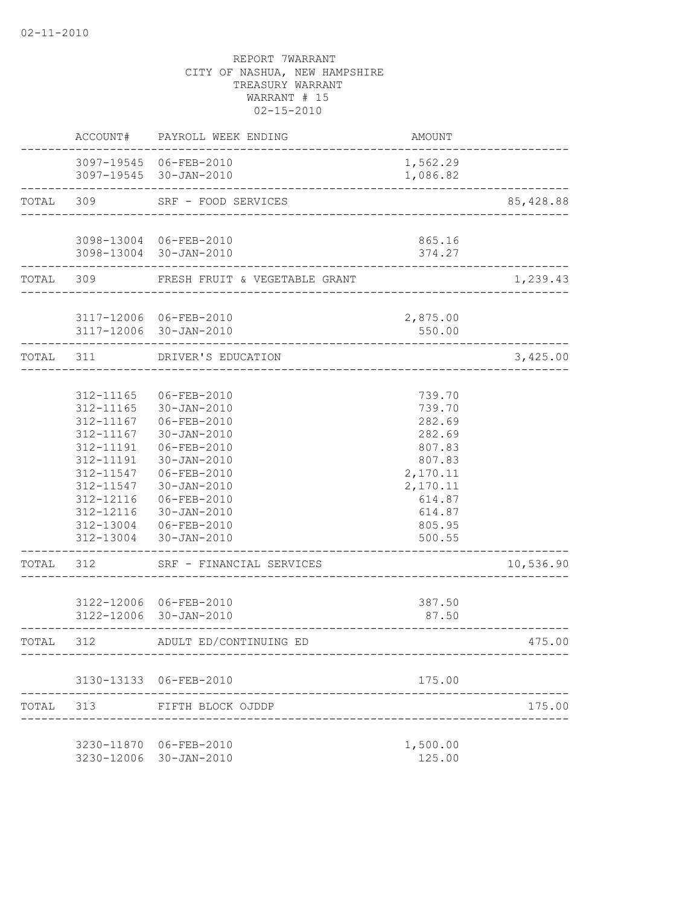REPORT 7WARRANT
CITY OF NASHUA, NEW HAMPSHIRE
TREASURY WARRANT
WARRANT # 15
02-15-2010

| | ACCOUNT# | PAYROLL WEEK ENDING | AMOUNT | |
|---|---|---|---|---|
| | 3097-19545 | 06-FEB-2010 | 1,562.29 | |
| | 3097-19545 | 30-JAN-2010 | 1,086.82 | |
| TOTAL | 309 | SRF - FOOD SERVICES | | 85,428.88 |
| | 3098-13004 | 06-FEB-2010 | 865.16 | |
| | 3098-13004 | 30-JAN-2010 | 374.27 | |
| TOTAL | 309 | FRESH FRUIT & VEGETABLE GRANT | | 1,239.43 |
| | 3117-12006 | 06-FEB-2010 | 2,875.00 | |
| | 3117-12006 | 30-JAN-2010 | 550.00 | |
| TOTAL | 311 | DRIVER'S EDUCATION | | 3,425.00 |
| | 312-11165 | 06-FEB-2010 | 739.70 | |
| | 312-11165 | 30-JAN-2010 | 739.70 | |
| | 312-11167 | 06-FEB-2010 | 282.69 | |
| | 312-11167 | 30-JAN-2010 | 282.69 | |
| | 312-11191 | 06-FEB-2010 | 807.83 | |
| | 312-11191 | 30-JAN-2010 | 807.83 | |
| | 312-11547 | 06-FEB-2010 | 2,170.11 | |
| | 312-11547 | 30-JAN-2010 | 2,170.11 | |
| | 312-12116 | 06-FEB-2010 | 614.87 | |
| | 312-12116 | 30-JAN-2010 | 614.87 | |
| | 312-13004 | 06-FEB-2010 | 805.95 | |
| | 312-13004 | 30-JAN-2010 | 500.55 | |
| TOTAL | 312 | SRF - FINANCIAL SERVICES | | 10,536.90 |
| | 3122-12006 | 06-FEB-2010 | 387.50 | |
| | 3122-12006 | 30-JAN-2010 | 87.50 | |
| TOTAL | 312 | ADULT ED/CONTINUING ED | | 475.00 |
| | 3130-13133 | 06-FEB-2010 | 175.00 | |
| TOTAL | 313 | FIFTH BLOCK OJDDP | | 175.00 |
| | 3230-11870 | 06-FEB-2010 | 1,500.00 | |
| | 3230-12006 | 30-JAN-2010 | 125.00 | |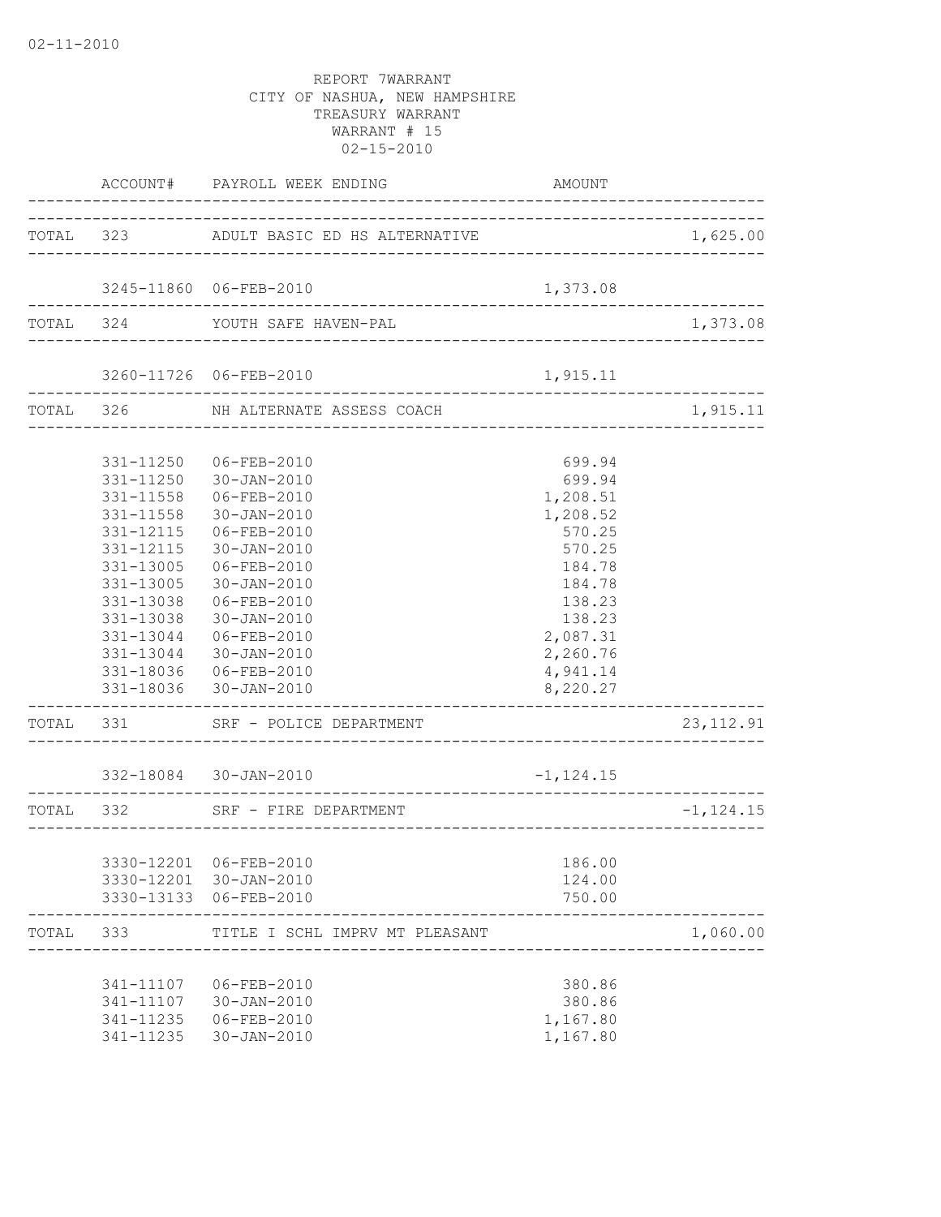02-11-2010

REPORT 7WARRANT
CITY OF NASHUA, NEW HAMPSHIRE
TREASURY WARRANT
WARRANT # 15
02-15-2010

| | ACCOUNT# | PAYROLL WEEK ENDING | AMOUNT | |
|---|---|---|---|---|
| TOTAL | 323 | ADULT BASIC ED HS ALTERNATIVE | | 1,625.00 |
| | 3245-11860 | 06-FEB-2010 | 1,373.08 | |
| TOTAL | 324 | YOUTH SAFE HAVEN-PAL | | 1,373.08 |
| | 3260-11726 | 06-FEB-2010 | 1,915.11 | |
| TOTAL | 326 | NH ALTERNATE ASSESS COACH | | 1,915.11 |
| | 331-11250 | 06-FEB-2010 | 699.94 | |
| | 331-11250 | 30-JAN-2010 | 699.94 | |
| | 331-11558 | 06-FEB-2010 | 1,208.51 | |
| | 331-11558 | 30-JAN-2010 | 1,208.52 | |
| | 331-12115 | 06-FEB-2010 | 570.25 | |
| | 331-12115 | 30-JAN-2010 | 570.25 | |
| | 331-13005 | 06-FEB-2010 | 184.78 | |
| | 331-13005 | 30-JAN-2010 | 184.78 | |
| | 331-13038 | 06-FEB-2010 | 138.23 | |
| | 331-13038 | 30-JAN-2010 | 138.23 | |
| | 331-13044 | 06-FEB-2010 | 2,087.31 | |
| | 331-13044 | 30-JAN-2010 | 2,260.76 | |
| | 331-18036 | 06-FEB-2010 | 4,941.14 | |
| | 331-18036 | 30-JAN-2010 | 8,220.27 | |
| TOTAL | 331 | SRF - POLICE DEPARTMENT | | 23,112.91 |
| | 332-18084 | 30-JAN-2010 | -1,124.15 | |
| TOTAL | 332 | SRF - FIRE DEPARTMENT | | -1,124.15 |
| | 3330-12201 | 06-FEB-2010 | 186.00 | |
| | 3330-12201 | 30-JAN-2010 | 124.00 | |
| | 3330-13133 | 06-FEB-2010 | 750.00 | |
| TOTAL | 333 | TITLE I SCHL IMPRV MT PLEASANT | | 1,060.00 |
| | 341-11107 | 06-FEB-2010 | 380.86 | |
| | 341-11107 | 30-JAN-2010 | 380.86 | |
| | 341-11235 | 06-FEB-2010 | 1,167.80 | |
| | 341-11235 | 30-JAN-2010 | 1,167.80 | |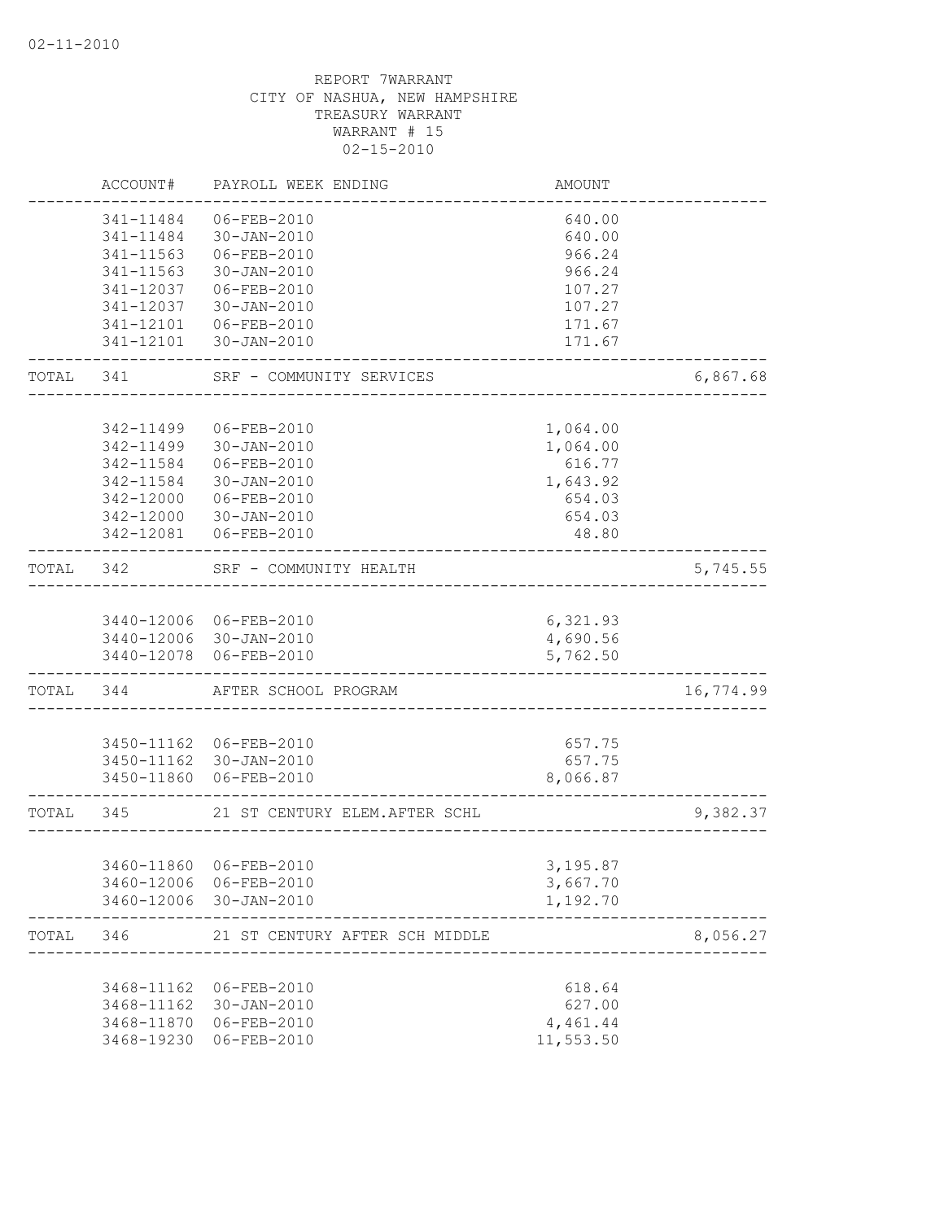02-11-2010

REPORT 7WARRANT
CITY OF NASHUA, NEW HAMPSHIRE
TREASURY WARRANT
WARRANT # 15
02-15-2010

| | ACCOUNT# | PAYROLL WEEK ENDING | AMOUNT | |
|---|---|---|---|---|
| | 341-11484 | 06-FEB-2010 | 640.00 | |
| | 341-11484 | 30-JAN-2010 | 640.00 | |
| | 341-11563 | 06-FEB-2010 | 966.24 | |
| | 341-11563 | 30-JAN-2010 | 966.24 | |
| | 341-12037 | 06-FEB-2010 | 107.27 | |
| | 341-12037 | 30-JAN-2010 | 107.27 | |
| | 341-12101 | 06-FEB-2010 | 171.67 | |
| | 341-12101 | 30-JAN-2010 | 171.67 | |
| TOTAL | 341 | SRF - COMMUNITY SERVICES | | 6,867.68 |
| | 342-11499 | 06-FEB-2010 | 1,064.00 | |
| | 342-11499 | 30-JAN-2010 | 1,064.00 | |
| | 342-11584 | 06-FEB-2010 | 616.77 | |
| | 342-11584 | 30-JAN-2010 | 1,643.92 | |
| | 342-12000 | 06-FEB-2010 | 654.03 | |
| | 342-12000 | 30-JAN-2010 | 654.03 | |
| | 342-12081 | 06-FEB-2010 | 48.80 | |
| TOTAL | 342 | SRF - COMMUNITY HEALTH | | 5,745.55 |
| | 3440-12006 | 06-FEB-2010 | 6,321.93 | |
| | 3440-12006 | 30-JAN-2010 | 4,690.56 | |
| | 3440-12078 | 06-FEB-2010 | 5,762.50 | |
| TOTAL | 344 | AFTER SCHOOL PROGRAM | | 16,774.99 |
| | 3450-11162 | 06-FEB-2010 | 657.75 | |
| | 3450-11162 | 30-JAN-2010 | 657.75 | |
| | 3450-11860 | 06-FEB-2010 | 8,066.87 | |
| TOTAL | 345 | 21 ST CENTURY ELEM.AFTER SCHL | | 9,382.37 |
| | 3460-11860 | 06-FEB-2010 | 3,195.87 | |
| | 3460-12006 | 06-FEB-2010 | 3,667.70 | |
| | 3460-12006 | 30-JAN-2010 | 1,192.70 | |
| TOTAL | 346 | 21 ST CENTURY AFTER SCH MIDDLE | | 8,056.27 |
| | 3468-11162 | 06-FEB-2010 | 618.64 | |
| | 3468-11162 | 30-JAN-2010 | 627.00 | |
| | 3468-11870 | 06-FEB-2010 | 4,461.44 | |
| | 3468-19230 | 06-FEB-2010 | 11,553.50 | |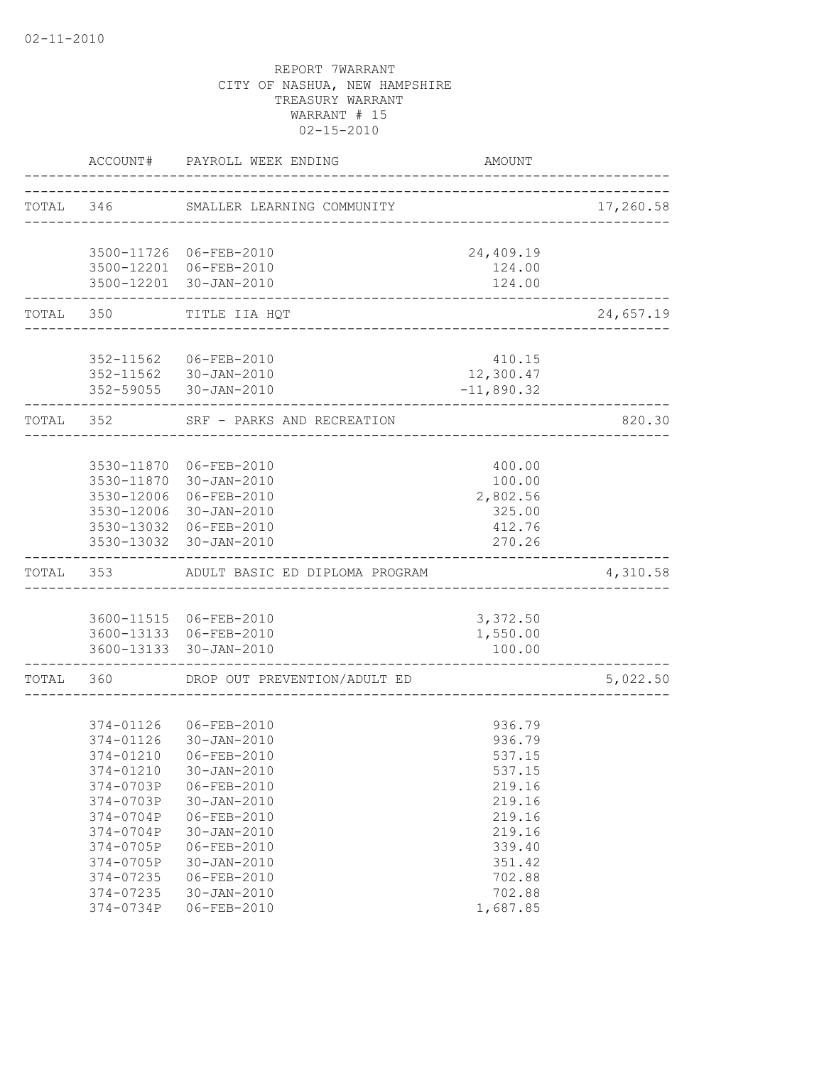02-11-2010

REPORT 7WARRANT
CITY OF NASHUA, NEW HAMPSHIRE
TREASURY WARRANT
WARRANT # 15
02-15-2010

| | ACCOUNT# | PAYROLL WEEK ENDING | AMOUNT | |
|---|---|---|---|---|
| TOTAL | 346 | SMALLER LEARNING COMMUNITY | | 17,260.58 |
| | 3500-11726 | 06-FEB-2010 | 24,409.19 | |
| | 3500-12201 | 06-FEB-2010 | 124.00 | |
| | 3500-12201 | 30-JAN-2010 | 124.00 | |
| TOTAL | 350 | TITLE IIA HQT | | 24,657.19 |
| | 352-11562 | 06-FEB-2010 | 410.15 | |
| | 352-11562 | 30-JAN-2010 | 12,300.47 | |
| | 352-59055 | 30-JAN-2010 | -11,890.32 | |
| TOTAL | 352 | SRF - PARKS AND RECREATION | | 820.30 |
| | 3530-11870 | 06-FEB-2010 | 400.00 | |
| | 3530-11870 | 30-JAN-2010 | 100.00 | |
| | 3530-12006 | 06-FEB-2010 | 2,802.56 | |
| | 3530-12006 | 30-JAN-2010 | 325.00 | |
| | 3530-13032 | 06-FEB-2010 | 412.76 | |
| | 3530-13032 | 30-JAN-2010 | 270.26 | |
| TOTAL | 353 | ADULT BASIC ED DIPLOMA PROGRAM | | 4,310.58 |
| | 3600-11515 | 06-FEB-2010 | 3,372.50 | |
| | 3600-13133 | 06-FEB-2010 | 1,550.00 | |
| | 3600-13133 | 30-JAN-2010 | 100.00 | |
| TOTAL | 360 | DROP OUT PREVENTION/ADULT ED | | 5,022.50 |
| | 374-01126 | 06-FEB-2010 | 936.79 | |
| | 374-01126 | 30-JAN-2010 | 936.79 | |
| | 374-01210 | 06-FEB-2010 | 537.15 | |
| | 374-01210 | 30-JAN-2010 | 537.15 | |
| | 374-0703P | 06-FEB-2010 | 219.16 | |
| | 374-0703P | 30-JAN-2010 | 219.16 | |
| | 374-0704P | 06-FEB-2010 | 219.16 | |
| | 374-0704P | 30-JAN-2010 | 219.16 | |
| | 374-0705P | 06-FEB-2010 | 339.40 | |
| | 374-0705P | 30-JAN-2010 | 351.42 | |
| | 374-07235 | 06-FEB-2010 | 702.88 | |
| | 374-07235 | 30-JAN-2010 | 702.88 | |
| | 374-0734P | 06-FEB-2010 | 1,687.85 | |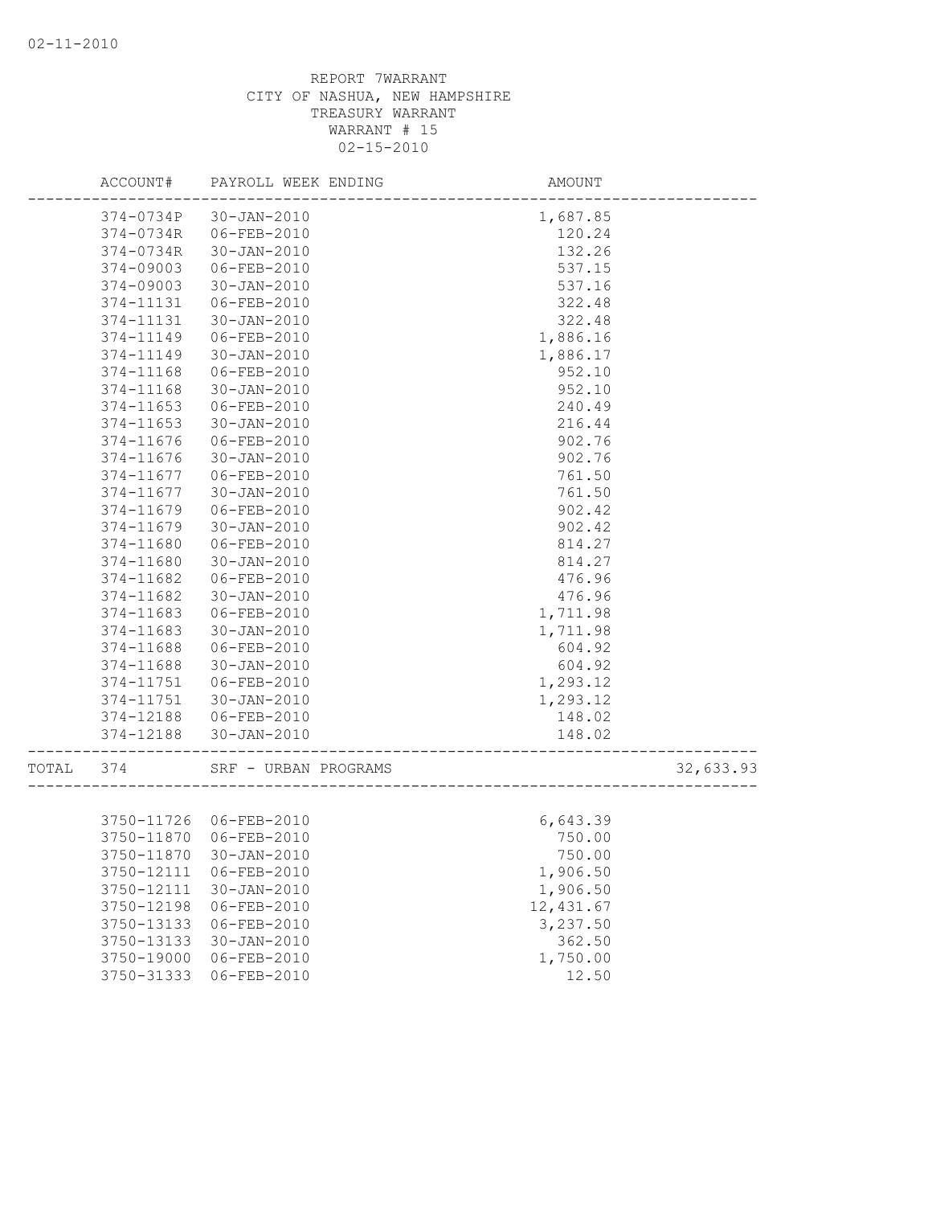02-11-2010

REPORT 7WARRANT
CITY OF NASHUA, NEW HAMPSHIRE
TREASURY WARRANT
WARRANT # 15
02-15-2010

| | ACCOUNT# | PAYROLL WEEK ENDING | AMOUNT | |
|---|---|---|---|---|
| | 374-0734P | 30-JAN-2010 | 1,687.85 | |
| | 374-0734R | 06-FEB-2010 | 120.24 | |
| | 374-0734R | 30-JAN-2010 | 132.26 | |
| | 374-09003 | 06-FEB-2010 | 537.15 | |
| | 374-09003 | 30-JAN-2010 | 537.16 | |
| | 374-11131 | 06-FEB-2010 | 322.48 | |
| | 374-11131 | 30-JAN-2010 | 322.48 | |
| | 374-11149 | 06-FEB-2010 | 1,886.16 | |
| | 374-11149 | 30-JAN-2010 | 1,886.17 | |
| | 374-11168 | 06-FEB-2010 | 952.10 | |
| | 374-11168 | 30-JAN-2010 | 952.10 | |
| | 374-11653 | 06-FEB-2010 | 240.49 | |
| | 374-11653 | 30-JAN-2010 | 216.44 | |
| | 374-11676 | 06-FEB-2010 | 902.76 | |
| | 374-11676 | 30-JAN-2010 | 902.76 | |
| | 374-11677 | 06-FEB-2010 | 761.50 | |
| | 374-11677 | 30-JAN-2010 | 761.50 | |
| | 374-11679 | 06-FEB-2010 | 902.42 | |
| | 374-11679 | 30-JAN-2010 | 902.42 | |
| | 374-11680 | 06-FEB-2010 | 814.27 | |
| | 374-11680 | 30-JAN-2010 | 814.27 | |
| | 374-11682 | 06-FEB-2010 | 476.96 | |
| | 374-11682 | 30-JAN-2010 | 476.96 | |
| | 374-11683 | 06-FEB-2010 | 1,711.98 | |
| | 374-11683 | 30-JAN-2010 | 1,711.98 | |
| | 374-11688 | 06-FEB-2010 | 604.92 | |
| | 374-11688 | 30-JAN-2010 | 604.92 | |
| | 374-11751 | 06-FEB-2010 | 1,293.12 | |
| | 374-11751 | 30-JAN-2010 | 1,293.12 | |
| | 374-12188 | 06-FEB-2010 | 148.02 | |
| | 374-12188 | 30-JAN-2010 | 148.02 | |
| TOTAL | 374 | SRF - URBAN PROGRAMS | | 32,633.93 |
| | 3750-11726 | 06-FEB-2010 | 6,643.39 | |
| | 3750-11870 | 06-FEB-2010 | 750.00 | |
| | 3750-11870 | 30-JAN-2010 | 750.00 | |
| | 3750-12111 | 06-FEB-2010 | 1,906.50 | |
| | 3750-12111 | 30-JAN-2010 | 1,906.50 | |
| | 3750-12198 | 06-FEB-2010 | 12,431.67 | |
| | 3750-13133 | 06-FEB-2010 | 3,237.50 | |
| | 3750-13133 | 30-JAN-2010 | 362.50 | |
| | 3750-19000 | 06-FEB-2010 | 1,750.00 | |
| | 3750-31333 | 06-FEB-2010 | 12.50 | |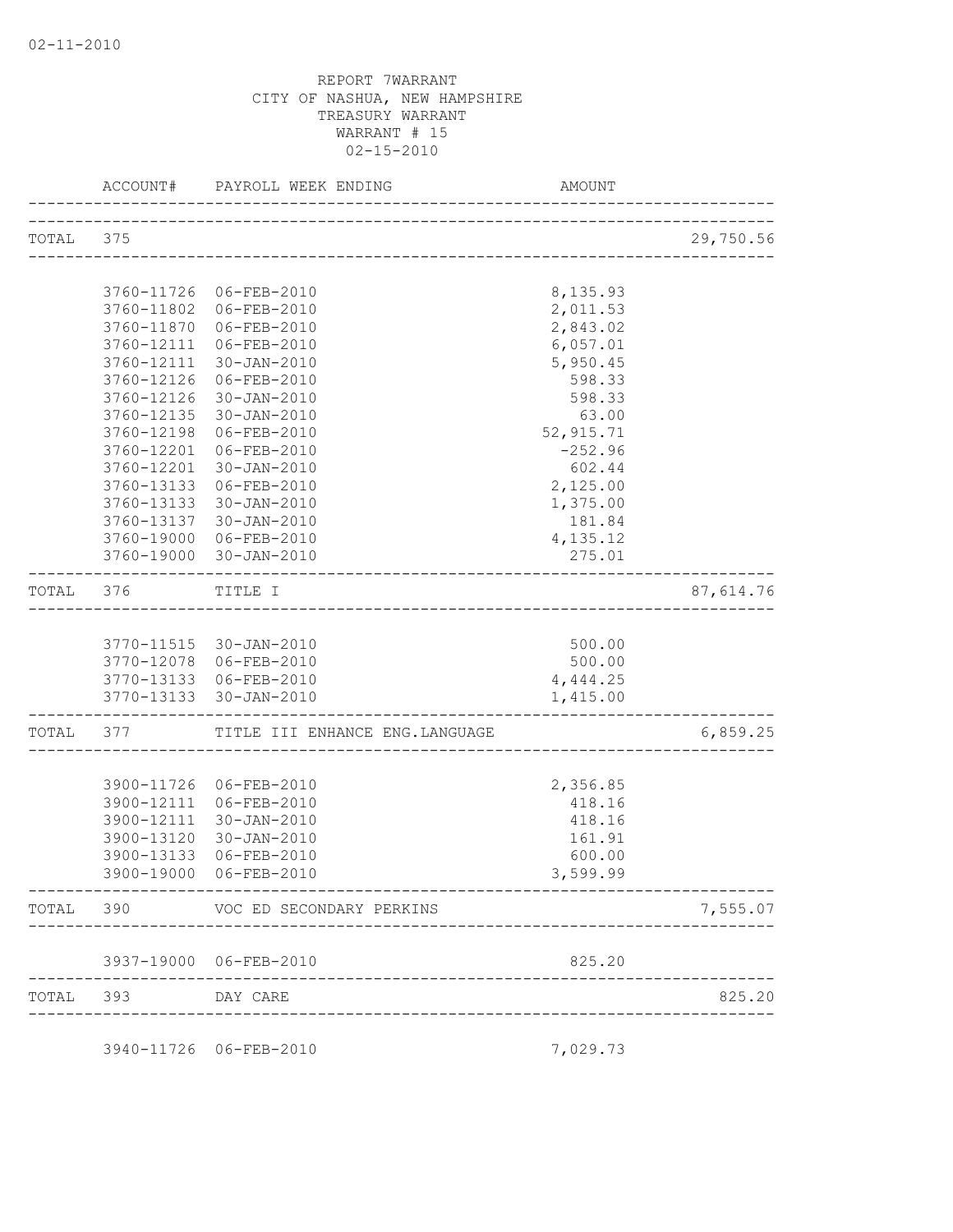02-11-2010

REPORT 7WARRANT
CITY OF NASHUA, NEW HAMPSHIRE
TREASURY WARRANT
WARRANT # 15
02-15-2010

| | ACCOUNT# | PAYROLL WEEK ENDING | AMOUNT | |
|---|---|---|---|---|
| TOTAL | 375 | | | 29,750.56 |
| | 3760-11726 | 06-FEB-2010 | 8,135.93 | |
| | 3760-11802 | 06-FEB-2010 | 2,011.53 | |
| | 3760-11870 | 06-FEB-2010 | 2,843.02 | |
| | 3760-12111 | 06-FEB-2010 | 6,057.01 | |
| | 3760-12111 | 30-JAN-2010 | 5,950.45 | |
| | 3760-12126 | 06-FEB-2010 | 598.33 | |
| | 3760-12126 | 30-JAN-2010 | 598.33 | |
| | 3760-12135 | 30-JAN-2010 | 63.00 | |
| | 3760-12198 | 06-FEB-2010 | 52,915.71 | |
| | 3760-12201 | 06-FEB-2010 | -252.96 | |
| | 3760-12201 | 30-JAN-2010 | 602.44 | |
| | 3760-13133 | 06-FEB-2010 | 2,125.00 | |
| | 3760-13133 | 30-JAN-2010 | 1,375.00 | |
| | 3760-13137 | 30-JAN-2010 | 181.84 | |
| | 3760-19000 | 06-FEB-2010 | 4,135.12 | |
| | 3760-19000 | 30-JAN-2010 | 275.01 | |
| TOTAL | 376 | TITLE I | | 87,614.76 |
| | 3770-11515 | 30-JAN-2010 | 500.00 | |
| | 3770-12078 | 06-FEB-2010 | 500.00 | |
| | 3770-13133 | 06-FEB-2010 | 4,444.25 | |
| | 3770-13133 | 30-JAN-2010 | 1,415.00 | |
| TOTAL | 377 | TITLE III ENHANCE ENG.LANGUAGE | | 6,859.25 |
| | 3900-11726 | 06-FEB-2010 | 2,356.85 | |
| | 3900-12111 | 06-FEB-2010 | 418.16 | |
| | 3900-12111 | 30-JAN-2010 | 418.16 | |
| | 3900-13120 | 30-JAN-2010 | 161.91 | |
| | 3900-13133 | 06-FEB-2010 | 600.00 | |
| | 3900-19000 | 06-FEB-2010 | 3,599.99 | |
| TOTAL | 390 | VOC ED SECONDARY PERKINS | | 7,555.07 |
| | 3937-19000 | 06-FEB-2010 | 825.20 | |
| TOTAL | 393 | DAY CARE | | 825.20 |
| | 3940-11726 | 06-FEB-2010 | 7,029.73 | |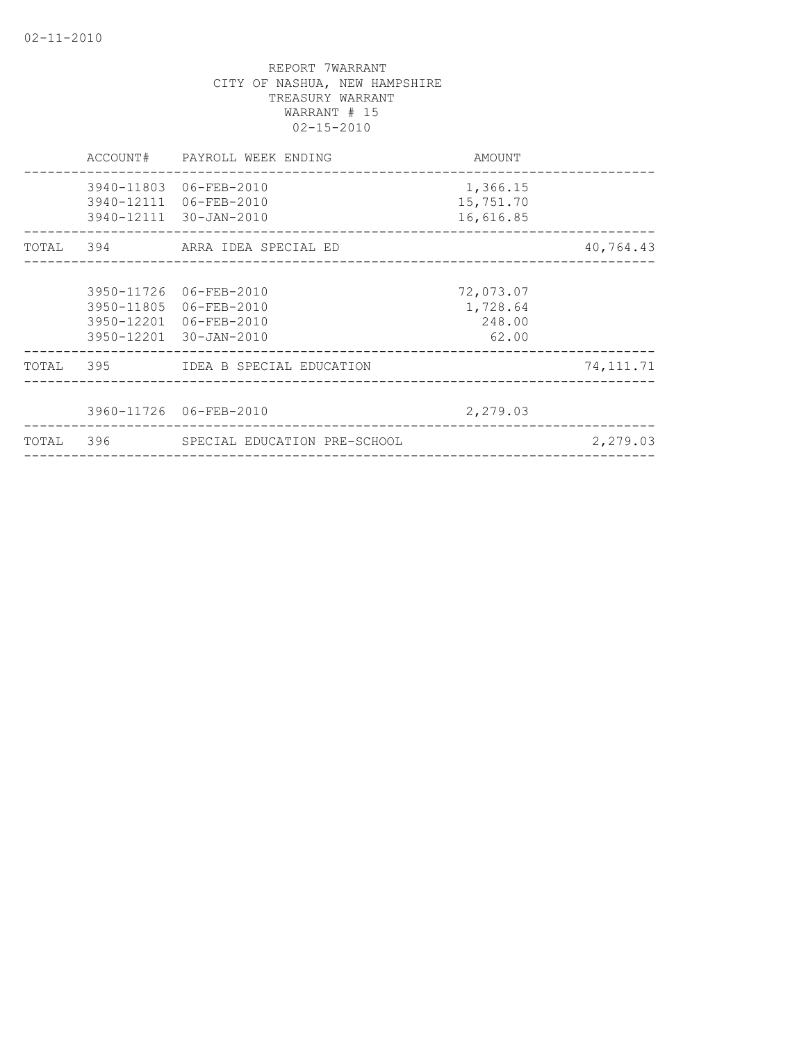REPORT 7WARRANT
CITY OF NASHUA, NEW HAMPSHIRE
TREASURY WARRANT
WARRANT # 15
02-15-2010

| | ACCOUNT# | PAYROLL WEEK ENDING | AMOUNT | |
|---|---|---|---|---|
| | 3940-11803 | 06-FEB-2010 | 1,366.15 | |
| | 3940-12111 | 06-FEB-2010 | 15,751.70 | |
| | 3940-12111 | 30-JAN-2010 | 16,616.85 | |
| TOTAL | 394 | ARRA IDEA SPECIAL ED | | 40,764.43 |
| | 3950-11726 | 06-FEB-2010 | 72,073.07 | |
| | 3950-11805 | 06-FEB-2010 | 1,728.64 | |
| | 3950-12201 | 06-FEB-2010 | 248.00 | |
| | 3950-12201 | 30-JAN-2010 | 62.00 | |
| TOTAL | 395 | IDEA B SPECIAL EDUCATION | | 74,111.71 |
| | 3960-11726 | 06-FEB-2010 | 2,279.03 | |
| TOTAL | 396 | SPECIAL EDUCATION PRE-SCHOOL | | 2,279.03 |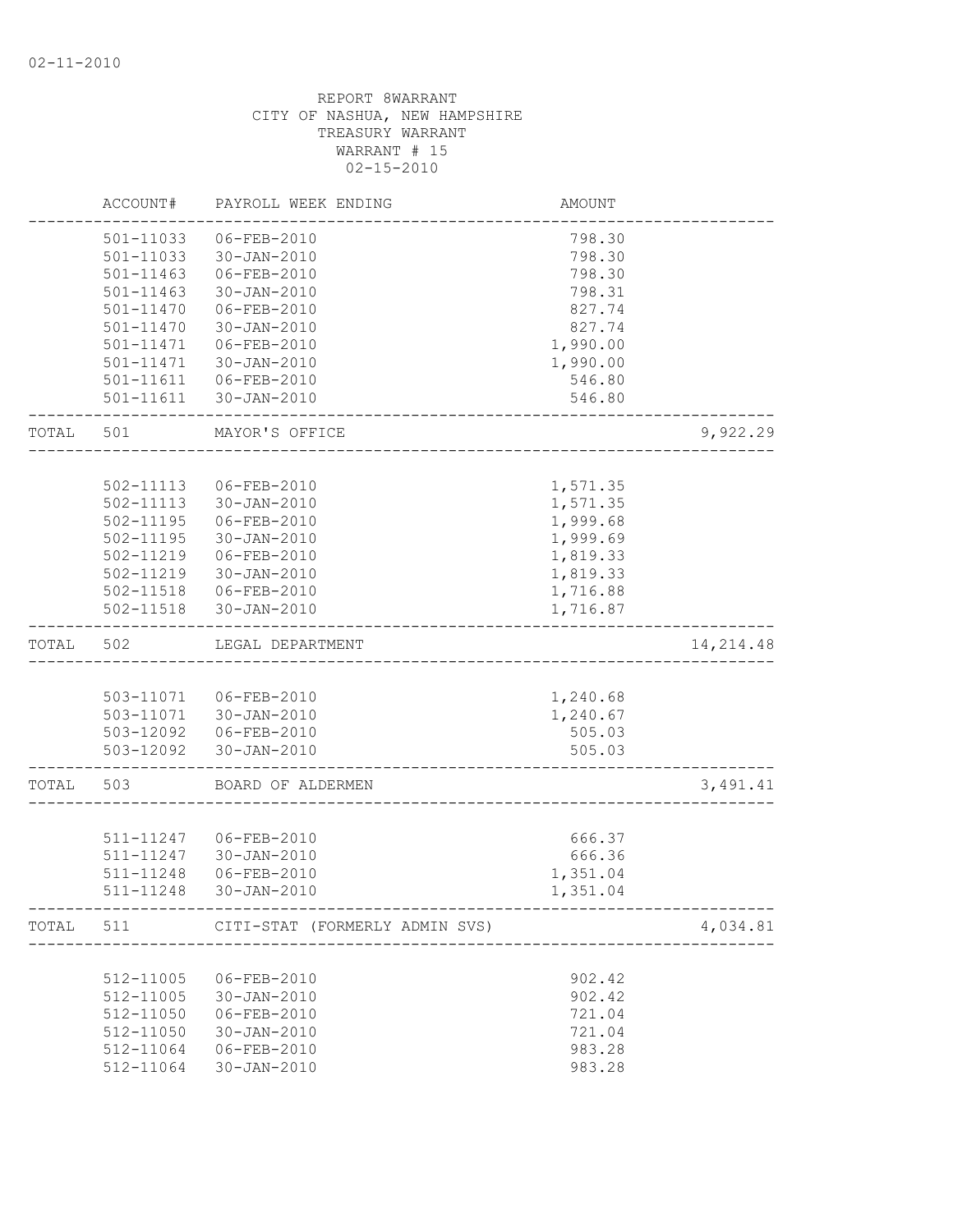02-11-2010

REPORT 8WARRANT
CITY OF NASHUA, NEW HAMPSHIRE
TREASURY WARRANT
WARRANT # 15
02-15-2010

| | ACCOUNT# | PAYROLL WEEK ENDING | AMOUNT | |
|---|---|---|---|---|
| | 501-11033 | 06-FEB-2010 | 798.30 | |
| | 501-11033 | 30-JAN-2010 | 798.30 | |
| | 501-11463 | 06-FEB-2010 | 798.30 | |
| | 501-11463 | 30-JAN-2010 | 798.31 | |
| | 501-11470 | 06-FEB-2010 | 827.74 | |
| | 501-11470 | 30-JAN-2010 | 827.74 | |
| | 501-11471 | 06-FEB-2010 | 1,990.00 | |
| | 501-11471 | 30-JAN-2010 | 1,990.00 | |
| | 501-11611 | 06-FEB-2010 | 546.80 | |
| | 501-11611 | 30-JAN-2010 | 546.80 | |
| TOTAL | 501 | MAYOR'S OFFICE | | 9,922.29 |
| | 502-11113 | 06-FEB-2010 | 1,571.35 | |
| | 502-11113 | 30-JAN-2010 | 1,571.35 | |
| | 502-11195 | 06-FEB-2010 | 1,999.68 | |
| | 502-11195 | 30-JAN-2010 | 1,999.69 | |
| | 502-11219 | 06-FEB-2010 | 1,819.33 | |
| | 502-11219 | 30-JAN-2010 | 1,819.33 | |
| | 502-11518 | 06-FEB-2010 | 1,716.88 | |
| | 502-11518 | 30-JAN-2010 | 1,716.87 | |
| TOTAL | 502 | LEGAL DEPARTMENT | | 14,214.48 |
| | 503-11071 | 06-FEB-2010 | 1,240.68 | |
| | 503-11071 | 30-JAN-2010 | 1,240.67 | |
| | 503-12092 | 06-FEB-2010 | 505.03 | |
| | 503-12092 | 30-JAN-2010 | 505.03 | |
| TOTAL | 503 | BOARD OF ALDERMEN | | 3,491.41 |
| | 511-11247 | 06-FEB-2010 | 666.37 | |
| | 511-11247 | 30-JAN-2010 | 666.36 | |
| | 511-11248 | 06-FEB-2010 | 1,351.04 | |
| | 511-11248 | 30-JAN-2010 | 1,351.04 | |
| TOTAL | 511 | CITI-STAT (FORMERLY ADMIN SVS) | | 4,034.81 |
| | 512-11005 | 06-FEB-2010 | 902.42 | |
| | 512-11005 | 30-JAN-2010 | 902.42 | |
| | 512-11050 | 06-FEB-2010 | 721.04 | |
| | 512-11050 | 30-JAN-2010 | 721.04 | |
| | 512-11064 | 06-FEB-2010 | 983.28 | |
| | 512-11064 | 30-JAN-2010 | 983.28 | |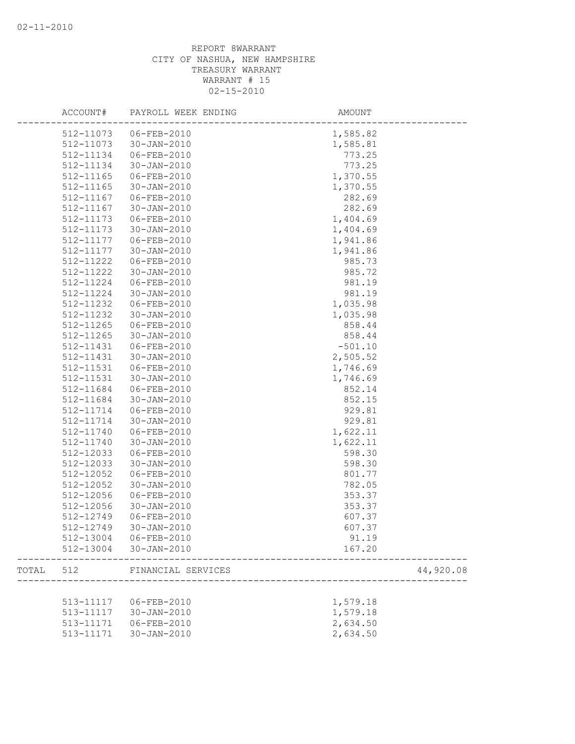REPORT 8WARRANT
CITY OF NASHUA, NEW HAMPSHIRE
TREASURY WARRANT
WARRANT # 15
02-15-2010

| | ACCOUNT# | PAYROLL WEEK ENDING | AMOUNT | |
|---|---|---|---|---|
| | 512-11073 | 06-FEB-2010 | 1,585.82 | |
| | 512-11073 | 30-JAN-2010 | 1,585.81 | |
| | 512-11134 | 06-FEB-2010 | 773.25 | |
| | 512-11134 | 30-JAN-2010 | 773.25 | |
| | 512-11165 | 06-FEB-2010 | 1,370.55 | |
| | 512-11165 | 30-JAN-2010 | 1,370.55 | |
| | 512-11167 | 06-FEB-2010 | 282.69 | |
| | 512-11167 | 30-JAN-2010 | 282.69 | |
| | 512-11173 | 06-FEB-2010 | 1,404.69 | |
| | 512-11173 | 30-JAN-2010 | 1,404.69 | |
| | 512-11177 | 06-FEB-2010 | 1,941.86 | |
| | 512-11177 | 30-JAN-2010 | 1,941.86 | |
| | 512-11222 | 06-FEB-2010 | 985.73 | |
| | 512-11222 | 30-JAN-2010 | 985.72 | |
| | 512-11224 | 06-FEB-2010 | 981.19 | |
| | 512-11224 | 30-JAN-2010 | 981.19 | |
| | 512-11232 | 06-FEB-2010 | 1,035.98 | |
| | 512-11232 | 30-JAN-2010 | 1,035.98 | |
| | 512-11265 | 06-FEB-2010 | 858.44 | |
| | 512-11265 | 30-JAN-2010 | 858.44 | |
| | 512-11431 | 06-FEB-2010 | -501.10 | |
| | 512-11431 | 30-JAN-2010 | 2,505.52 | |
| | 512-11531 | 06-FEB-2010 | 1,746.69 | |
| | 512-11531 | 30-JAN-2010 | 1,746.69 | |
| | 512-11684 | 06-FEB-2010 | 852.14 | |
| | 512-11684 | 30-JAN-2010 | 852.15 | |
| | 512-11714 | 06-FEB-2010 | 929.81 | |
| | 512-11714 | 30-JAN-2010 | 929.81 | |
| | 512-11740 | 06-FEB-2010 | 1,622.11 | |
| | 512-11740 | 30-JAN-2010 | 1,622.11 | |
| | 512-12033 | 06-FEB-2010 | 598.30 | |
| | 512-12033 | 30-JAN-2010 | 598.30 | |
| | 512-12052 | 06-FEB-2010 | 801.77 | |
| | 512-12052 | 30-JAN-2010 | 782.05 | |
| | 512-12056 | 06-FEB-2010 | 353.37 | |
| | 512-12056 | 30-JAN-2010 | 353.37 | |
| | 512-12749 | 06-FEB-2010 | 607.37 | |
| | 512-12749 | 30-JAN-2010 | 607.37 | |
| | 512-13004 | 06-FEB-2010 | 91.19 | |
| | 512-13004 | 30-JAN-2010 | 167.20 | |
| TOTAL | 512 | FINANCIAL SERVICES | | 44,920.08 |
| | 513-11117 | 06-FEB-2010 | 1,579.18 | |
| | 513-11117 | 30-JAN-2010 | 1,579.18 | |
| | 513-11171 | 06-FEB-2010 | 2,634.50 | |
| | 513-11171 | 30-JAN-2010 | 2,634.50 | |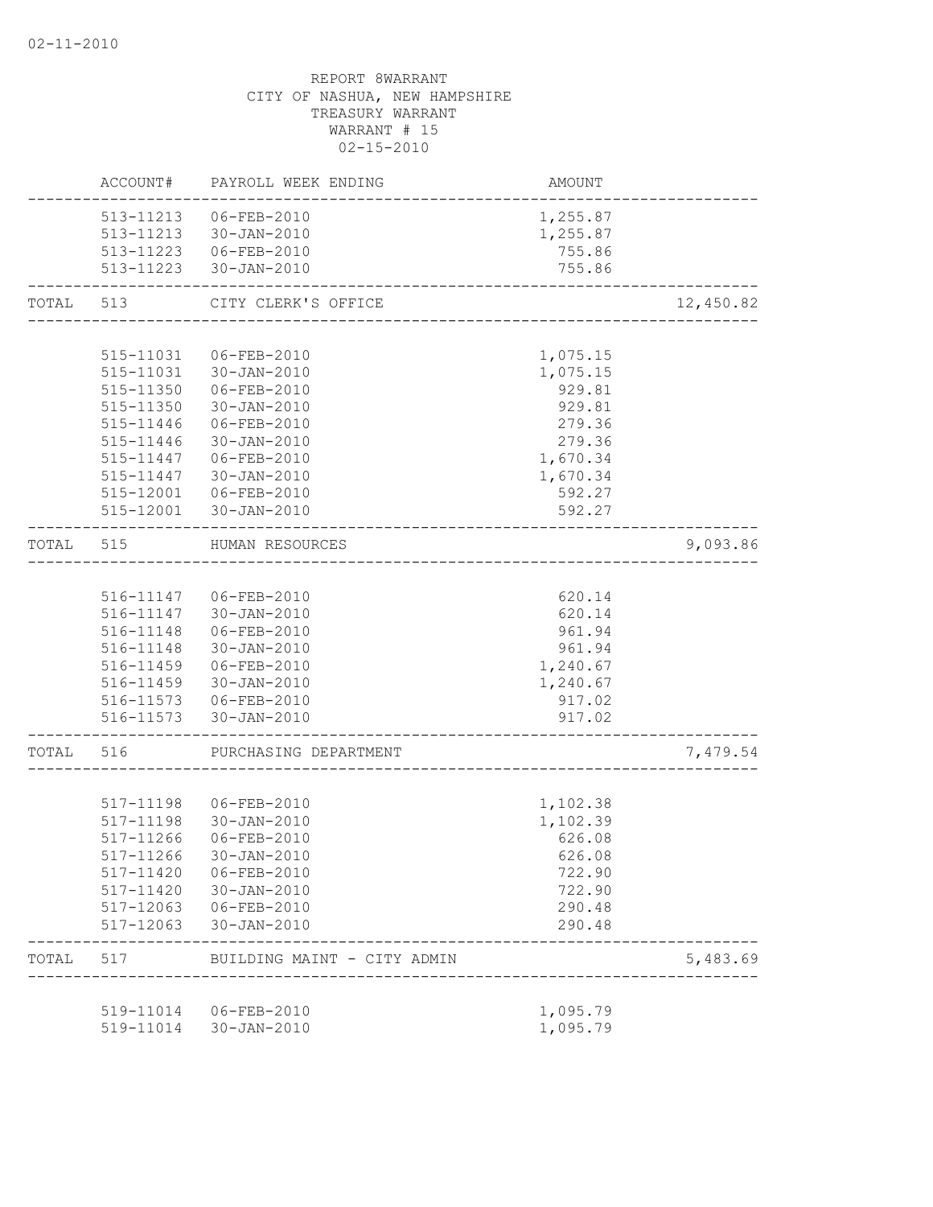02-11-2010

REPORT 8WARRANT
CITY OF NASHUA, NEW HAMPSHIRE
TREASURY WARRANT
WARRANT # 15
02-15-2010

| | ACCOUNT# | PAYROLL WEEK ENDING | AMOUNT | |
|---|---|---|---|---|
| | 513-11213 | 06-FEB-2010 | 1,255.87 | |
| | 513-11213 | 30-JAN-2010 | 1,255.87 | |
| | 513-11223 | 06-FEB-2010 | 755.86 | |
| | 513-11223 | 30-JAN-2010 | 755.86 | |
| TOTAL | 513 | CITY CLERK'S OFFICE | | 12,450.82 |
| | 515-11031 | 06-FEB-2010 | 1,075.15 | |
| | 515-11031 | 30-JAN-2010 | 1,075.15 | |
| | 515-11350 | 06-FEB-2010 | 929.81 | |
| | 515-11350 | 30-JAN-2010 | 929.81 | |
| | 515-11446 | 06-FEB-2010 | 279.36 | |
| | 515-11446 | 30-JAN-2010 | 279.36 | |
| | 515-11447 | 06-FEB-2010 | 1,670.34 | |
| | 515-11447 | 30-JAN-2010 | 1,670.34 | |
| | 515-12001 | 06-FEB-2010 | 592.27 | |
| | 515-12001 | 30-JAN-2010 | 592.27 | |
| TOTAL | 515 | HUMAN RESOURCES | | 9,093.86 |
| | 516-11147 | 06-FEB-2010 | 620.14 | |
| | 516-11147 | 30-JAN-2010 | 620.14 | |
| | 516-11148 | 06-FEB-2010 | 961.94 | |
| | 516-11148 | 30-JAN-2010 | 961.94 | |
| | 516-11459 | 06-FEB-2010 | 1,240.67 | |
| | 516-11459 | 30-JAN-2010 | 1,240.67 | |
| | 516-11573 | 06-FEB-2010 | 917.02 | |
| | 516-11573 | 30-JAN-2010 | 917.02 | |
| TOTAL | 516 | PURCHASING DEPARTMENT | | 7,479.54 |
| | 517-11198 | 06-FEB-2010 | 1,102.38 | |
| | 517-11198 | 30-JAN-2010 | 1,102.39 | |
| | 517-11266 | 06-FEB-2010 | 626.08 | |
| | 517-11266 | 30-JAN-2010 | 626.08 | |
| | 517-11420 | 06-FEB-2010 | 722.90 | |
| | 517-11420 | 30-JAN-2010 | 722.90 | |
| | 517-12063 | 06-FEB-2010 | 290.48 | |
| | 517-12063 | 30-JAN-2010 | 290.48 | |
| TOTAL | 517 | BUILDING MAINT - CITY ADMIN | | 5,483.69 |
| | 519-11014 | 06-FEB-2010 | 1,095.79 | |
| | 519-11014 | 30-JAN-2010 | 1,095.79 | |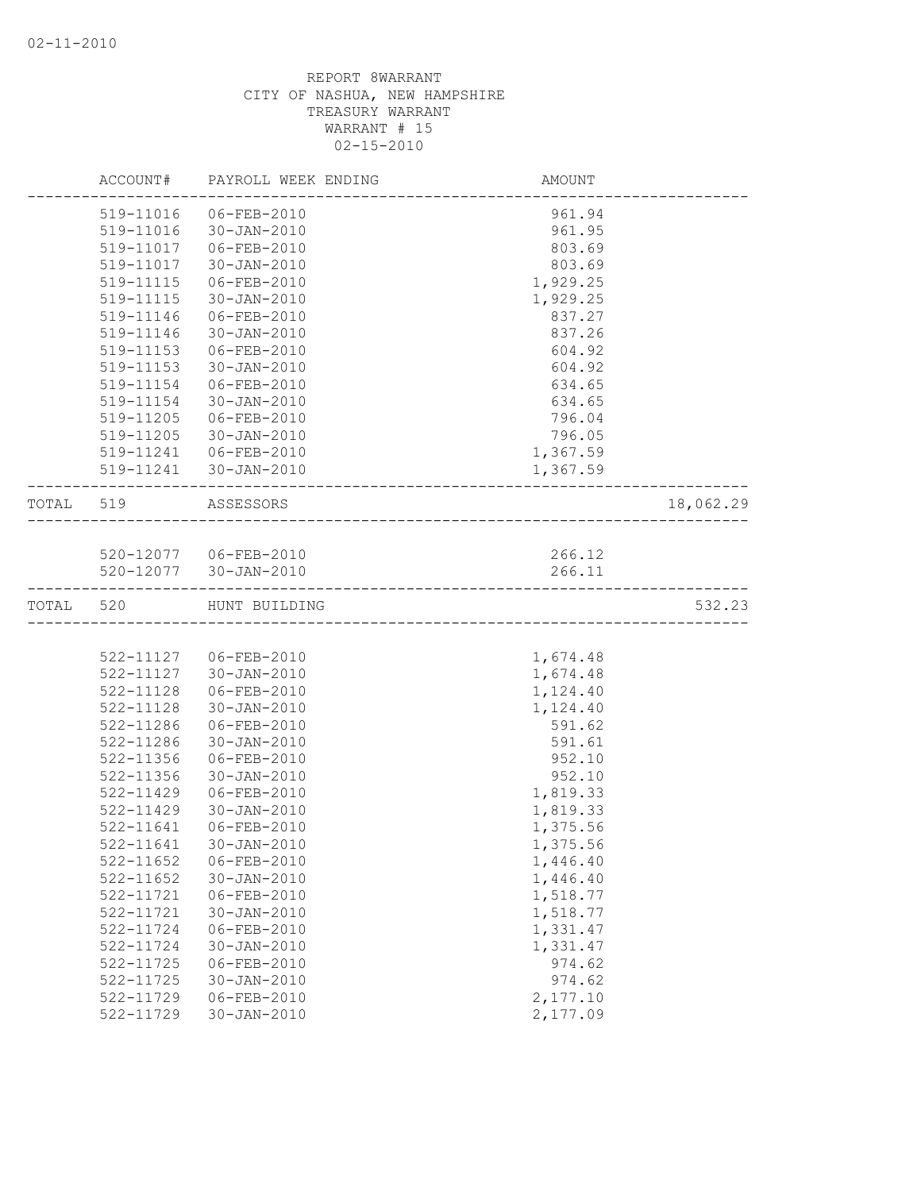REPORT 8WARRANT
CITY OF NASHUA, NEW HAMPSHIRE
TREASURY WARRANT
WARRANT # 15
02-15-2010

| | ACCOUNT# | PAYROLL WEEK ENDING | AMOUNT | |
|---|---|---|---|---|
| | 519-11016 | 06-FEB-2010 | 961.94 | |
| | 519-11016 | 30-JAN-2010 | 961.95 | |
| | 519-11017 | 06-FEB-2010 | 803.69 | |
| | 519-11017 | 30-JAN-2010 | 803.69 | |
| | 519-11115 | 06-FEB-2010 | 1,929.25 | |
| | 519-11115 | 30-JAN-2010 | 1,929.25 | |
| | 519-11146 | 06-FEB-2010 | 837.27 | |
| | 519-11146 | 30-JAN-2010 | 837.26 | |
| | 519-11153 | 06-FEB-2010 | 604.92 | |
| | 519-11153 | 30-JAN-2010 | 604.92 | |
| | 519-11154 | 06-FEB-2010 | 634.65 | |
| | 519-11154 | 30-JAN-2010 | 634.65 | |
| | 519-11205 | 06-FEB-2010 | 796.04 | |
| | 519-11205 | 30-JAN-2010 | 796.05 | |
| | 519-11241 | 06-FEB-2010 | 1,367.59 | |
| | 519-11241 | 30-JAN-2010 | 1,367.59 | |
| TOTAL | 519 | ASSESSORS | | 18,062.29 |
| | 520-12077 | 06-FEB-2010 | 266.12 | |
| | 520-12077 | 30-JAN-2010 | 266.11 | |
| TOTAL | 520 | HUNT BUILDING | | 532.23 |
| | 522-11127 | 06-FEB-2010 | 1,674.48 | |
| | 522-11127 | 30-JAN-2010 | 1,674.48 | |
| | 522-11128 | 06-FEB-2010 | 1,124.40 | |
| | 522-11128 | 30-JAN-2010 | 1,124.40 | |
| | 522-11286 | 06-FEB-2010 | 591.62 | |
| | 522-11286 | 30-JAN-2010 | 591.61 | |
| | 522-11356 | 06-FEB-2010 | 952.10 | |
| | 522-11356 | 30-JAN-2010 | 952.10 | |
| | 522-11429 | 06-FEB-2010 | 1,819.33 | |
| | 522-11429 | 30-JAN-2010 | 1,819.33 | |
| | 522-11641 | 06-FEB-2010 | 1,375.56 | |
| | 522-11641 | 30-JAN-2010 | 1,375.56 | |
| | 522-11652 | 06-FEB-2010 | 1,446.40 | |
| | 522-11652 | 30-JAN-2010 | 1,446.40 | |
| | 522-11721 | 06-FEB-2010 | 1,518.77 | |
| | 522-11721 | 30-JAN-2010 | 1,518.77 | |
| | 522-11724 | 06-FEB-2010 | 1,331.47 | |
| | 522-11724 | 30-JAN-2010 | 1,331.47 | |
| | 522-11725 | 06-FEB-2010 | 974.62 | |
| | 522-11725 | 30-JAN-2010 | 974.62 | |
| | 522-11729 | 06-FEB-2010 | 2,177.10 | |
| | 522-11729 | 30-JAN-2010 | 2,177.09 | |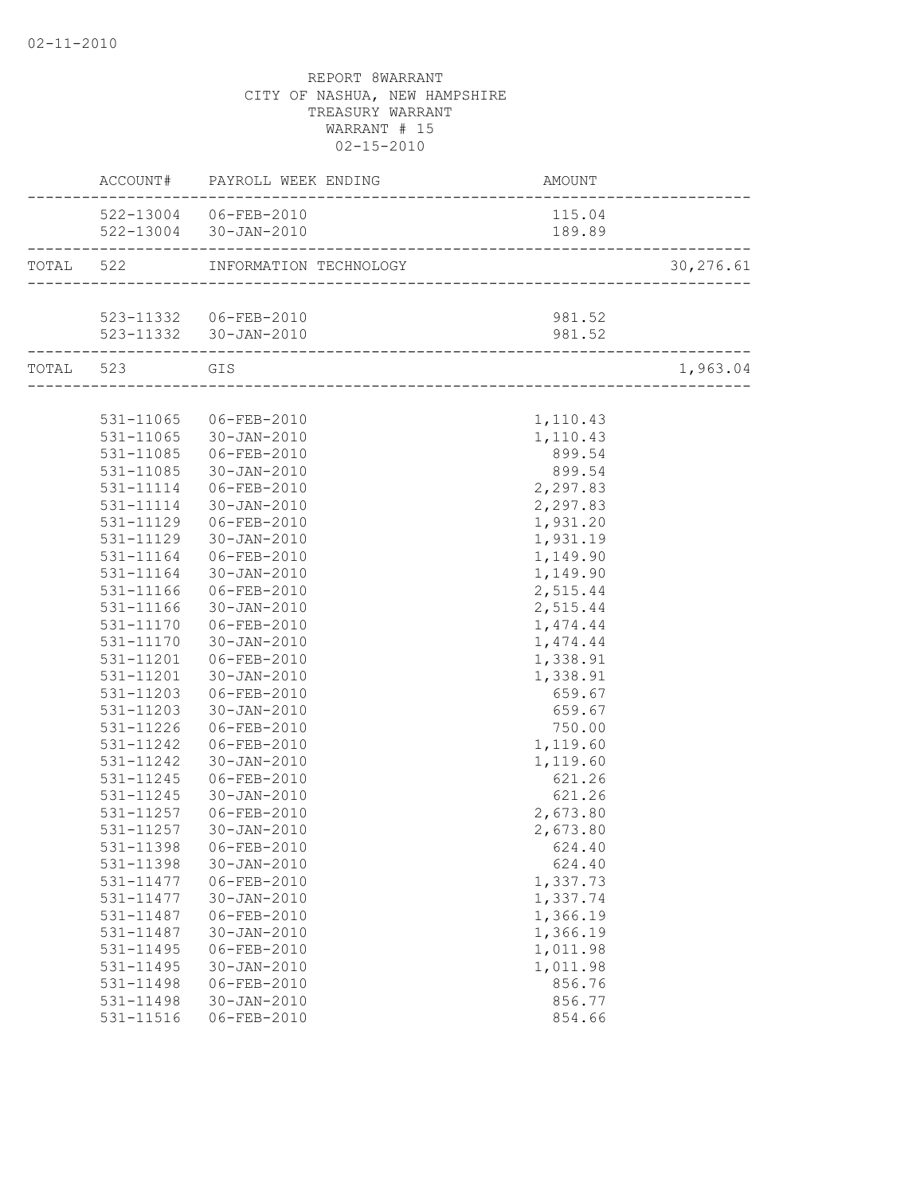REPORT 8WARRANT
CITY OF NASHUA, NEW HAMPSHIRE
TREASURY WARRANT
WARRANT # 15
02-15-2010

| | ACCOUNT# | PAYROLL WEEK ENDING | AMOUNT | |
|---|---|---|---|---|
| | 522-13004 | 06-FEB-2010 | 115.04 | |
| | 522-13004 | 30-JAN-2010 | 189.89 | |
| TOTAL | 522 | INFORMATION TECHNOLOGY | | 30,276.61 |
| | 523-11332 | 06-FEB-2010 | 981.52 | |
| | 523-11332 | 30-JAN-2010 | 981.52 | |
| TOTAL | 523 | GIS | | 1,963.04 |
| | 531-11065 | 06-FEB-2010 | 1,110.43 | |
| | 531-11065 | 30-JAN-2010 | 1,110.43 | |
| | 531-11085 | 06-FEB-2010 | 899.54 | |
| | 531-11085 | 30-JAN-2010 | 899.54 | |
| | 531-11114 | 06-FEB-2010 | 2,297.83 | |
| | 531-11114 | 30-JAN-2010 | 2,297.83 | |
| | 531-11129 | 06-FEB-2010 | 1,931.20 | |
| | 531-11129 | 30-JAN-2010 | 1,931.19 | |
| | 531-11164 | 06-FEB-2010 | 1,149.90 | |
| | 531-11164 | 30-JAN-2010 | 1,149.90 | |
| | 531-11166 | 06-FEB-2010 | 2,515.44 | |
| | 531-11166 | 30-JAN-2010 | 2,515.44 | |
| | 531-11170 | 06-FEB-2010 | 1,474.44 | |
| | 531-11170 | 30-JAN-2010 | 1,474.44 | |
| | 531-11201 | 06-FEB-2010 | 1,338.91 | |
| | 531-11201 | 30-JAN-2010 | 1,338.91 | |
| | 531-11203 | 06-FEB-2010 | 659.67 | |
| | 531-11203 | 30-JAN-2010 | 659.67 | |
| | 531-11226 | 06-FEB-2010 | 750.00 | |
| | 531-11242 | 06-FEB-2010 | 1,119.60 | |
| | 531-11242 | 30-JAN-2010 | 1,119.60 | |
| | 531-11245 | 06-FEB-2010 | 621.26 | |
| | 531-11245 | 30-JAN-2010 | 621.26 | |
| | 531-11257 | 06-FEB-2010 | 2,673.80 | |
| | 531-11257 | 30-JAN-2010 | 2,673.80 | |
| | 531-11398 | 06-FEB-2010 | 624.40 | |
| | 531-11398 | 30-JAN-2010 | 624.40 | |
| | 531-11477 | 06-FEB-2010 | 1,337.73 | |
| | 531-11477 | 30-JAN-2010 | 1,337.74 | |
| | 531-11487 | 06-FEB-2010 | 1,366.19 | |
| | 531-11487 | 30-JAN-2010 | 1,366.19 | |
| | 531-11495 | 06-FEB-2010 | 1,011.98 | |
| | 531-11495 | 30-JAN-2010 | 1,011.98 | |
| | 531-11498 | 06-FEB-2010 | 856.76 | |
| | 531-11498 | 30-JAN-2010 | 856.77 | |
| | 531-11516 | 06-FEB-2010 | 854.66 | |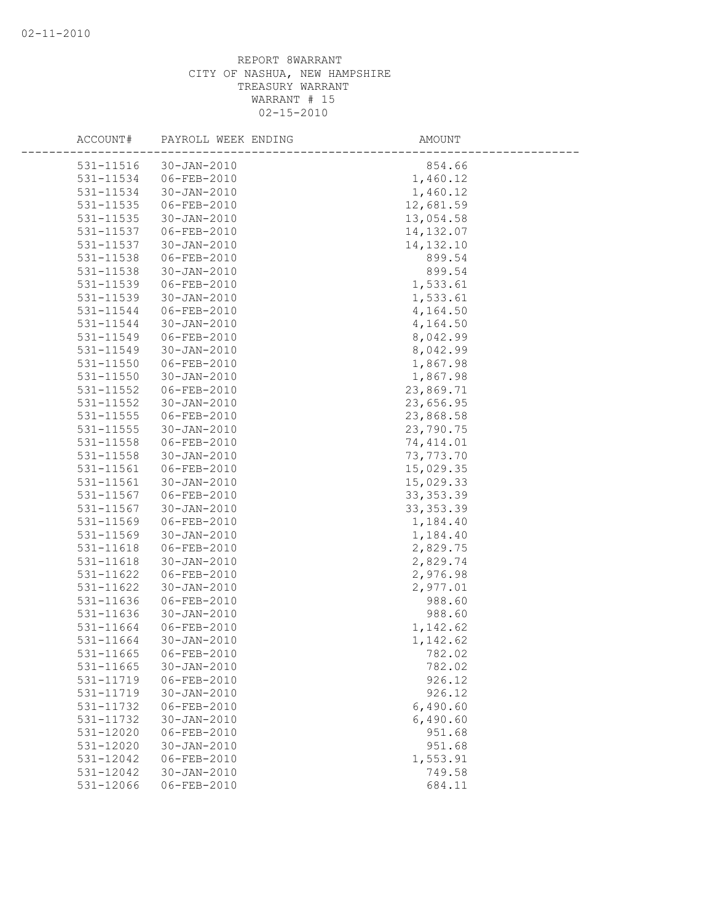REPORT 8WARRANT
CITY OF NASHUA, NEW HAMPSHIRE
TREASURY WARRANT
WARRANT # 15
02-15-2010

| ACCOUNT# | PAYROLL WEEK ENDING | AMOUNT |
|---|---|---|
| 531-11516 | 30-JAN-2010 | 854.66 |
| 531-11534 | 06-FEB-2010 | 1,460.12 |
| 531-11534 | 30-JAN-2010 | 1,460.12 |
| 531-11535 | 06-FEB-2010 | 12,681.59 |
| 531-11535 | 30-JAN-2010 | 13,054.58 |
| 531-11537 | 06-FEB-2010 | 14,132.07 |
| 531-11537 | 30-JAN-2010 | 14,132.10 |
| 531-11538 | 06-FEB-2010 | 899.54 |
| 531-11538 | 30-JAN-2010 | 899.54 |
| 531-11539 | 06-FEB-2010 | 1,533.61 |
| 531-11539 | 30-JAN-2010 | 1,533.61 |
| 531-11544 | 06-FEB-2010 | 4,164.50 |
| 531-11544 | 30-JAN-2010 | 4,164.50 |
| 531-11549 | 06-FEB-2010 | 8,042.99 |
| 531-11549 | 30-JAN-2010 | 8,042.99 |
| 531-11550 | 06-FEB-2010 | 1,867.98 |
| 531-11550 | 30-JAN-2010 | 1,867.98 |
| 531-11552 | 06-FEB-2010 | 23,869.71 |
| 531-11552 | 30-JAN-2010 | 23,656.95 |
| 531-11555 | 06-FEB-2010 | 23,868.58 |
| 531-11555 | 30-JAN-2010 | 23,790.75 |
| 531-11558 | 06-FEB-2010 | 74,414.01 |
| 531-11558 | 30-JAN-2010 | 73,773.70 |
| 531-11561 | 06-FEB-2010 | 15,029.35 |
| 531-11561 | 30-JAN-2010 | 15,029.33 |
| 531-11567 | 06-FEB-2010 | 33,353.39 |
| 531-11567 | 30-JAN-2010 | 33,353.39 |
| 531-11569 | 06-FEB-2010 | 1,184.40 |
| 531-11569 | 30-JAN-2010 | 1,184.40 |
| 531-11618 | 06-FEB-2010 | 2,829.75 |
| 531-11618 | 30-JAN-2010 | 2,829.74 |
| 531-11622 | 06-FEB-2010 | 2,976.98 |
| 531-11622 | 30-JAN-2010 | 2,977.01 |
| 531-11636 | 06-FEB-2010 | 988.60 |
| 531-11636 | 30-JAN-2010 | 988.60 |
| 531-11664 | 06-FEB-2010 | 1,142.62 |
| 531-11664 | 30-JAN-2010 | 1,142.62 |
| 531-11665 | 06-FEB-2010 | 782.02 |
| 531-11665 | 30-JAN-2010 | 782.02 |
| 531-11719 | 06-FEB-2010 | 926.12 |
| 531-11719 | 30-JAN-2010 | 926.12 |
| 531-11732 | 06-FEB-2010 | 6,490.60 |
| 531-11732 | 30-JAN-2010 | 6,490.60 |
| 531-12020 | 06-FEB-2010 | 951.68 |
| 531-12020 | 30-JAN-2010 | 951.68 |
| 531-12042 | 06-FEB-2010 | 1,553.91 |
| 531-12042 | 30-JAN-2010 | 749.58 |
| 531-12066 | 06-FEB-2010 | 684.11 |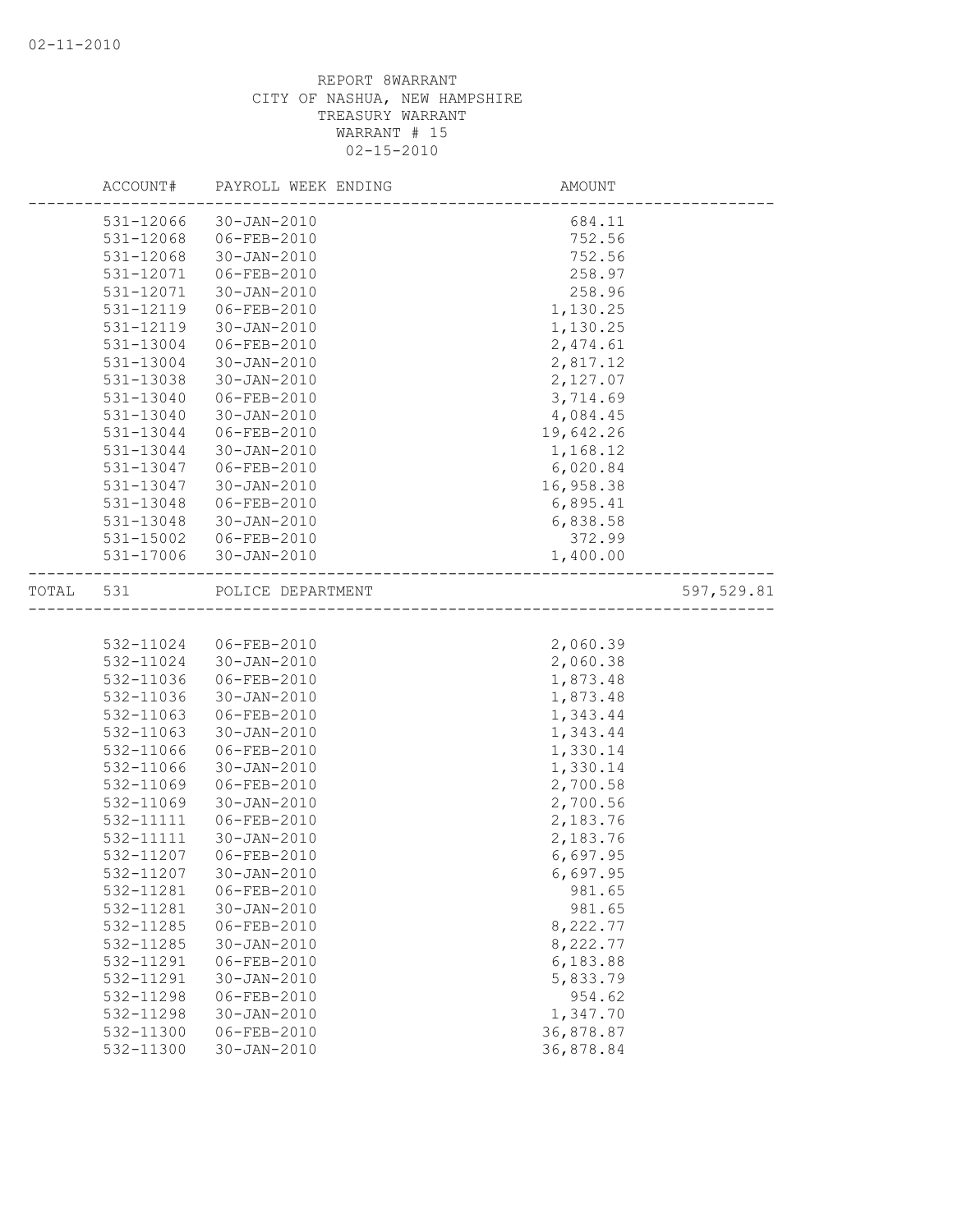REPORT 8WARRANT
CITY OF NASHUA, NEW HAMPSHIRE
TREASURY WARRANT
WARRANT # 15
02-15-2010

| ACCOUNT# | PAYROLL WEEK ENDING | AMOUNT | |
|---|---|---|---|
| 531-12066 | 30-JAN-2010 | 684.11 | |
| 531-12068 | 06-FEB-2010 | 752.56 | |
| 531-12068 | 30-JAN-2010 | 752.56 | |
| 531-12071 | 06-FEB-2010 | 258.97 | |
| 531-12071 | 30-JAN-2010 | 258.96 | |
| 531-12119 | 06-FEB-2010 | 1,130.25 | |
| 531-12119 | 30-JAN-2010 | 1,130.25 | |
| 531-13004 | 06-FEB-2010 | 2,474.61 | |
| 531-13004 | 30-JAN-2010 | 2,817.12 | |
| 531-13038 | 30-JAN-2010 | 2,127.07 | |
| 531-13040 | 06-FEB-2010 | 3,714.69 | |
| 531-13040 | 30-JAN-2010 | 4,084.45 | |
| 531-13044 | 06-FEB-2010 | 19,642.26 | |
| 531-13044 | 30-JAN-2010 | 1,168.12 | |
| 531-13047 | 06-FEB-2010 | 6,020.84 | |
| 531-13047 | 30-JAN-2010 | 16,958.38 | |
| 531-13048 | 06-FEB-2010 | 6,895.41 | |
| 531-13048 | 30-JAN-2010 | 6,838.58 | |
| 531-15002 | 06-FEB-2010 | 372.99 | |
| 531-17006 | 30-JAN-2010 | 1,400.00 | |
| TOTAL 531 | POLICE DEPARTMENT | | 597,529.81 |
| 532-11024 | 06-FEB-2010 | 2,060.39 | |
| 532-11024 | 30-JAN-2010 | 2,060.38 | |
| 532-11036 | 06-FEB-2010 | 1,873.48 | |
| 532-11036 | 30-JAN-2010 | 1,873.48 | |
| 532-11063 | 06-FEB-2010 | 1,343.44 | |
| 532-11063 | 30-JAN-2010 | 1,343.44 | |
| 532-11066 | 06-FEB-2010 | 1,330.14 | |
| 532-11066 | 30-JAN-2010 | 1,330.14 | |
| 532-11069 | 06-FEB-2010 | 2,700.58 | |
| 532-11069 | 30-JAN-2010 | 2,700.56 | |
| 532-11111 | 06-FEB-2010 | 2,183.76 | |
| 532-11111 | 30-JAN-2010 | 2,183.76 | |
| 532-11207 | 06-FEB-2010 | 6,697.95 | |
| 532-11207 | 30-JAN-2010 | 6,697.95 | |
| 532-11281 | 06-FEB-2010 | 981.65 | |
| 532-11281 | 30-JAN-2010 | 981.65 | |
| 532-11285 | 06-FEB-2010 | 8,222.77 | |
| 532-11285 | 30-JAN-2010 | 8,222.77 | |
| 532-11291 | 06-FEB-2010 | 6,183.88 | |
| 532-11291 | 30-JAN-2010 | 5,833.79 | |
| 532-11298 | 06-FEB-2010 | 954.62 | |
| 532-11298 | 30-JAN-2010 | 1,347.70 | |
| 532-11300 | 06-FEB-2010 | 36,878.87 | |
| 532-11300 | 30-JAN-2010 | 36,878.84 | |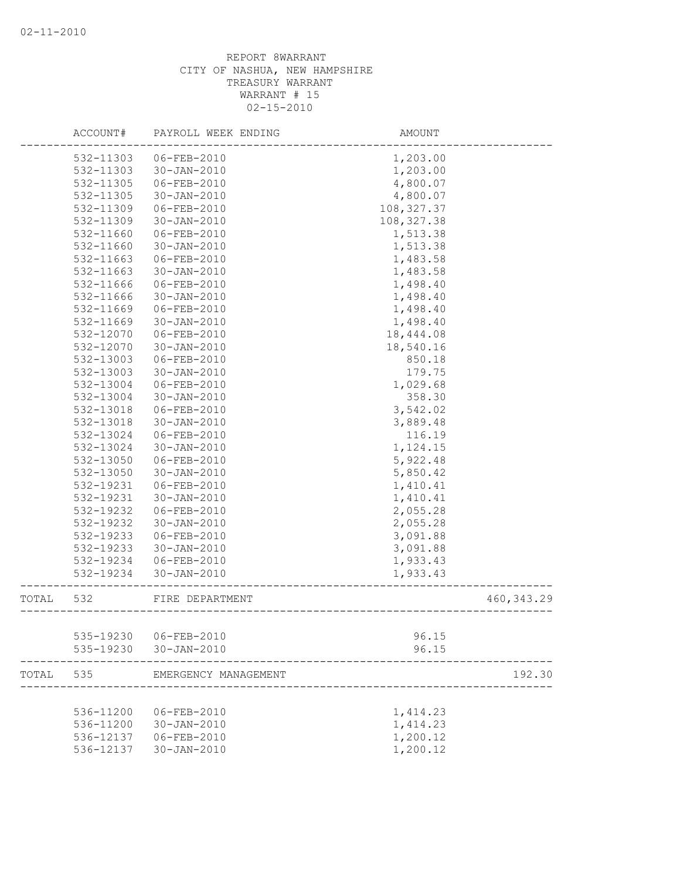02-11-2010

REPORT 8WARRANT
CITY OF NASHUA, NEW HAMPSHIRE
TREASURY WARRANT
WARRANT # 15
02-15-2010

| | ACCOUNT# | PAYROLL WEEK ENDING | AMOUNT | |
|---|---|---|---|---|
| | 532-11303 | 06-FEB-2010 | 1,203.00 | |
| | 532-11303 | 30-JAN-2010 | 1,203.00 | |
| | 532-11305 | 06-FEB-2010 | 4,800.07 | |
| | 532-11305 | 30-JAN-2010 | 4,800.07 | |
| | 532-11309 | 06-FEB-2010 | 108,327.37 | |
| | 532-11309 | 30-JAN-2010 | 108,327.38 | |
| | 532-11660 | 06-FEB-2010 | 1,513.38 | |
| | 532-11660 | 30-JAN-2010 | 1,513.38 | |
| | 532-11663 | 06-FEB-2010 | 1,483.58 | |
| | 532-11663 | 30-JAN-2010 | 1,483.58 | |
| | 532-11666 | 06-FEB-2010 | 1,498.40 | |
| | 532-11666 | 30-JAN-2010 | 1,498.40 | |
| | 532-11669 | 06-FEB-2010 | 1,498.40 | |
| | 532-11669 | 30-JAN-2010 | 1,498.40 | |
| | 532-12070 | 06-FEB-2010 | 18,444.08 | |
| | 532-12070 | 30-JAN-2010 | 18,540.16 | |
| | 532-13003 | 06-FEB-2010 | 850.18 | |
| | 532-13003 | 30-JAN-2010 | 179.75 | |
| | 532-13004 | 06-FEB-2010 | 1,029.68 | |
| | 532-13004 | 30-JAN-2010 | 358.30 | |
| | 532-13018 | 06-FEB-2010 | 3,542.02 | |
| | 532-13018 | 30-JAN-2010 | 3,889.48 | |
| | 532-13024 | 06-FEB-2010 | 116.19 | |
| | 532-13024 | 30-JAN-2010 | 1,124.15 | |
| | 532-13050 | 06-FEB-2010 | 5,922.48 | |
| | 532-13050 | 30-JAN-2010 | 5,850.42 | |
| | 532-19231 | 06-FEB-2010 | 1,410.41 | |
| | 532-19231 | 30-JAN-2010 | 1,410.41 | |
| | 532-19232 | 06-FEB-2010 | 2,055.28 | |
| | 532-19232 | 30-JAN-2010 | 2,055.28 | |
| | 532-19233 | 06-FEB-2010 | 3,091.88 | |
| | 532-19233 | 30-JAN-2010 | 3,091.88 | |
| | 532-19234 | 06-FEB-2010 | 1,933.43 | |
| | 532-19234 | 30-JAN-2010 | 1,933.43 | |
| TOTAL | 532 | FIRE DEPARTMENT | | 460,343.29 |
| | 535-19230 | 06-FEB-2010 | 96.15 | |
| | 535-19230 | 30-JAN-2010 | 96.15 | |
| TOTAL | 535 | EMERGENCY MANAGEMENT | | 192.30 |
| | 536-11200 | 06-FEB-2010 | 1,414.23 | |
| | 536-11200 | 30-JAN-2010 | 1,414.23 | |
| | 536-12137 | 06-FEB-2010 | 1,200.12 | |
| | 536-12137 | 30-JAN-2010 | 1,200.12 | |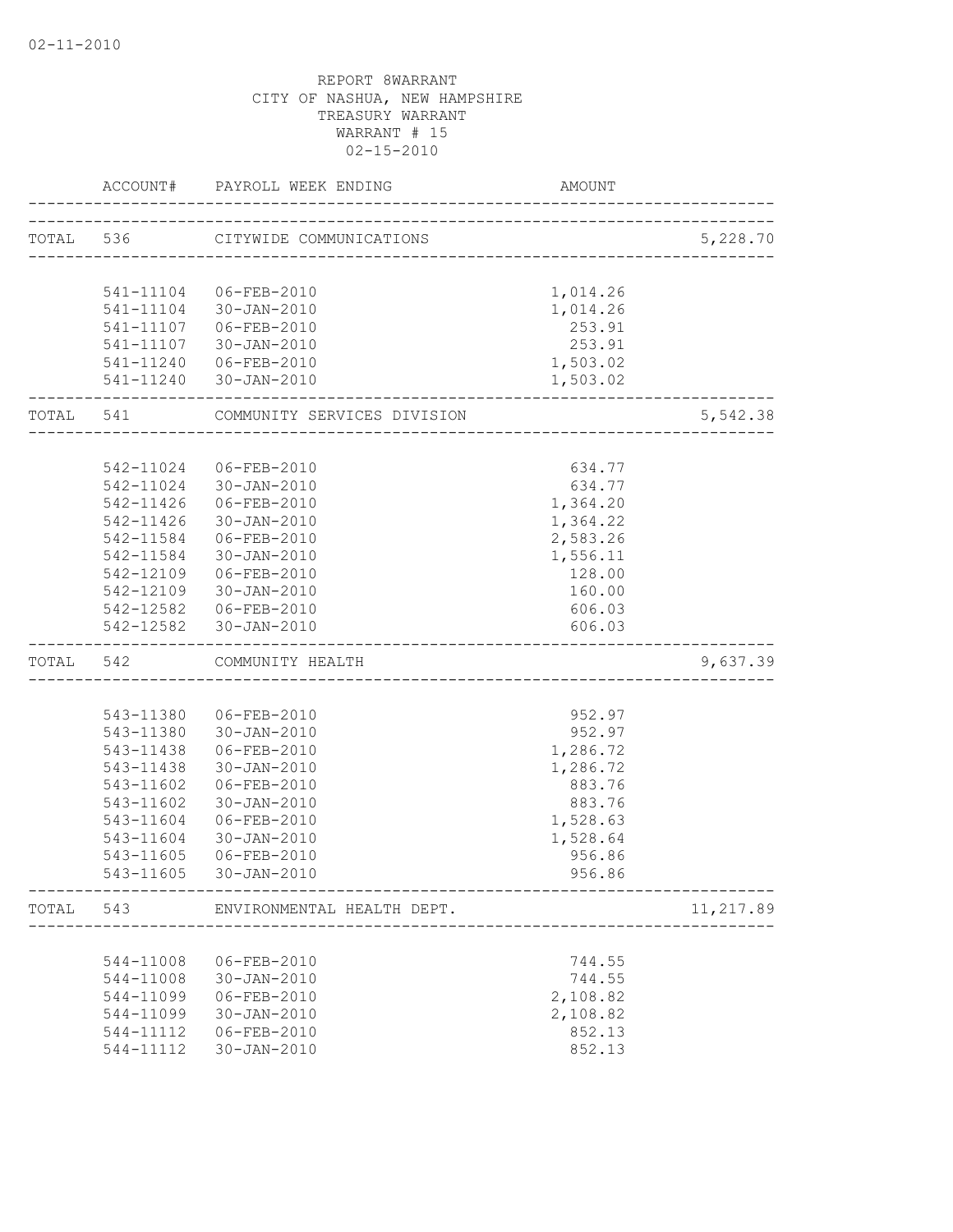02-11-2010

REPORT 8WARRANT
CITY OF NASHUA, NEW HAMPSHIRE
TREASURY WARRANT
WARRANT # 15
02-15-2010

| | ACCOUNT# | PAYROLL WEEK ENDING | AMOUNT | |
|---|---|---|---|---|
| TOTAL | 536 | CITYWIDE COMMUNICATIONS | | 5,228.70 |
| | 541-11104 | 06-FEB-2010 | 1,014.26 | |
| | 541-11104 | 30-JAN-2010 | 1,014.26 | |
| | 541-11107 | 06-FEB-2010 | 253.91 | |
| | 541-11107 | 30-JAN-2010 | 253.91 | |
| | 541-11240 | 06-FEB-2010 | 1,503.02 | |
| | 541-11240 | 30-JAN-2010 | 1,503.02 | |
| TOTAL | 541 | COMMUNITY SERVICES DIVISION | | 5,542.38 |
| | 542-11024 | 06-FEB-2010 | 634.77 | |
| | 542-11024 | 30-JAN-2010 | 634.77 | |
| | 542-11426 | 06-FEB-2010 | 1,364.20 | |
| | 542-11426 | 30-JAN-2010 | 1,364.22 | |
| | 542-11584 | 06-FEB-2010 | 2,583.26 | |
| | 542-11584 | 30-JAN-2010 | 1,556.11 | |
| | 542-12109 | 06-FEB-2010 | 128.00 | |
| | 542-12109 | 30-JAN-2010 | 160.00 | |
| | 542-12582 | 06-FEB-2010 | 606.03 | |
| | 542-12582 | 30-JAN-2010 | 606.03 | |
| TOTAL | 542 | COMMUNITY HEALTH | | 9,637.39 |
| | 543-11380 | 06-FEB-2010 | 952.97 | |
| | 543-11380 | 30-JAN-2010 | 952.97 | |
| | 543-11438 | 06-FEB-2010 | 1,286.72 | |
| | 543-11438 | 30-JAN-2010 | 1,286.72 | |
| | 543-11602 | 06-FEB-2010 | 883.76 | |
| | 543-11602 | 30-JAN-2010 | 883.76 | |
| | 543-11604 | 06-FEB-2010 | 1,528.63 | |
| | 543-11604 | 30-JAN-2010 | 1,528.64 | |
| | 543-11605 | 06-FEB-2010 | 956.86 | |
| | 543-11605 | 30-JAN-2010 | 956.86 | |
| TOTAL | 543 | ENVIRONMENTAL HEALTH DEPT. | | 11,217.89 |
| | 544-11008 | 06-FEB-2010 | 744.55 | |
| | 544-11008 | 30-JAN-2010 | 744.55 | |
| | 544-11099 | 06-FEB-2010 | 2,108.82 | |
| | 544-11099 | 30-JAN-2010 | 2,108.82 | |
| | 544-11112 | 06-FEB-2010 | 852.13 | |
| | 544-11112 | 30-JAN-2010 | 852.13 | |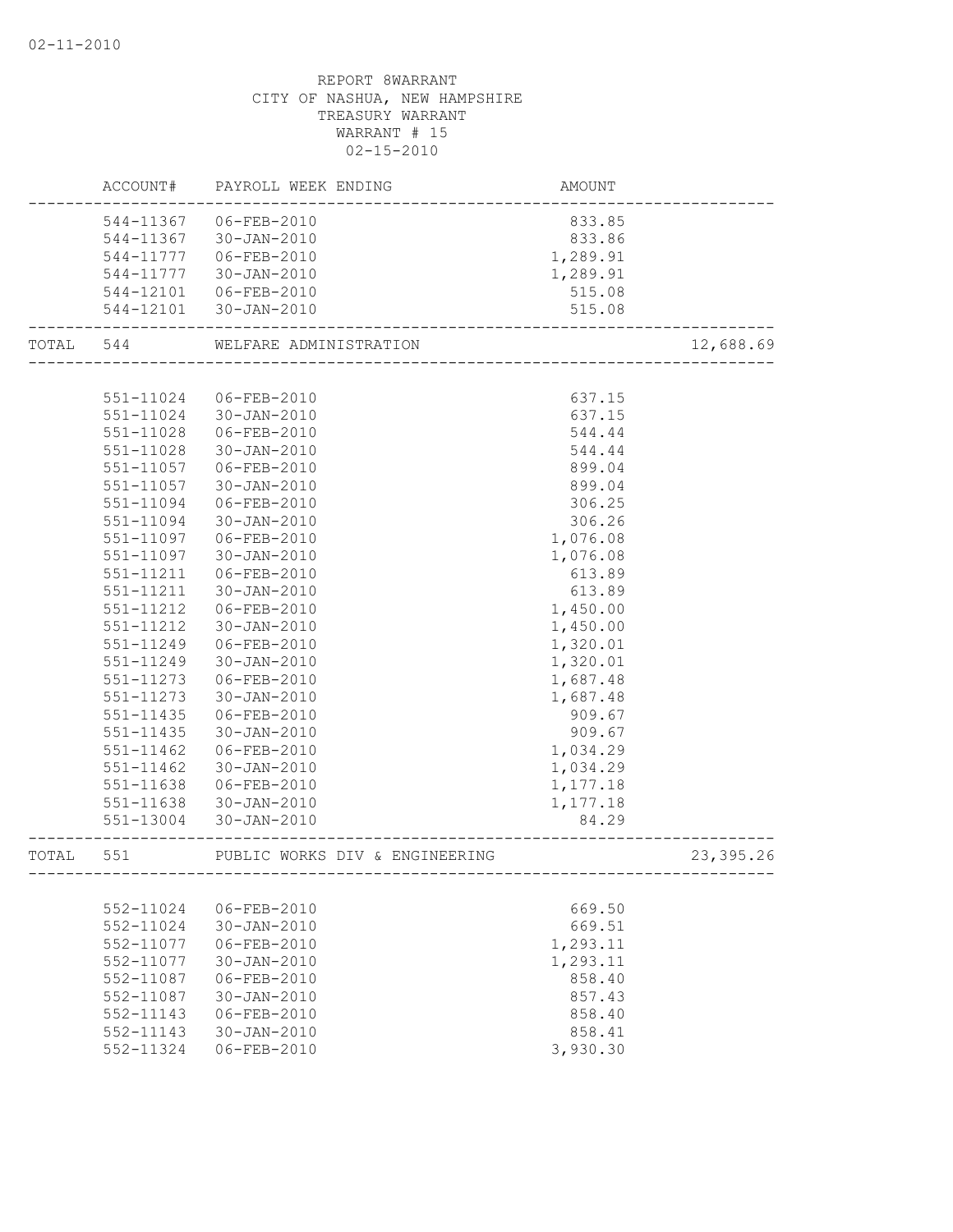REPORT 8WARRANT
CITY OF NASHUA, NEW HAMPSHIRE
TREASURY WARRANT
WARRANT # 15
02-15-2010

| | ACCOUNT# | PAYROLL WEEK ENDING | AMOUNT | |
|---|---|---|---|---|
| | 544-11367 | 06-FEB-2010 | 833.85 | |
| | 544-11367 | 30-JAN-2010 | 833.86 | |
| | 544-11777 | 06-FEB-2010 | 1,289.91 | |
| | 544-11777 | 30-JAN-2010 | 1,289.91 | |
| | 544-12101 | 06-FEB-2010 | 515.08 | |
| | 544-12101 | 30-JAN-2010 | 515.08 | |
| TOTAL | 544 | WELFARE ADMINISTRATION | | 12,688.69 |
| | 551-11024 | 06-FEB-2010 | 637.15 | |
| | 551-11024 | 30-JAN-2010 | 637.15 | |
| | 551-11028 | 06-FEB-2010 | 544.44 | |
| | 551-11028 | 30-JAN-2010 | 544.44 | |
| | 551-11057 | 06-FEB-2010 | 899.04 | |
| | 551-11057 | 30-JAN-2010 | 899.04 | |
| | 551-11094 | 06-FEB-2010 | 306.25 | |
| | 551-11094 | 30-JAN-2010 | 306.26 | |
| | 551-11097 | 06-FEB-2010 | 1,076.08 | |
| | 551-11097 | 30-JAN-2010 | 1,076.08 | |
| | 551-11211 | 06-FEB-2010 | 613.89 | |
| | 551-11211 | 30-JAN-2010 | 613.89 | |
| | 551-11212 | 06-FEB-2010 | 1,450.00 | |
| | 551-11212 | 30-JAN-2010 | 1,450.00 | |
| | 551-11249 | 06-FEB-2010 | 1,320.01 | |
| | 551-11249 | 30-JAN-2010 | 1,320.01 | |
| | 551-11273 | 06-FEB-2010 | 1,687.48 | |
| | 551-11273 | 30-JAN-2010 | 1,687.48 | |
| | 551-11435 | 06-FEB-2010 | 909.67 | |
| | 551-11435 | 30-JAN-2010 | 909.67 | |
| | 551-11462 | 06-FEB-2010 | 1,034.29 | |
| | 551-11462 | 30-JAN-2010 | 1,034.29 | |
| | 551-11638 | 06-FEB-2010 | 1,177.18 | |
| | 551-11638 | 30-JAN-2010 | 1,177.18 | |
| | 551-13004 | 30-JAN-2010 | 84.29 | |
| TOTAL | 551 | PUBLIC WORKS DIV & ENGINEERING | | 23,395.26 |
| | 552-11024 | 06-FEB-2010 | 669.50 | |
| | 552-11024 | 30-JAN-2010 | 669.51 | |
| | 552-11077 | 06-FEB-2010 | 1,293.11 | |
| | 552-11077 | 30-JAN-2010 | 1,293.11 | |
| | 552-11087 | 06-FEB-2010 | 858.40 | |
| | 552-11087 | 30-JAN-2010 | 857.43 | |
| | 552-11143 | 06-FEB-2010 | 858.40 | |
| | 552-11143 | 30-JAN-2010 | 858.41 | |
| | 552-11324 | 06-FEB-2010 | 3,930.30 | |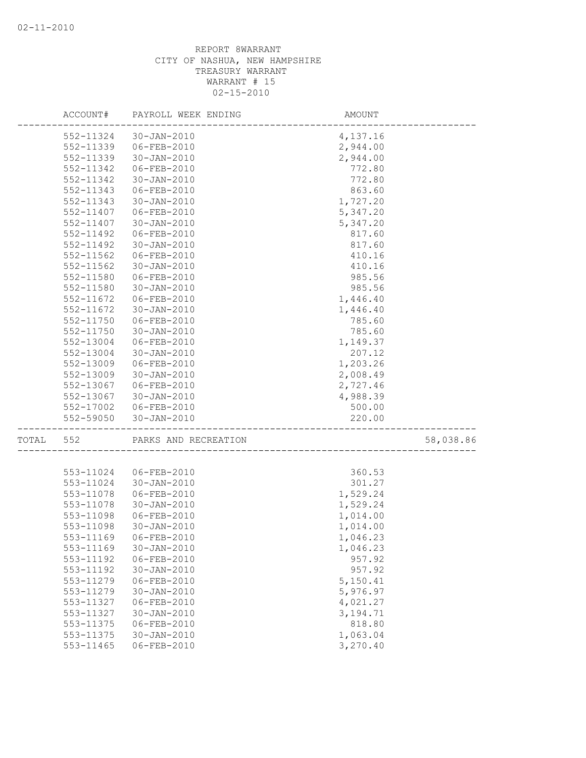02-11-2010

REPORT 8WARRANT
CITY OF NASHUA, NEW HAMPSHIRE
TREASURY WARRANT
WARRANT # 15
02-15-2010

| ACCOUNT# | PAYROLL WEEK ENDING | AMOUNT | |
|---|---|---|---|
| 552-11324 | 30-JAN-2010 | 4,137.16 | |
| 552-11339 | 06-FEB-2010 | 2,944.00 | |
| 552-11339 | 30-JAN-2010 | 2,944.00 | |
| 552-11342 | 06-FEB-2010 | 772.80 | |
| 552-11342 | 30-JAN-2010 | 772.80 | |
| 552-11343 | 06-FEB-2010 | 863.60 | |
| 552-11343 | 30-JAN-2010 | 1,727.20 | |
| 552-11407 | 06-FEB-2010 | 5,347.20 | |
| 552-11407 | 30-JAN-2010 | 5,347.20 | |
| 552-11492 | 06-FEB-2010 | 817.60 | |
| 552-11492 | 30-JAN-2010 | 817.60 | |
| 552-11562 | 06-FEB-2010 | 410.16 | |
| 552-11562 | 30-JAN-2010 | 410.16 | |
| 552-11580 | 06-FEB-2010 | 985.56 | |
| 552-11580 | 30-JAN-2010 | 985.56 | |
| 552-11672 | 06-FEB-2010 | 1,446.40 | |
| 552-11672 | 30-JAN-2010 | 1,446.40 | |
| 552-11750 | 06-FEB-2010 | 785.60 | |
| 552-11750 | 30-JAN-2010 | 785.60 | |
| 552-13004 | 06-FEB-2010 | 1,149.37 | |
| 552-13004 | 30-JAN-2010 | 207.12 | |
| 552-13009 | 06-FEB-2010 | 1,203.26 | |
| 552-13009 | 30-JAN-2010 | 2,008.49 | |
| 552-13067 | 06-FEB-2010 | 2,727.46 | |
| 552-13067 | 30-JAN-2010 | 4,988.39 | |
| 552-17002 | 06-FEB-2010 | 500.00 | |
| 552-59050 | 30-JAN-2010 | 220.00 | |
| TOTAL 552 | PARKS AND RECREATION | | 58,038.86 |
| 553-11024 | 06-FEB-2010 | 360.53 | |
| 553-11024 | 30-JAN-2010 | 301.27 | |
| 553-11078 | 06-FEB-2010 | 1,529.24 | |
| 553-11078 | 30-JAN-2010 | 1,529.24 | |
| 553-11098 | 06-FEB-2010 | 1,014.00 | |
| 553-11098 | 30-JAN-2010 | 1,014.00 | |
| 553-11169 | 06-FEB-2010 | 1,046.23 | |
| 553-11169 | 30-JAN-2010 | 1,046.23 | |
| 553-11192 | 06-FEB-2010 | 957.92 | |
| 553-11192 | 30-JAN-2010 | 957.92 | |
| 553-11279 | 06-FEB-2010 | 5,150.41 | |
| 553-11279 | 30-JAN-2010 | 5,976.97 | |
| 553-11327 | 06-FEB-2010 | 4,021.27 | |
| 553-11327 | 30-JAN-2010 | 3,194.71 | |
| 553-11375 | 06-FEB-2010 | 818.80 | |
| 553-11375 | 30-JAN-2010 | 1,063.04 | |
| 553-11465 | 06-FEB-2010 | 3,270.40 | |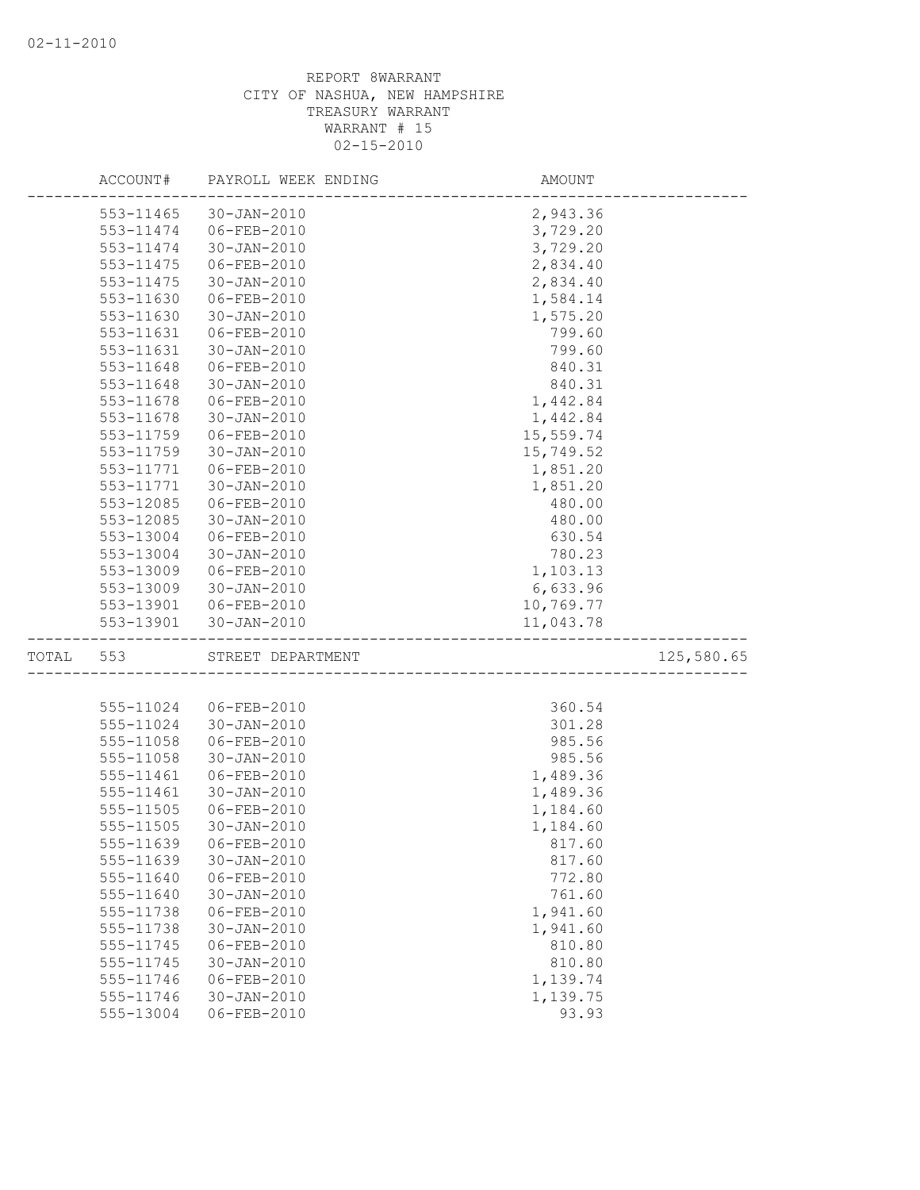REPORT 8WARRANT
CITY OF NASHUA, NEW HAMPSHIRE
TREASURY WARRANT
WARRANT # 15
02-15-2010

| ACCOUNT# | PAYROLL WEEK ENDING | AMOUNT | |
|---|---|---|---|
| 553-11465 | 30-JAN-2010 | 2,943.36 | |
| 553-11474 | 06-FEB-2010 | 3,729.20 | |
| 553-11474 | 30-JAN-2010 | 3,729.20 | |
| 553-11475 | 06-FEB-2010 | 2,834.40 | |
| 553-11475 | 30-JAN-2010 | 2,834.40 | |
| 553-11630 | 06-FEB-2010 | 1,584.14 | |
| 553-11630 | 30-JAN-2010 | 1,575.20 | |
| 553-11631 | 06-FEB-2010 | 799.60 | |
| 553-11631 | 30-JAN-2010 | 799.60 | |
| 553-11648 | 06-FEB-2010 | 840.31 | |
| 553-11648 | 30-JAN-2010 | 840.31 | |
| 553-11678 | 06-FEB-2010 | 1,442.84 | |
| 553-11678 | 30-JAN-2010 | 1,442.84 | |
| 553-11759 | 06-FEB-2010 | 15,559.74 | |
| 553-11759 | 30-JAN-2010 | 15,749.52 | |
| 553-11771 | 06-FEB-2010 | 1,851.20 | |
| 553-11771 | 30-JAN-2010 | 1,851.20 | |
| 553-12085 | 06-FEB-2010 | 480.00 | |
| 553-12085 | 30-JAN-2010 | 480.00 | |
| 553-13004 | 06-FEB-2010 | 630.54 | |
| 553-13004 | 30-JAN-2010 | 780.23 | |
| 553-13009 | 06-FEB-2010 | 1,103.13 | |
| 553-13009 | 30-JAN-2010 | 6,633.96 | |
| 553-13901 | 06-FEB-2010 | 10,769.77 | |
| 553-13901 | 30-JAN-2010 | 11,043.78 | |
| TOTAL 553 | STREET DEPARTMENT | | 125,580.65 |
| 555-11024 | 06-FEB-2010 | 360.54 | |
| 555-11024 | 30-JAN-2010 | 301.28 | |
| 555-11058 | 06-FEB-2010 | 985.56 | |
| 555-11058 | 30-JAN-2010 | 985.56 | |
| 555-11461 | 06-FEB-2010 | 1,489.36 | |
| 555-11461 | 30-JAN-2010 | 1,489.36 | |
| 555-11505 | 06-FEB-2010 | 1,184.60 | |
| 555-11505 | 30-JAN-2010 | 1,184.60 | |
| 555-11639 | 06-FEB-2010 | 817.60 | |
| 555-11639 | 30-JAN-2010 | 817.60 | |
| 555-11640 | 06-FEB-2010 | 772.80 | |
| 555-11640 | 30-JAN-2010 | 761.60 | |
| 555-11738 | 06-FEB-2010 | 1,941.60 | |
| 555-11738 | 30-JAN-2010 | 1,941.60 | |
| 555-11745 | 06-FEB-2010 | 810.80 | |
| 555-11745 | 30-JAN-2010 | 810.80 | |
| 555-11746 | 06-FEB-2010 | 1,139.74 | |
| 555-11746 | 30-JAN-2010 | 1,139.75 | |
| 555-13004 | 06-FEB-2010 | 93.93 | |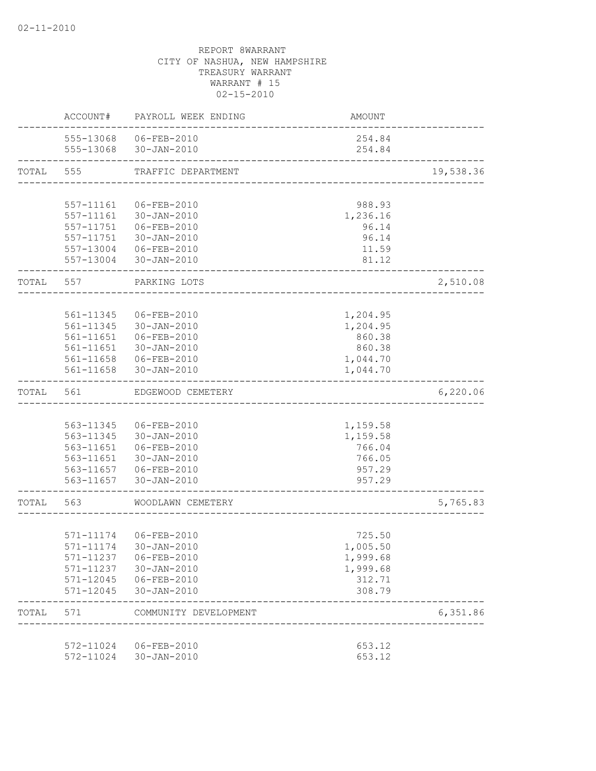02-11-2010

REPORT 8WARRANT
CITY OF NASHUA, NEW HAMPSHIRE
TREASURY WARRANT
WARRANT # 15
02-15-2010

| | ACCOUNT# | PAYROLL WEEK ENDING | AMOUNT | |
|---|---|---|---|---|
| | 555-13068 | 06-FEB-2010 | 254.84 | |
| | 555-13068 | 30-JAN-2010 | 254.84 | |
| TOTAL | 555 | TRAFFIC DEPARTMENT | | 19,538.36 |
| | 557-11161 | 06-FEB-2010 | 988.93 | |
| | 557-11161 | 30-JAN-2010 | 1,236.16 | |
| | 557-11751 | 06-FEB-2010 | 96.14 | |
| | 557-11751 | 30-JAN-2010 | 96.14 | |
| | 557-13004 | 06-FEB-2010 | 11.59 | |
| | 557-13004 | 30-JAN-2010 | 81.12 | |
| TOTAL | 557 | PARKING LOTS | | 2,510.08 |
| | 561-11345 | 06-FEB-2010 | 1,204.95 | |
| | 561-11345 | 30-JAN-2010 | 1,204.95 | |
| | 561-11651 | 06-FEB-2010 | 860.38 | |
| | 561-11651 | 30-JAN-2010 | 860.38 | |
| | 561-11658 | 06-FEB-2010 | 1,044.70 | |
| | 561-11658 | 30-JAN-2010 | 1,044.70 | |
| TOTAL | 561 | EDGEWOOD CEMETERY | | 6,220.06 |
| | 563-11345 | 06-FEB-2010 | 1,159.58 | |
| | 563-11345 | 30-JAN-2010 | 1,159.58 | |
| | 563-11651 | 06-FEB-2010 | 766.04 | |
| | 563-11651 | 30-JAN-2010 | 766.05 | |
| | 563-11657 | 06-FEB-2010 | 957.29 | |
| | 563-11657 | 30-JAN-2010 | 957.29 | |
| TOTAL | 563 | WOODLAWN CEMETERY | | 5,765.83 |
| | 571-11174 | 06-FEB-2010 | 725.50 | |
| | 571-11174 | 30-JAN-2010 | 1,005.50 | |
| | 571-11237 | 06-FEB-2010 | 1,999.68 | |
| | 571-11237 | 30-JAN-2010 | 1,999.68 | |
| | 571-12045 | 06-FEB-2010 | 312.71 | |
| | 571-12045 | 30-JAN-2010 | 308.79 | |
| TOTAL | 571 | COMMUNITY DEVELOPMENT | | 6,351.86 |
| | 572-11024 | 06-FEB-2010 | 653.12 | |
| | 572-11024 | 30-JAN-2010 | 653.12 | |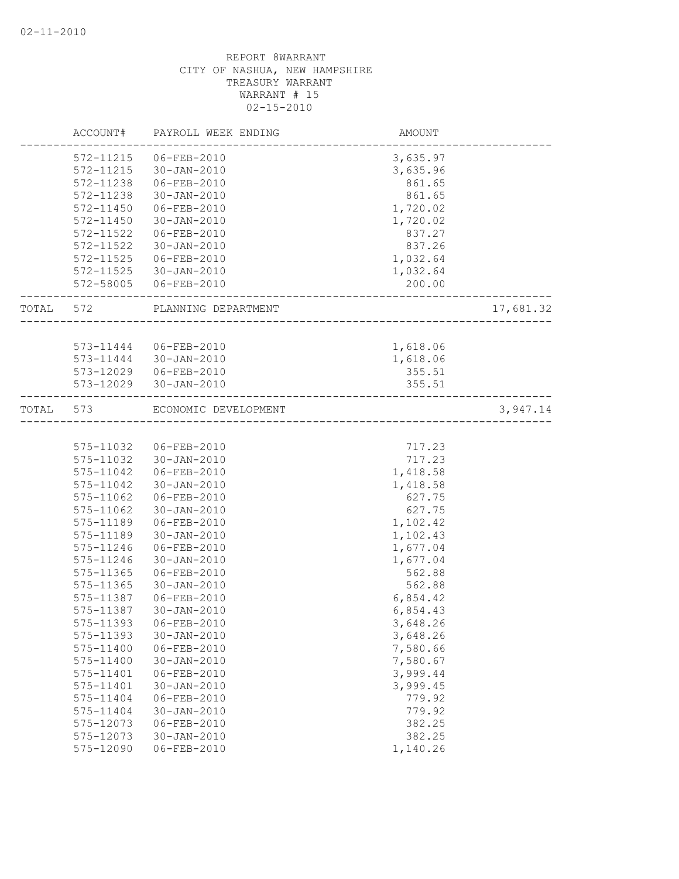02-11-2010

REPORT 8WARRANT
CITY OF NASHUA, NEW HAMPSHIRE
TREASURY WARRANT
WARRANT # 15
02-15-2010

| | ACCOUNT# | PAYROLL WEEK ENDING | AMOUNT | |
|---|---|---|---|---|
| | 572-11215 | 06-FEB-2010 | 3,635.97 | |
| | 572-11215 | 30-JAN-2010 | 3,635.96 | |
| | 572-11238 | 06-FEB-2010 | 861.65 | |
| | 572-11238 | 30-JAN-2010 | 861.65 | |
| | 572-11450 | 06-FEB-2010 | 1,720.02 | |
| | 572-11450 | 30-JAN-2010 | 1,720.02 | |
| | 572-11522 | 06-FEB-2010 | 837.27 | |
| | 572-11522 | 30-JAN-2010 | 837.26 | |
| | 572-11525 | 06-FEB-2010 | 1,032.64 | |
| | 572-11525 | 30-JAN-2010 | 1,032.64 | |
| | 572-58005 | 06-FEB-2010 | 200.00 | |
| TOTAL | 572 | PLANNING DEPARTMENT | | 17,681.32 |
| | 573-11444 | 06-FEB-2010 | 1,618.06 | |
| | 573-11444 | 30-JAN-2010 | 1,618.06 | |
| | 573-12029 | 06-FEB-2010 | 355.51 | |
| | 573-12029 | 30-JAN-2010 | 355.51 | |
| TOTAL | 573 | ECONOMIC DEVELOPMENT | | 3,947.14 |
| | 575-11032 | 06-FEB-2010 | 717.23 | |
| | 575-11032 | 30-JAN-2010 | 717.23 | |
| | 575-11042 | 06-FEB-2010 | 1,418.58 | |
| | 575-11042 | 30-JAN-2010 | 1,418.58 | |
| | 575-11062 | 06-FEB-2010 | 627.75 | |
| | 575-11062 | 30-JAN-2010 | 627.75 | |
| | 575-11189 | 06-FEB-2010 | 1,102.42 | |
| | 575-11189 | 30-JAN-2010 | 1,102.43 | |
| | 575-11246 | 06-FEB-2010 | 1,677.04 | |
| | 575-11246 | 30-JAN-2010 | 1,677.04 | |
| | 575-11365 | 06-FEB-2010 | 562.88 | |
| | 575-11365 | 30-JAN-2010 | 562.88 | |
| | 575-11387 | 06-FEB-2010 | 6,854.42 | |
| | 575-11387 | 30-JAN-2010 | 6,854.43 | |
| | 575-11393 | 06-FEB-2010 | 3,648.26 | |
| | 575-11393 | 30-JAN-2010 | 3,648.26 | |
| | 575-11400 | 06-FEB-2010 | 7,580.66 | |
| | 575-11400 | 30-JAN-2010 | 7,580.67 | |
| | 575-11401 | 06-FEB-2010 | 3,999.44 | |
| | 575-11401 | 30-JAN-2010 | 3,999.45 | |
| | 575-11404 | 06-FEB-2010 | 779.92 | |
| | 575-11404 | 30-JAN-2010 | 779.92 | |
| | 575-12073 | 06-FEB-2010 | 382.25 | |
| | 575-12073 | 30-JAN-2010 | 382.25 | |
| | 575-12090 | 06-FEB-2010 | 1,140.26 | |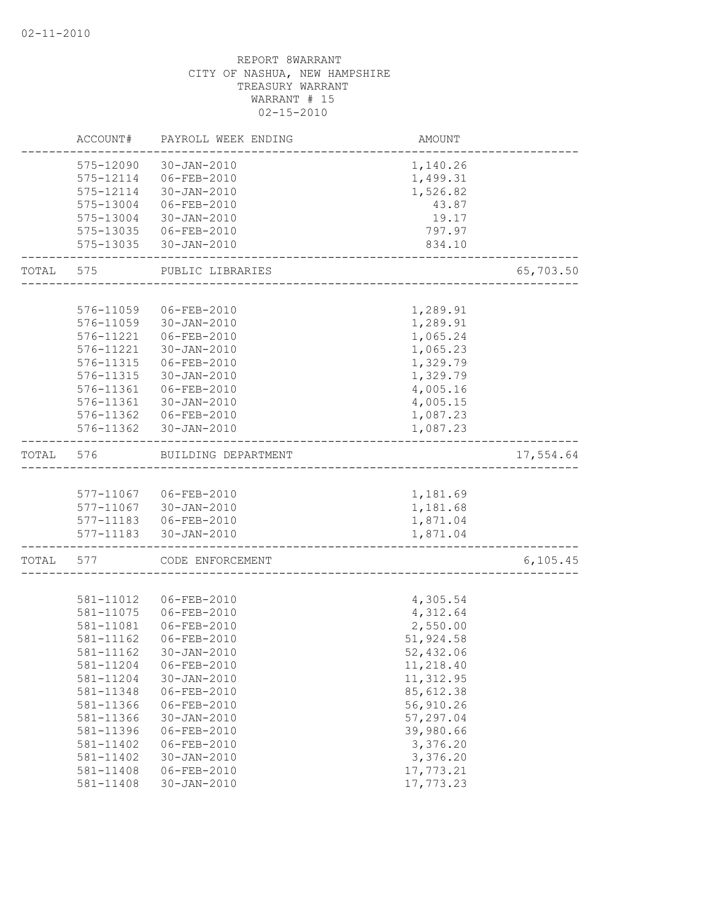REPORT 8WARRANT
CITY OF NASHUA, NEW HAMPSHIRE
TREASURY WARRANT
WARRANT # 15
02-15-2010

| | ACCOUNT# | PAYROLL WEEK ENDING | AMOUNT | |
|---|---|---|---|---|
| | 575-12090 | 30-JAN-2010 | 1,140.26 | |
| | 575-12114 | 06-FEB-2010 | 1,499.31 | |
| | 575-12114 | 30-JAN-2010 | 1,526.82 | |
| | 575-13004 | 06-FEB-2010 | 43.87 | |
| | 575-13004 | 30-JAN-2010 | 19.17 | |
| | 575-13035 | 06-FEB-2010 | 797.97 | |
| | 575-13035 | 30-JAN-2010 | 834.10 | |
| TOTAL | 575 | PUBLIC LIBRARIES | | 65,703.50 |
| | 576-11059 | 06-FEB-2010 | 1,289.91 | |
| | 576-11059 | 30-JAN-2010 | 1,289.91 | |
| | 576-11221 | 06-FEB-2010 | 1,065.24 | |
| | 576-11221 | 30-JAN-2010 | 1,065.23 | |
| | 576-11315 | 06-FEB-2010 | 1,329.79 | |
| | 576-11315 | 30-JAN-2010 | 1,329.79 | |
| | 576-11361 | 06-FEB-2010 | 4,005.16 | |
| | 576-11361 | 30-JAN-2010 | 4,005.15 | |
| | 576-11362 | 06-FEB-2010 | 1,087.23 | |
| | 576-11362 | 30-JAN-2010 | 1,087.23 | |
| TOTAL | 576 | BUILDING DEPARTMENT | | 17,554.64 |
| | 577-11067 | 06-FEB-2010 | 1,181.69 | |
| | 577-11067 | 30-JAN-2010 | 1,181.68 | |
| | 577-11183 | 06-FEB-2010 | 1,871.04 | |
| | 577-11183 | 30-JAN-2010 | 1,871.04 | |
| TOTAL | 577 | CODE ENFORCEMENT | | 6,105.45 |
| | 581-11012 | 06-FEB-2010 | 4,305.54 | |
| | 581-11075 | 06-FEB-2010 | 4,312.64 | |
| | 581-11081 | 06-FEB-2010 | 2,550.00 | |
| | 581-11162 | 06-FEB-2010 | 51,924.58 | |
| | 581-11162 | 30-JAN-2010 | 52,432.06 | |
| | 581-11204 | 06-FEB-2010 | 11,218.40 | |
| | 581-11204 | 30-JAN-2010 | 11,312.95 | |
| | 581-11348 | 06-FEB-2010 | 85,612.38 | |
| | 581-11366 | 06-FEB-2010 | 56,910.26 | |
| | 581-11366 | 30-JAN-2010 | 57,297.04 | |
| | 581-11396 | 06-FEB-2010 | 39,980.66 | |
| | 581-11402 | 06-FEB-2010 | 3,376.20 | |
| | 581-11402 | 30-JAN-2010 | 3,376.20 | |
| | 581-11408 | 06-FEB-2010 | 17,773.21 | |
| | 581-11408 | 30-JAN-2010 | 17,773.23 | |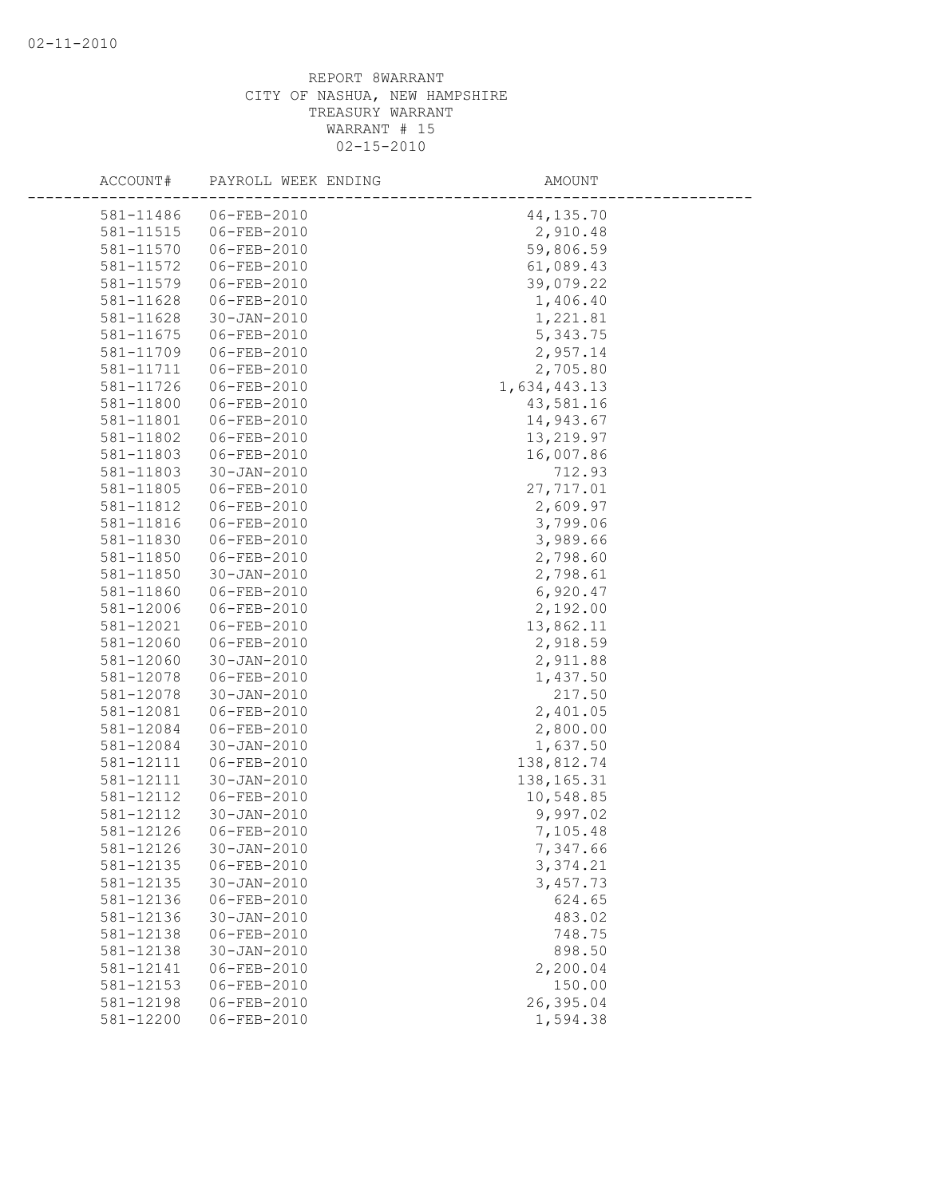REPORT 8WARRANT
CITY OF NASHUA, NEW HAMPSHIRE
TREASURY WARRANT
WARRANT # 15
02-15-2010

| ACCOUNT# | PAYROLL WEEK ENDING | AMOUNT |
|---|---|---|
| 581-11486 | 06-FEB-2010 | 44,135.70 |
| 581-11515 | 06-FEB-2010 | 2,910.48 |
| 581-11570 | 06-FEB-2010 | 59,806.59 |
| 581-11572 | 06-FEB-2010 | 61,089.43 |
| 581-11579 | 06-FEB-2010 | 39,079.22 |
| 581-11628 | 06-FEB-2010 | 1,406.40 |
| 581-11628 | 30-JAN-2010 | 1,221.81 |
| 581-11675 | 06-FEB-2010 | 5,343.75 |
| 581-11709 | 06-FEB-2010 | 2,957.14 |
| 581-11711 | 06-FEB-2010 | 2,705.80 |
| 581-11726 | 06-FEB-2010 | 1,634,443.13 |
| 581-11800 | 06-FEB-2010 | 43,581.16 |
| 581-11801 | 06-FEB-2010 | 14,943.67 |
| 581-11802 | 06-FEB-2010 | 13,219.97 |
| 581-11803 | 06-FEB-2010 | 16,007.86 |
| 581-11803 | 30-JAN-2010 | 712.93 |
| 581-11805 | 06-FEB-2010 | 27,717.01 |
| 581-11812 | 06-FEB-2010 | 2,609.97 |
| 581-11816 | 06-FEB-2010 | 3,799.06 |
| 581-11830 | 06-FEB-2010 | 3,989.66 |
| 581-11850 | 06-FEB-2010 | 2,798.60 |
| 581-11850 | 30-JAN-2010 | 2,798.61 |
| 581-11860 | 06-FEB-2010 | 6,920.47 |
| 581-12006 | 06-FEB-2010 | 2,192.00 |
| 581-12021 | 06-FEB-2010 | 13,862.11 |
| 581-12060 | 06-FEB-2010 | 2,918.59 |
| 581-12060 | 30-JAN-2010 | 2,911.88 |
| 581-12078 | 06-FEB-2010 | 1,437.50 |
| 581-12078 | 30-JAN-2010 | 217.50 |
| 581-12081 | 06-FEB-2010 | 2,401.05 |
| 581-12084 | 06-FEB-2010 | 2,800.00 |
| 581-12084 | 30-JAN-2010 | 1,637.50 |
| 581-12111 | 06-FEB-2010 | 138,812.74 |
| 581-12111 | 30-JAN-2010 | 138,165.31 |
| 581-12112 | 06-FEB-2010 | 10,548.85 |
| 581-12112 | 30-JAN-2010 | 9,997.02 |
| 581-12126 | 06-FEB-2010 | 7,105.48 |
| 581-12126 | 30-JAN-2010 | 7,347.66 |
| 581-12135 | 06-FEB-2010 | 3,374.21 |
| 581-12135 | 30-JAN-2010 | 3,457.73 |
| 581-12136 | 06-FEB-2010 | 624.65 |
| 581-12136 | 30-JAN-2010 | 483.02 |
| 581-12138 | 06-FEB-2010 | 748.75 |
| 581-12138 | 30-JAN-2010 | 898.50 |
| 581-12141 | 06-FEB-2010 | 2,200.04 |
| 581-12153 | 06-FEB-2010 | 150.00 |
| 581-12198 | 06-FEB-2010 | 26,395.04 |
| 581-12200 | 06-FEB-2010 | 1,594.38 |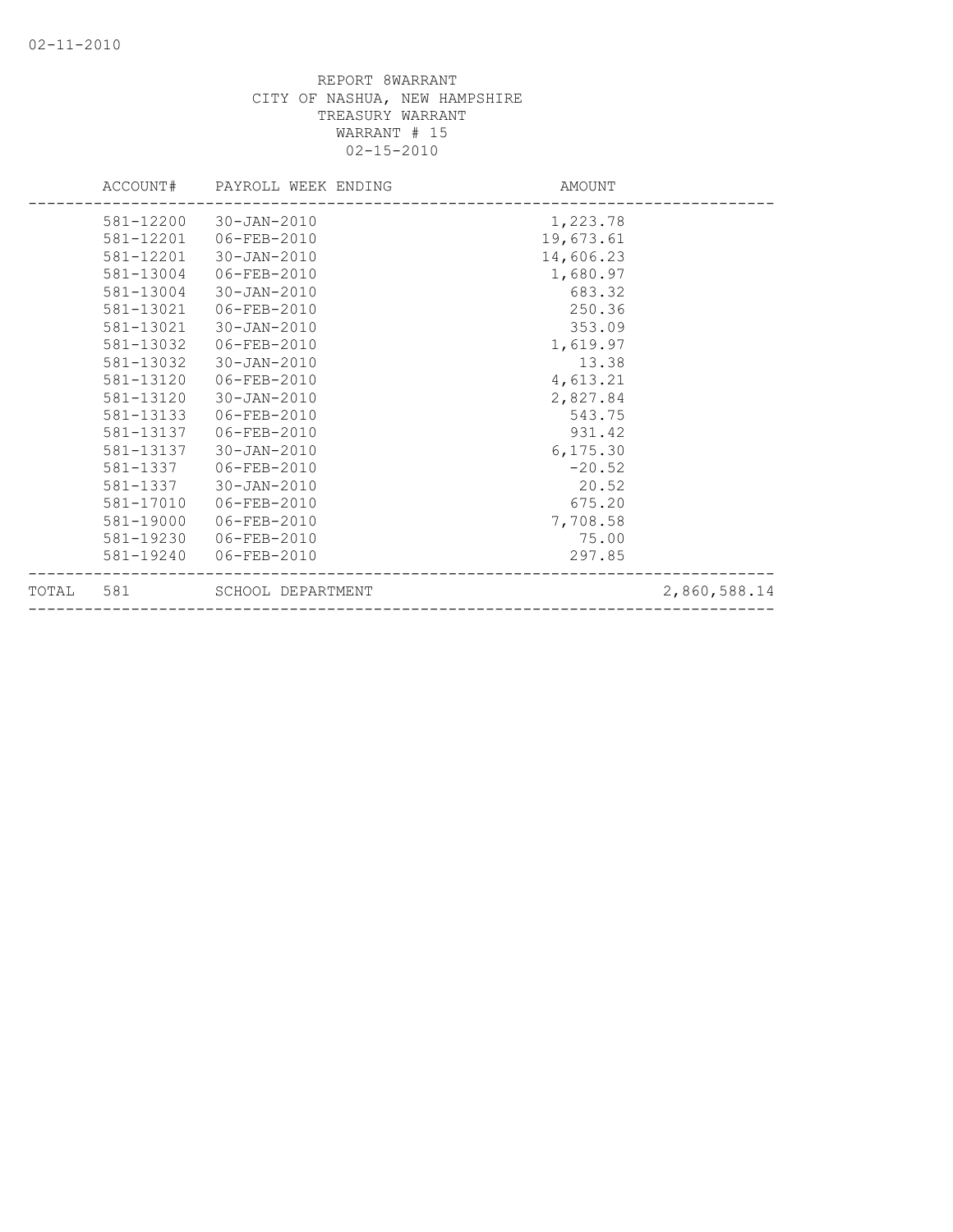REPORT 8WARRANT
CITY OF NASHUA, NEW HAMPSHIRE
TREASURY WARRANT
WARRANT # 15
02-15-2010

| ACCOUNT# | PAYROLL WEEK ENDING | AMOUNT | |
|---|---|---|---|
| 581-12200 | 30-JAN-2010 | 1,223.78 | |
| 581-12201 | 06-FEB-2010 | 19,673.61 | |
| 581-12201 | 30-JAN-2010 | 14,606.23 | |
| 581-13004 | 06-FEB-2010 | 1,680.97 | |
| 581-13004 | 30-JAN-2010 | 683.32 | |
| 581-13021 | 06-FEB-2010 | 250.36 | |
| 581-13021 | 30-JAN-2010 | 353.09 | |
| 581-13032 | 06-FEB-2010 | 1,619.97 | |
| 581-13032 | 30-JAN-2010 | 13.38 | |
| 581-13120 | 06-FEB-2010 | 4,613.21 | |
| 581-13120 | 30-JAN-2010 | 2,827.84 | |
| 581-13133 | 06-FEB-2010 | 543.75 | |
| 581-13137 | 06-FEB-2010 | 931.42 | |
| 581-13137 | 30-JAN-2010 | 6,175.30 | |
| 581-1337 | 06-FEB-2010 | -20.52 | |
| 581-1337 | 30-JAN-2010 | 20.52 | |
| 581-17010 | 06-FEB-2010 | 675.20 | |
| 581-19000 | 06-FEB-2010 | 7,708.58 | |
| 581-19230 | 06-FEB-2010 | 75.00 | |
| 581-19240 | 06-FEB-2010 | 297.85 | |
| TOTAL 581 | SCHOOL DEPARTMENT | | 2,860,588.14 |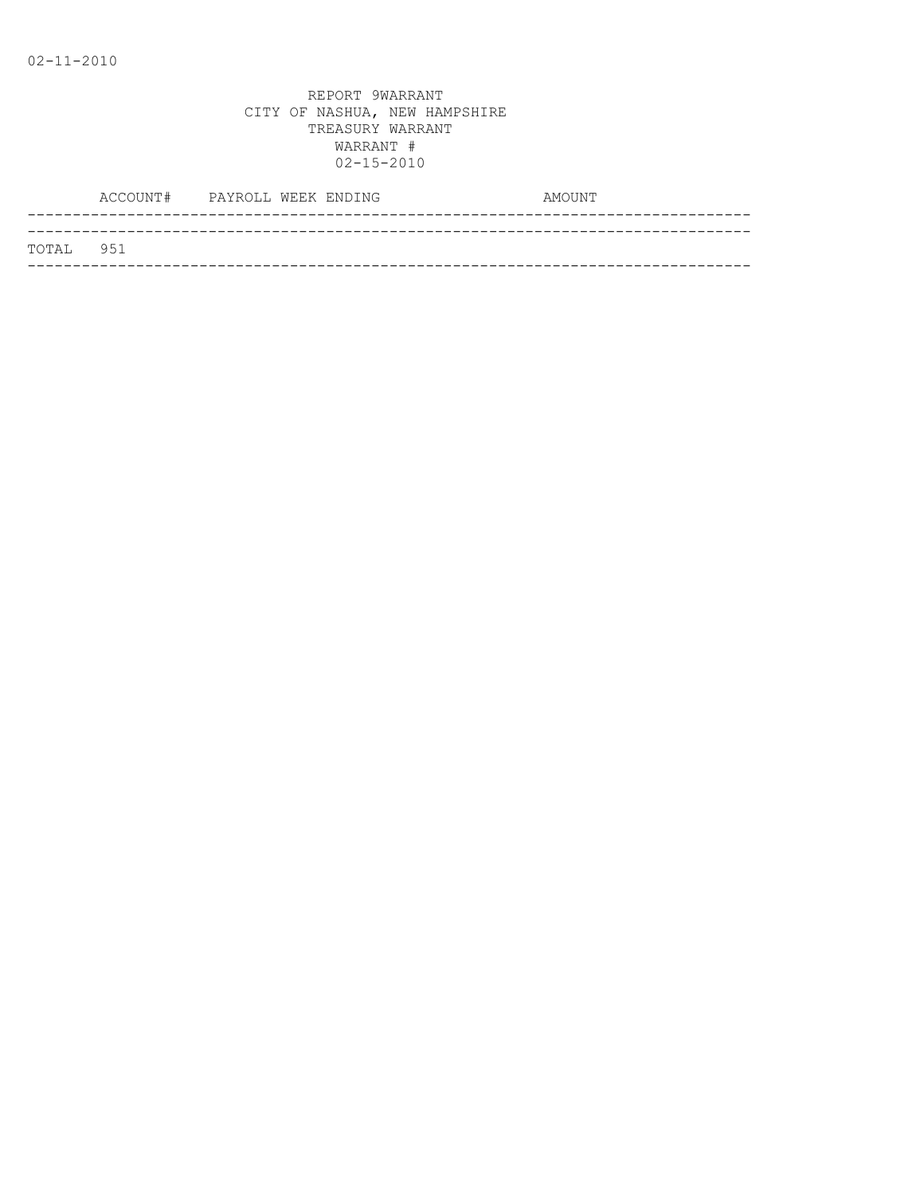REPORT 9WARRANT
CITY OF NASHUA, NEW HAMPSHIRE
TREASURY WARRANT
WARRANT #
02-15-2010

| ACCOUNT# | PAYROLL WEEK ENDING | AMOUNT |
|---|---|---|
| TOTAL 951 | | |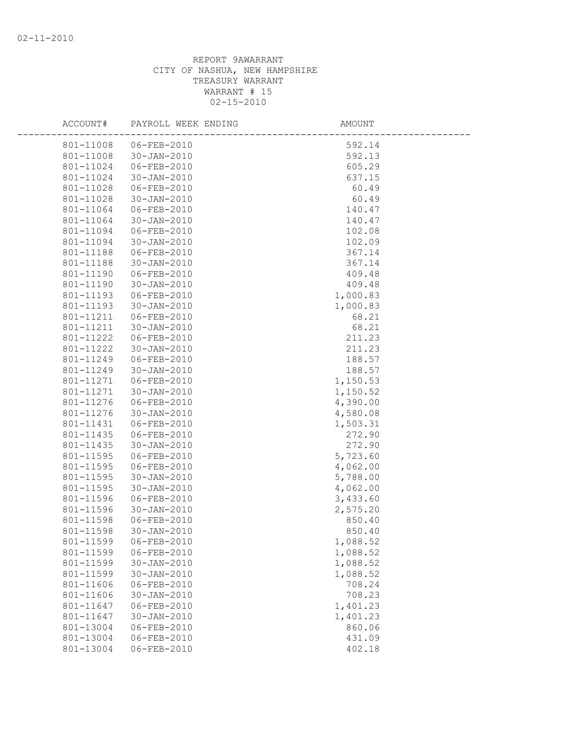REPORT 9AWARRANT
CITY OF NASHUA, NEW HAMPSHIRE
TREASURY WARRANT
WARRANT # 15
02-15-2010

| ACCOUNT# | PAYROLL WEEK ENDING | AMOUNT |
|---|---|---|
| 801-11008 | 06-FEB-2010 | 592.14 |
| 801-11008 | 30-JAN-2010 | 592.13 |
| 801-11024 | 06-FEB-2010 | 605.29 |
| 801-11024 | 30-JAN-2010 | 637.15 |
| 801-11028 | 06-FEB-2010 | 60.49 |
| 801-11028 | 30-JAN-2010 | 60.49 |
| 801-11064 | 06-FEB-2010 | 140.47 |
| 801-11064 | 30-JAN-2010 | 140.47 |
| 801-11094 | 06-FEB-2010 | 102.08 |
| 801-11094 | 30-JAN-2010 | 102.09 |
| 801-11188 | 06-FEB-2010 | 367.14 |
| 801-11188 | 30-JAN-2010 | 367.14 |
| 801-11190 | 06-FEB-2010 | 409.48 |
| 801-11190 | 30-JAN-2010 | 409.48 |
| 801-11193 | 06-FEB-2010 | 1,000.83 |
| 801-11193 | 30-JAN-2010 | 1,000.83 |
| 801-11211 | 06-FEB-2010 | 68.21 |
| 801-11211 | 30-JAN-2010 | 68.21 |
| 801-11222 | 06-FEB-2010 | 211.23 |
| 801-11222 | 30-JAN-2010 | 211.23 |
| 801-11249 | 06-FEB-2010 | 188.57 |
| 801-11249 | 30-JAN-2010 | 188.57 |
| 801-11271 | 06-FEB-2010 | 1,150.53 |
| 801-11271 | 30-JAN-2010 | 1,150.52 |
| 801-11276 | 06-FEB-2010 | 4,390.00 |
| 801-11276 | 30-JAN-2010 | 4,580.08 |
| 801-11431 | 06-FEB-2010 | 1,503.31 |
| 801-11435 | 06-FEB-2010 | 272.90 |
| 801-11435 | 30-JAN-2010 | 272.90 |
| 801-11595 | 06-FEB-2010 | 5,723.60 |
| 801-11595 | 06-FEB-2010 | 4,062.00 |
| 801-11595 | 30-JAN-2010 | 5,788.00 |
| 801-11595 | 30-JAN-2010 | 4,062.00 |
| 801-11596 | 06-FEB-2010 | 3,433.60 |
| 801-11596 | 30-JAN-2010 | 2,575.20 |
| 801-11598 | 06-FEB-2010 | 850.40 |
| 801-11598 | 30-JAN-2010 | 850.40 |
| 801-11599 | 06-FEB-2010 | 1,088.52 |
| 801-11599 | 06-FEB-2010 | 1,088.52 |
| 801-11599 | 30-JAN-2010 | 1,088.52 |
| 801-11599 | 30-JAN-2010 | 1,088.52 |
| 801-11606 | 06-FEB-2010 | 708.24 |
| 801-11606 | 30-JAN-2010 | 708.23 |
| 801-11647 | 06-FEB-2010 | 1,401.23 |
| 801-11647 | 30-JAN-2010 | 1,401.23 |
| 801-13004 | 06-FEB-2010 | 860.06 |
| 801-13004 | 06-FEB-2010 | 431.09 |
| 801-13004 | 06-FEB-2010 | 402.18 |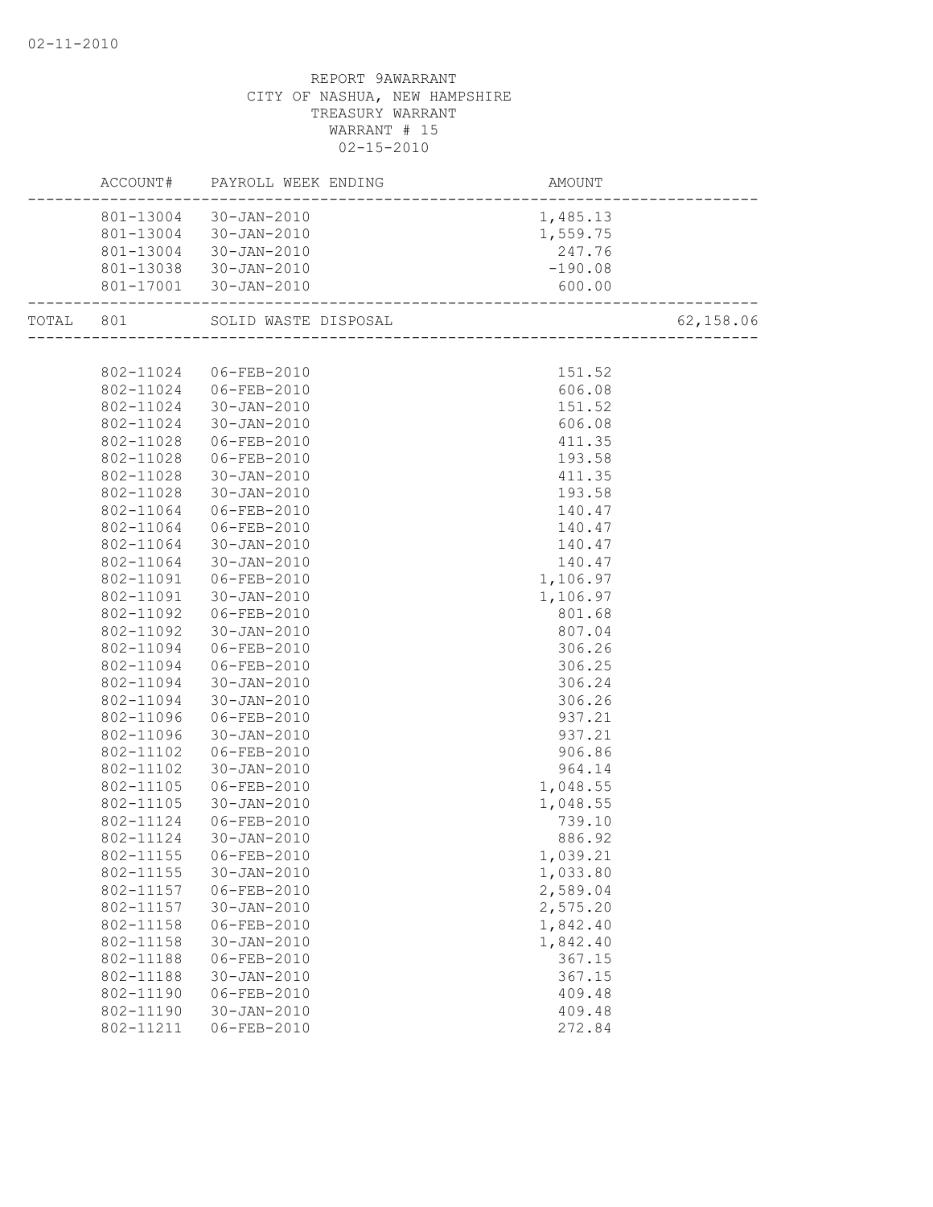REPORT 9AWARRANT
CITY OF NASHUA, NEW HAMPSHIRE
TREASURY WARRANT
WARRANT # 15
02-15-2010

| | ACCOUNT# | PAYROLL WEEK ENDING | AMOUNT | |
|---|---|---|---|---|
| | 801-13004 | 30-JAN-2010 | 1,485.13 | |
| | 801-13004 | 30-JAN-2010 | 1,559.75 | |
| | 801-13004 | 30-JAN-2010 | 247.76 | |
| | 801-13038 | 30-JAN-2010 | -190.08 | |
| | 801-17001 | 30-JAN-2010 | 600.00 | |
| TOTAL | 801 | SOLID WASTE DISPOSAL | | 62,158.06 |
| | 802-11024 | 06-FEB-2010 | 151.52 | |
| | 802-11024 | 06-FEB-2010 | 606.08 | |
| | 802-11024 | 30-JAN-2010 | 151.52 | |
| | 802-11024 | 30-JAN-2010 | 606.08 | |
| | 802-11028 | 06-FEB-2010 | 411.35 | |
| | 802-11028 | 06-FEB-2010 | 193.58 | |
| | 802-11028 | 30-JAN-2010 | 411.35 | |
| | 802-11028 | 30-JAN-2010 | 193.58 | |
| | 802-11064 | 06-FEB-2010 | 140.47 | |
| | 802-11064 | 06-FEB-2010 | 140.47 | |
| | 802-11064 | 30-JAN-2010 | 140.47 | |
| | 802-11064 | 30-JAN-2010 | 140.47 | |
| | 802-11091 | 06-FEB-2010 | 1,106.97 | |
| | 802-11091 | 30-JAN-2010 | 1,106.97 | |
| | 802-11092 | 06-FEB-2010 | 801.68 | |
| | 802-11092 | 30-JAN-2010 | 807.04 | |
| | 802-11094 | 06-FEB-2010 | 306.26 | |
| | 802-11094 | 06-FEB-2010 | 306.25 | |
| | 802-11094 | 30-JAN-2010 | 306.24 | |
| | 802-11094 | 30-JAN-2010 | 306.26 | |
| | 802-11096 | 06-FEB-2010 | 937.21 | |
| | 802-11096 | 30-JAN-2010 | 937.21 | |
| | 802-11102 | 06-FEB-2010 | 906.86 | |
| | 802-11102 | 30-JAN-2010 | 964.14 | |
| | 802-11105 | 06-FEB-2010 | 1,048.55 | |
| | 802-11105 | 30-JAN-2010 | 1,048.55 | |
| | 802-11124 | 06-FEB-2010 | 739.10 | |
| | 802-11124 | 30-JAN-2010 | 886.92 | |
| | 802-11155 | 06-FEB-2010 | 1,039.21 | |
| | 802-11155 | 30-JAN-2010 | 1,033.80 | |
| | 802-11157 | 06-FEB-2010 | 2,589.04 | |
| | 802-11157 | 30-JAN-2010 | 2,575.20 | |
| | 802-11158 | 06-FEB-2010 | 1,842.40 | |
| | 802-11158 | 30-JAN-2010 | 1,842.40 | |
| | 802-11188 | 06-FEB-2010 | 367.15 | |
| | 802-11188 | 30-JAN-2010 | 367.15 | |
| | 802-11190 | 06-FEB-2010 | 409.48 | |
| | 802-11190 | 30-JAN-2010 | 409.48 | |
| | 802-11211 | 06-FEB-2010 | 272.84 | |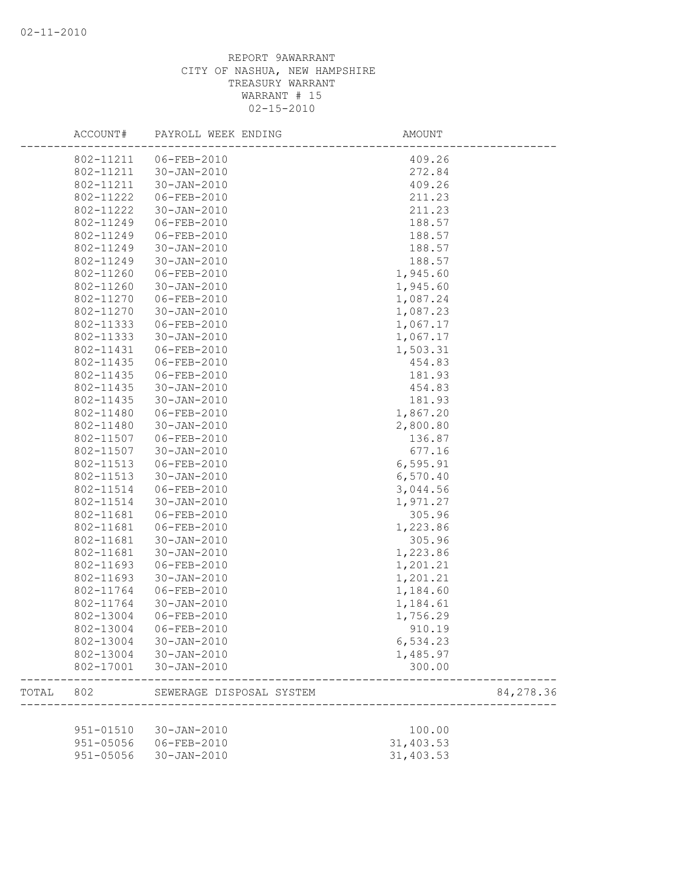REPORT 9AWARRANT
CITY OF NASHUA, NEW HAMPSHIRE
TREASURY WARRANT
WARRANT # 15
02-15-2010

| ACCOUNT# | PAYROLL WEEK ENDING | AMOUNT | |
|---|---|---|---|
| 802-11211 | 06-FEB-2010 | 409.26 | |
| 802-11211 | 30-JAN-2010 | 272.84 | |
| 802-11211 | 30-JAN-2010 | 409.26 | |
| 802-11222 | 06-FEB-2010 | 211.23 | |
| 802-11222 | 30-JAN-2010 | 211.23 | |
| 802-11249 | 06-FEB-2010 | 188.57 | |
| 802-11249 | 06-FEB-2010 | 188.57 | |
| 802-11249 | 30-JAN-2010 | 188.57 | |
| 802-11249 | 30-JAN-2010 | 188.57 | |
| 802-11260 | 06-FEB-2010 | 1,945.60 | |
| 802-11260 | 30-JAN-2010 | 1,945.60 | |
| 802-11270 | 06-FEB-2010 | 1,087.24 | |
| 802-11270 | 30-JAN-2010 | 1,087.23 | |
| 802-11333 | 06-FEB-2010 | 1,067.17 | |
| 802-11333 | 30-JAN-2010 | 1,067.17 | |
| 802-11431 | 06-FEB-2010 | 1,503.31 | |
| 802-11435 | 06-FEB-2010 | 454.83 | |
| 802-11435 | 06-FEB-2010 | 181.93 | |
| 802-11435 | 30-JAN-2010 | 454.83 | |
| 802-11435 | 30-JAN-2010 | 181.93 | |
| 802-11480 | 06-FEB-2010 | 1,867.20 | |
| 802-11480 | 30-JAN-2010 | 2,800.80 | |
| 802-11507 | 06-FEB-2010 | 136.87 | |
| 802-11507 | 30-JAN-2010 | 677.16 | |
| 802-11513 | 06-FEB-2010 | 6,595.91 | |
| 802-11513 | 30-JAN-2010 | 6,570.40 | |
| 802-11514 | 06-FEB-2010 | 3,044.56 | |
| 802-11514 | 30-JAN-2010 | 1,971.27 | |
| 802-11681 | 06-FEB-2010 | 305.96 | |
| 802-11681 | 06-FEB-2010 | 1,223.86 | |
| 802-11681 | 30-JAN-2010 | 305.96 | |
| 802-11681 | 30-JAN-2010 | 1,223.86 | |
| 802-11693 | 06-FEB-2010 | 1,201.21 | |
| 802-11693 | 30-JAN-2010 | 1,201.21 | |
| 802-11764 | 06-FEB-2010 | 1,184.60 | |
| 802-11764 | 30-JAN-2010 | 1,184.61 | |
| 802-13004 | 06-FEB-2010 | 1,756.29 | |
| 802-13004 | 06-FEB-2010 | 910.19 | |
| 802-13004 | 30-JAN-2010 | 6,534.23 | |
| 802-13004 | 30-JAN-2010 | 1,485.97 | |
| 802-17001 | 30-JAN-2010 | 300.00 | |
| TOTAL 802 | SEWERAGE DISPOSAL SYSTEM | | 84,278.36 |
| 951-01510 | 30-JAN-2010 | 100.00 | |
| 951-05056 | 06-FEB-2010 | 31,403.53 | |
| 951-05056 | 30-JAN-2010 | 31,403.53 | |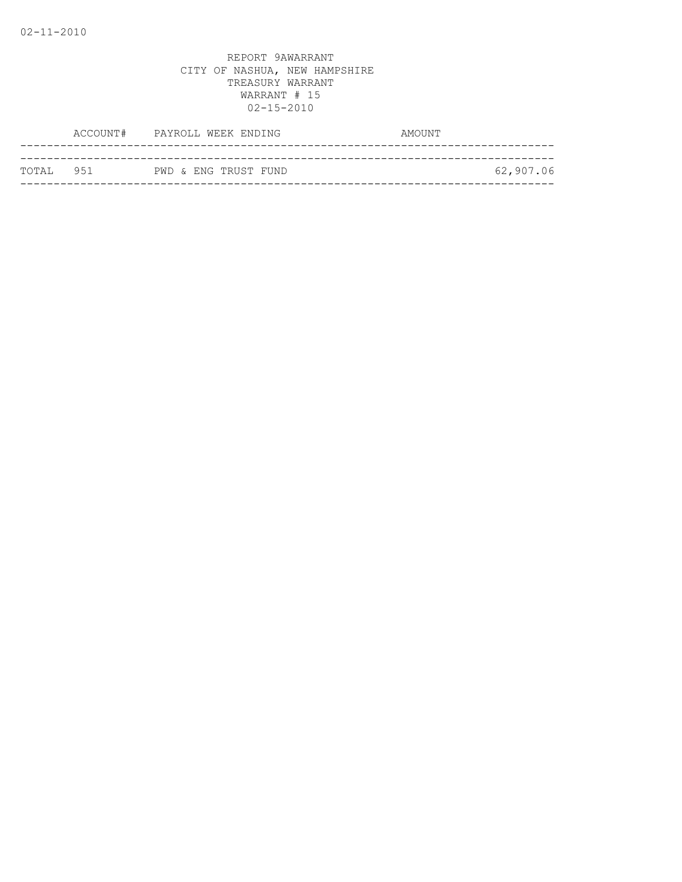02-11-2010

REPORT 9AWARRANT
CITY OF NASHUA, NEW HAMPSHIRE
TREASURY WARRANT
WARRANT # 15
02-15-2010

| | ACCOUNT# | PAYROLL WEEK ENDING | AMOUNT |
|---|---|---|---|
| TOTAL | 951 | PWD & ENG TRUST FUND | 62,907.06 |